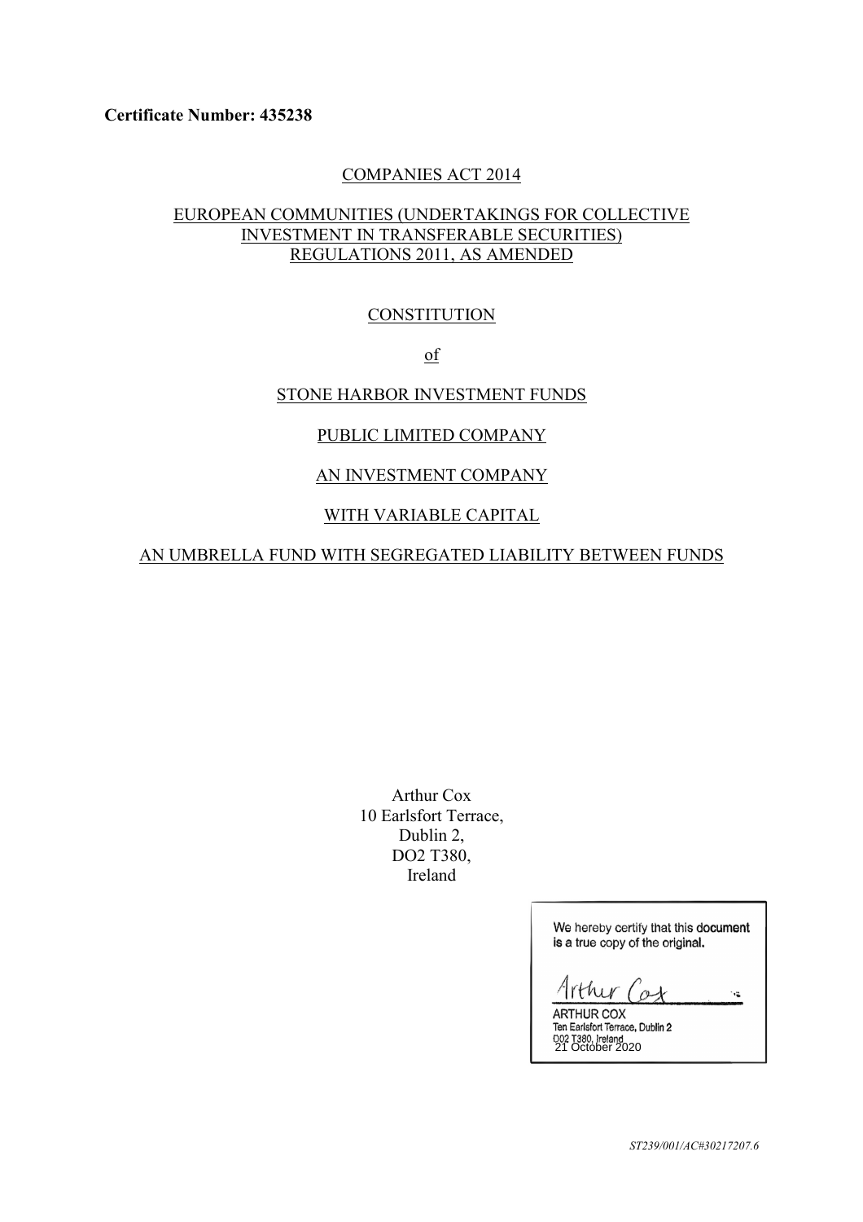**Certificate Number: 435238**

COMPANIES ACT 2014

EUROPEAN COMMUNITIES (UNDERTAKINGS FOR COLLECTIVE INVESTMENT IN TRANSFERABLE SECURITIES) REGULATIONS 2011, AS AMENDED

CONSTITUTION

of

STONE HARBOR INVESTMENT FUNDS

PUBLIC LIMITED COMPANY

AN INVESTMENT COMPANY

WITH VARIABLE CAPITAL

AN UMBRELLA FUND WITH SEGREGATED LIABILITY BETWEEN FUNDS

Arthur Cox
10 Earlsfort Terrace,
Dublin 2,
DO2 T380,
Ireland

We hereby certify that this document is a true copy of the original.

Arthur Cox

ARTHUR COX
Ten Earlsfort Terrace, Dublin 2
D02 T380, Ireland
21 October 2020

*ST239/001/AC#30217207.6*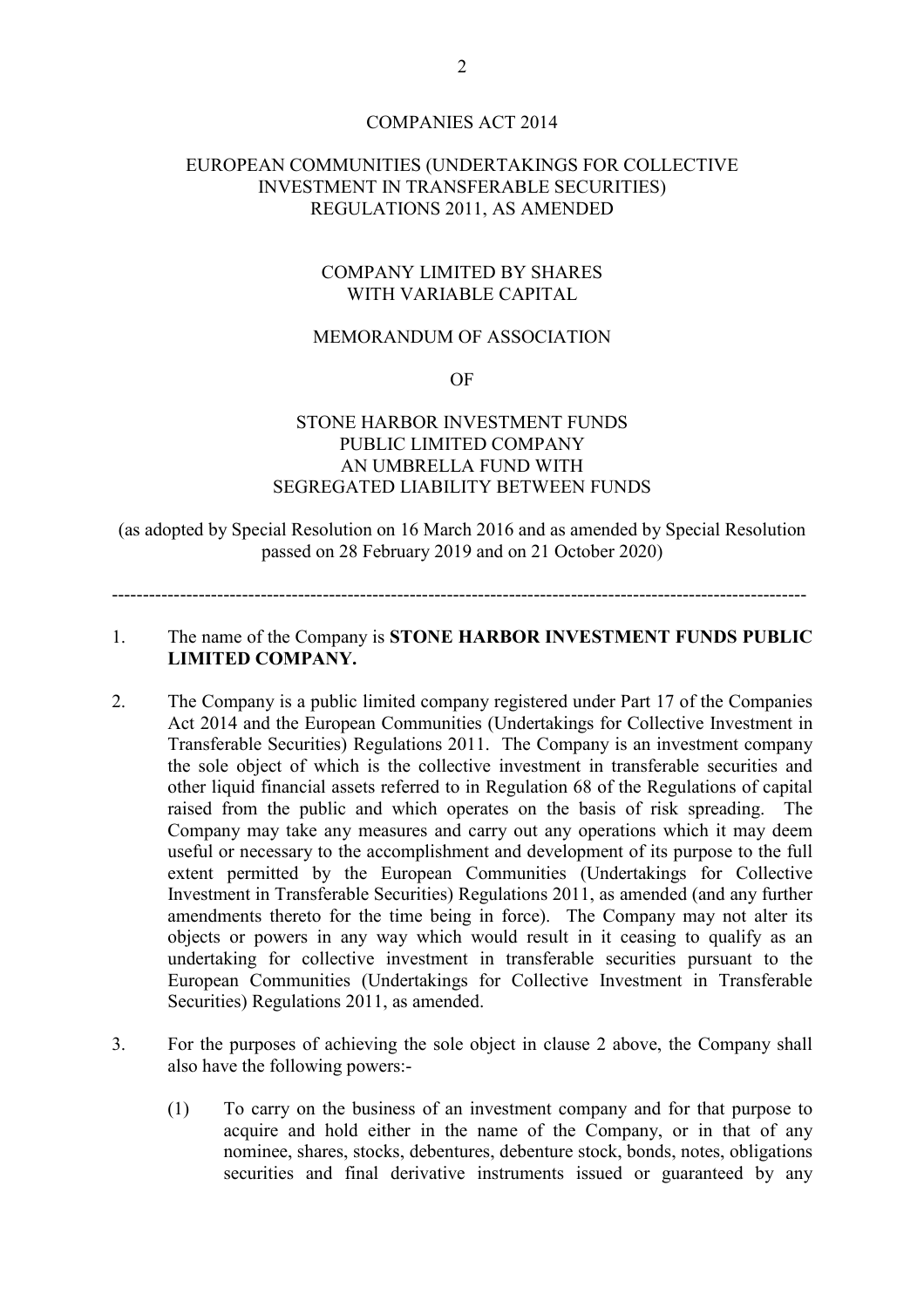COMPANIES ACT 2014

EUROPEAN COMMUNITIES (UNDERTAKINGS FOR COLLECTIVE INVESTMENT IN TRANSFERABLE SECURITIES) REGULATIONS 2011, AS AMENDED

COMPANY LIMITED BY SHARES WITH VARIABLE CAPITAL

MEMORANDUM OF ASSOCIATION

OF

STONE HARBOR INVESTMENT FUNDS PUBLIC LIMITED COMPANY AN UMBRELLA FUND WITH SEGREGATED LIABILITY BETWEEN FUNDS

(as adopted by Special Resolution on 16 March 2016 and as amended by Special Resolution passed on 28 February 2019 and on 21 October 2020)

---

1. The name of the Company is **STONE HARBOR INVESTMENT FUNDS PUBLIC LIMITED COMPANY.**

2. The Company is a public limited company registered under Part 17 of the Companies Act 2014 and the European Communities (Undertakings for Collective Investment in Transferable Securities) Regulations 2011. The Company is an investment company the sole object of which is the collective investment in transferable securities and other liquid financial assets referred to in Regulation 68 of the Regulations of capital raised from the public and which operates on the basis of risk spreading. The Company may take any measures and carry out any operations which it may deem useful or necessary to the accomplishment and development of its purpose to the full extent permitted by the European Communities (Undertakings for Collective Investment in Transferable Securities) Regulations 2011, as amended (and any further amendments thereto for the time being in force). The Company may not alter its objects or powers in any way which would result in it ceasing to qualify as an undertaking for collective investment in transferable securities pursuant to the European Communities (Undertakings for Collective Investment in Transferable Securities) Regulations 2011, as amended.

3. For the purposes of achieving the sole object in clause 2 above, the Company shall also have the following powers:-

   (1) To carry on the business of an investment company and for that purpose to acquire and hold either in the name of the Company, or in that of any nominee, shares, stocks, debentures, debenture stock, bonds, notes, obligations securities and final derivative instruments issued or guaranteed by any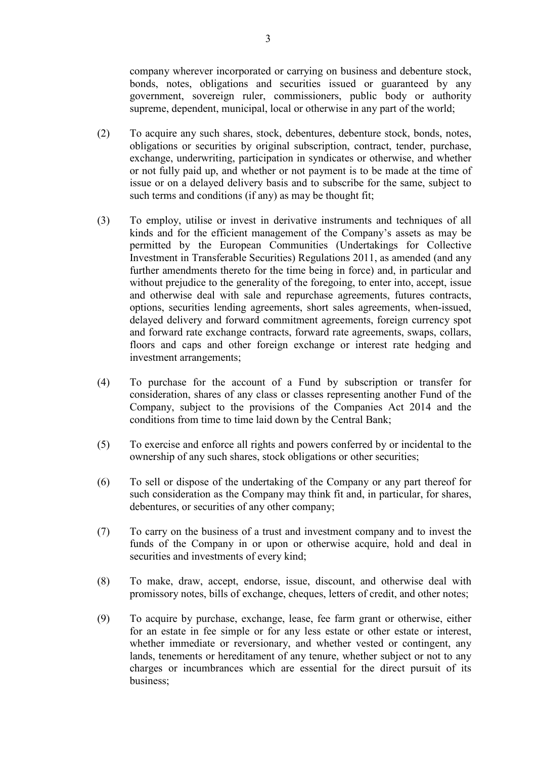company wherever incorporated or carrying on business and debenture stock, bonds, notes, obligations and securities issued or guaranteed by any government, sovereign ruler, commissioners, public body or authority supreme, dependent, municipal, local or otherwise in any part of the world;

(2) To acquire any such shares, stock, debentures, debenture stock, bonds, notes, obligations or securities by original subscription, contract, tender, purchase, exchange, underwriting, participation in syndicates or otherwise, and whether or not fully paid up, and whether or not payment is to be made at the time of issue or on a delayed delivery basis and to subscribe for the same, subject to such terms and conditions (if any) as may be thought fit;

(3) To employ, utilise or invest in derivative instruments and techniques of all kinds and for the efficient management of the Company's assets as may be permitted by the European Communities (Undertakings for Collective Investment in Transferable Securities) Regulations 2011, as amended (and any further amendments thereto for the time being in force) and, in particular and without prejudice to the generality of the foregoing, to enter into, accept, issue and otherwise deal with sale and repurchase agreements, futures contracts, options, securities lending agreements, short sales agreements, when-issued, delayed delivery and forward commitment agreements, foreign currency spot and forward rate exchange contracts, forward rate agreements, swaps, collars, floors and caps and other foreign exchange or interest rate hedging and investment arrangements;

(4) To purchase for the account of a Fund by subscription or transfer for consideration, shares of any class or classes representing another Fund of the Company, subject to the provisions of the Companies Act 2014 and the conditions from time to time laid down by the Central Bank;

(5) To exercise and enforce all rights and powers conferred by or incidental to the ownership of any such shares, stock obligations or other securities;

(6) To sell or dispose of the undertaking of the Company or any part thereof for such consideration as the Company may think fit and, in particular, for shares, debentures, or securities of any other company;

(7) To carry on the business of a trust and investment company and to invest the funds of the Company in or upon or otherwise acquire, hold and deal in securities and investments of every kind;

(8) To make, draw, accept, endorse, issue, discount, and otherwise deal with promissory notes, bills of exchange, cheques, letters of credit, and other notes;

(9) To acquire by purchase, exchange, lease, fee farm grant or otherwise, either for an estate in fee simple or for any less estate or other estate or interest, whether immediate or reversionary, and whether vested or contingent, any lands, tenements or hereditament of any tenure, whether subject or not to any charges or incumbrances which are essential for the direct pursuit of its business;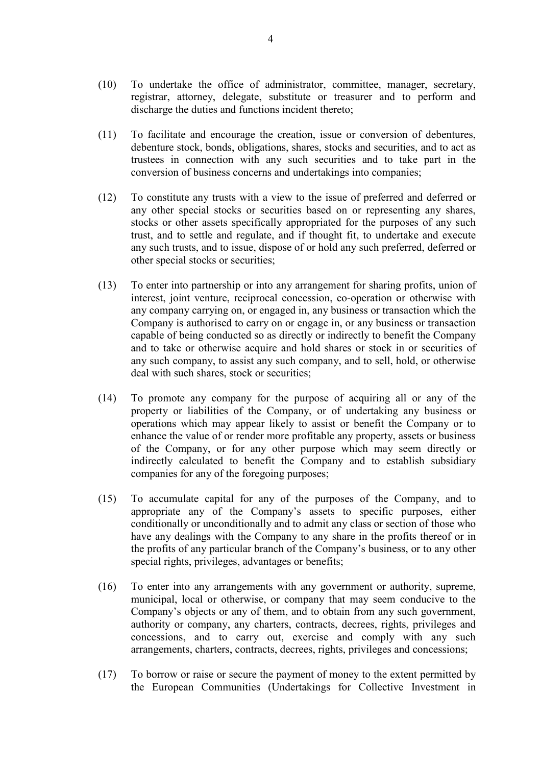(10) To undertake the office of administrator, committee, manager, secretary, registrar, attorney, delegate, substitute or treasurer and to perform and discharge the duties and functions incident thereto;

(11) To facilitate and encourage the creation, issue or conversion of debentures, debenture stock, bonds, obligations, shares, stocks and securities, and to act as trustees in connection with any such securities and to take part in the conversion of business concerns and undertakings into companies;

(12) To constitute any trusts with a view to the issue of preferred and deferred or any other special stocks or securities based on or representing any shares, stocks or other assets specifically appropriated for the purposes of any such trust, and to settle and regulate, and if thought fit, to undertake and execute any such trusts, and to issue, dispose of or hold any such preferred, deferred or other special stocks or securities;

(13) To enter into partnership or into any arrangement for sharing profits, union of interest, joint venture, reciprocal concession, co-operation or otherwise with any company carrying on, or engaged in, any business or transaction which the Company is authorised to carry on or engage in, or any business or transaction capable of being conducted so as directly or indirectly to benefit the Company and to take or otherwise acquire and hold shares or stock in or securities of any such company, to assist any such company, and to sell, hold, or otherwise deal with such shares, stock or securities;

(14) To promote any company for the purpose of acquiring all or any of the property or liabilities of the Company, or of undertaking any business or operations which may appear likely to assist or benefit the Company or to enhance the value of or render more profitable any property, assets or business of the Company, or for any other purpose which may seem directly or indirectly calculated to benefit the Company and to establish subsidiary companies for any of the foregoing purposes;

(15) To accumulate capital for any of the purposes of the Company, and to appropriate any of the Company's assets to specific purposes, either conditionally or unconditionally and to admit any class or section of those who have any dealings with the Company to any share in the profits thereof or in the profits of any particular branch of the Company's business, or to any other special rights, privileges, advantages or benefits;

(16) To enter into any arrangements with any government or authority, supreme, municipal, local or otherwise, or company that may seem conducive to the Company's objects or any of them, and to obtain from any such government, authority or company, any charters, contracts, decrees, rights, privileges and concessions, and to carry out, exercise and comply with any such arrangements, charters, contracts, decrees, rights, privileges and concessions;

(17) To borrow or raise or secure the payment of money to the extent permitted by the European Communities (Undertakings for Collective Investment in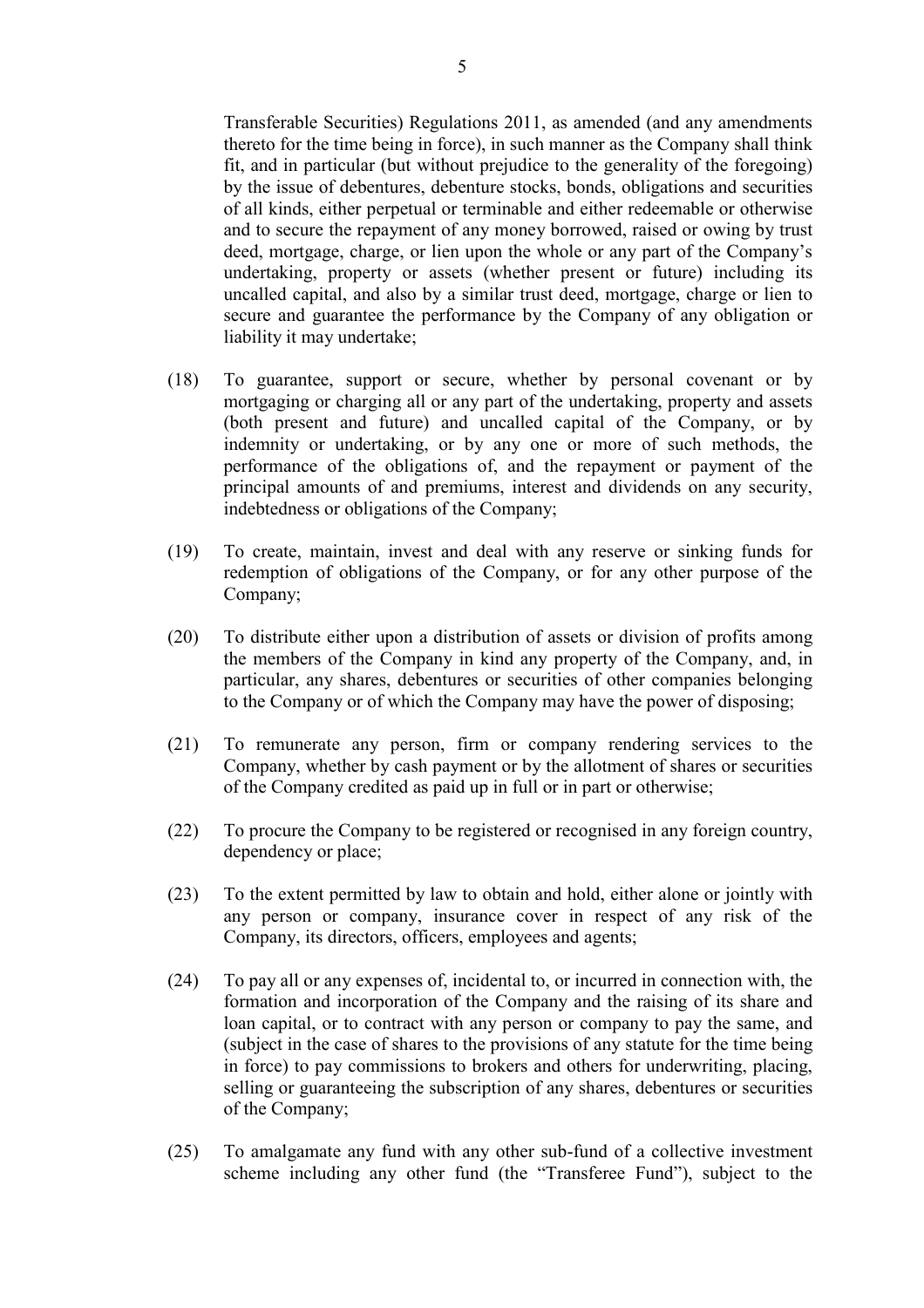Transferable Securities) Regulations 2011, as amended (and any amendments thereto for the time being in force), in such manner as the Company shall think fit, and in particular (but without prejudice to the generality of the foregoing) by the issue of debentures, debenture stocks, bonds, obligations and securities of all kinds, either perpetual or terminable and either redeemable or otherwise and to secure the repayment of any money borrowed, raised or owing by trust deed, mortgage, charge, or lien upon the whole or any part of the Company's undertaking, property or assets (whether present or future) including its uncalled capital, and also by a similar trust deed, mortgage, charge or lien to secure and guarantee the performance by the Company of any obligation or liability it may undertake;

(18) To guarantee, support or secure, whether by personal covenant or by mortgaging or charging all or any part of the undertaking, property and assets (both present and future) and uncalled capital of the Company, or by indemnity or undertaking, or by any one or more of such methods, the performance of the obligations of, and the repayment or payment of the principal amounts of and premiums, interest and dividends on any security, indebtedness or obligations of the Company;

(19) To create, maintain, invest and deal with any reserve or sinking funds for redemption of obligations of the Company, or for any other purpose of the Company;

(20) To distribute either upon a distribution of assets or division of profits among the members of the Company in kind any property of the Company, and, in particular, any shares, debentures or securities of other companies belonging to the Company or of which the Company may have the power of disposing;

(21) To remunerate any person, firm or company rendering services to the Company, whether by cash payment or by the allotment of shares or securities of the Company credited as paid up in full or in part or otherwise;

(22) To procure the Company to be registered or recognised in any foreign country, dependency or place;

(23) To the extent permitted by law to obtain and hold, either alone or jointly with any person or company, insurance cover in respect of any risk of the Company, its directors, officers, employees and agents;

(24) To pay all or any expenses of, incidental to, or incurred in connection with, the formation and incorporation of the Company and the raising of its share and loan capital, or to contract with any person or company to pay the same, and (subject in the case of shares to the provisions of any statute for the time being in force) to pay commissions to brokers and others for underwriting, placing, selling or guaranteeing the subscription of any shares, debentures or securities of the Company;

(25) To amalgamate any fund with any other sub-fund of a collective investment scheme including any other fund (the "Transferee Fund"), subject to the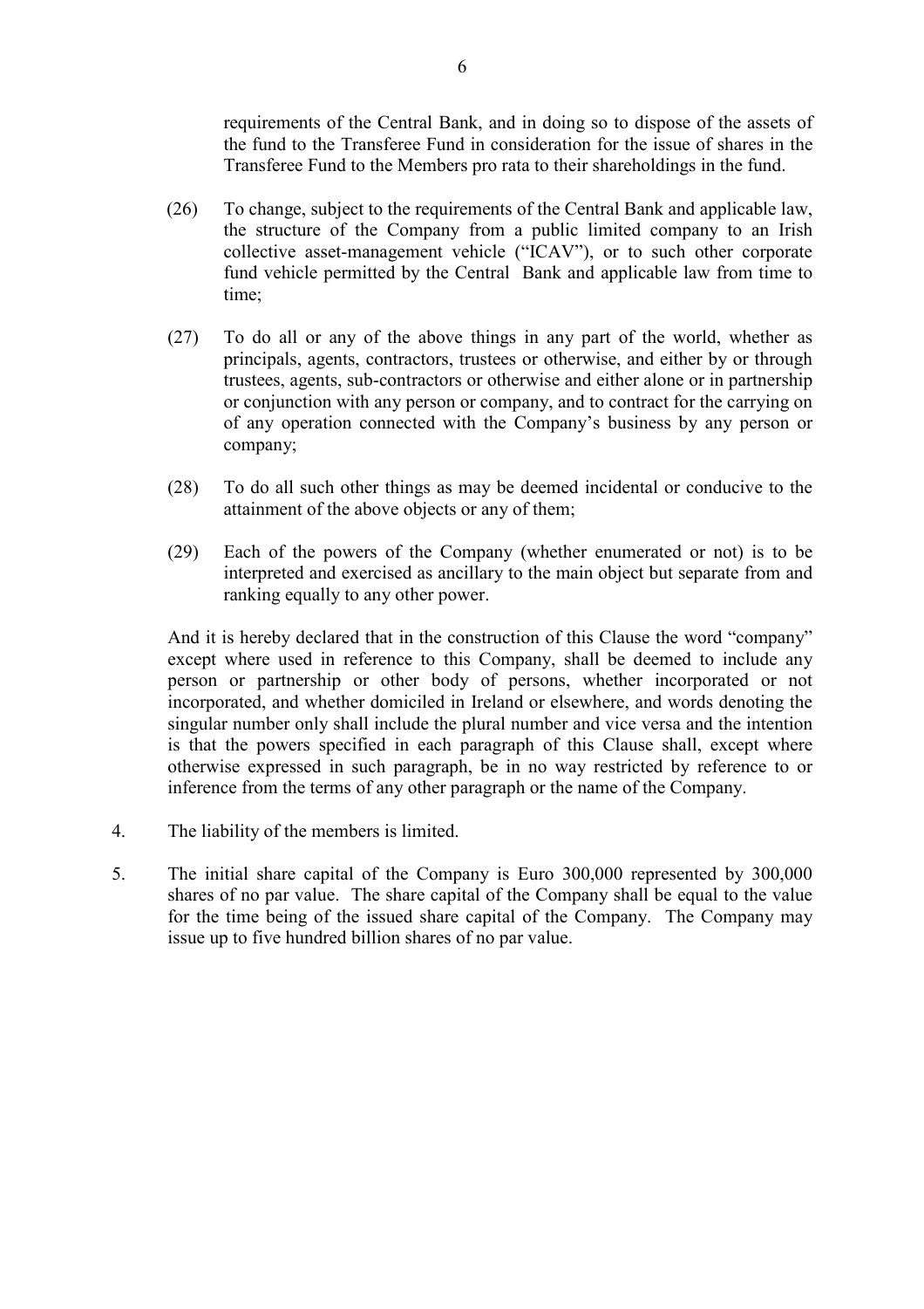requirements of the Central Bank, and in doing so to dispose of the assets of the fund to the Transferee Fund in consideration for the issue of shares in the Transferee Fund to the Members pro rata to their shareholdings in the fund.

(26) To change, subject to the requirements of the Central Bank and applicable law, the structure of the Company from a public limited company to an Irish collective asset-management vehicle ("ICAV"), or to such other corporate fund vehicle permitted by the Central Bank and applicable law from time to time;

(27) To do all or any of the above things in any part of the world, whether as principals, agents, contractors, trustees or otherwise, and either by or through trustees, agents, sub-contractors or otherwise and either alone or in partnership or conjunction with any person or company, and to contract for the carrying on of any operation connected with the Company's business by any person or company;

(28) To do all such other things as may be deemed incidental or conducive to the attainment of the above objects or any of them;

(29) Each of the powers of the Company (whether enumerated or not) is to be interpreted and exercised as ancillary to the main object but separate from and ranking equally to any other power.

And it is hereby declared that in the construction of this Clause the word "company" except where used in reference to this Company, shall be deemed to include any person or partnership or other body of persons, whether incorporated or not incorporated, and whether domiciled in Ireland or elsewhere, and words denoting the singular number only shall include the plural number and vice versa and the intention is that the powers specified in each paragraph of this Clause shall, except where otherwise expressed in such paragraph, be in no way restricted by reference to or inference from the terms of any other paragraph or the name of the Company.

4. The liability of the members is limited.

5. The initial share capital of the Company is Euro 300,000 represented by 300,000 shares of no par value. The share capital of the Company shall be equal to the value for the time being of the issued share capital of the Company. The Company may issue up to five hundred billion shares of no par value.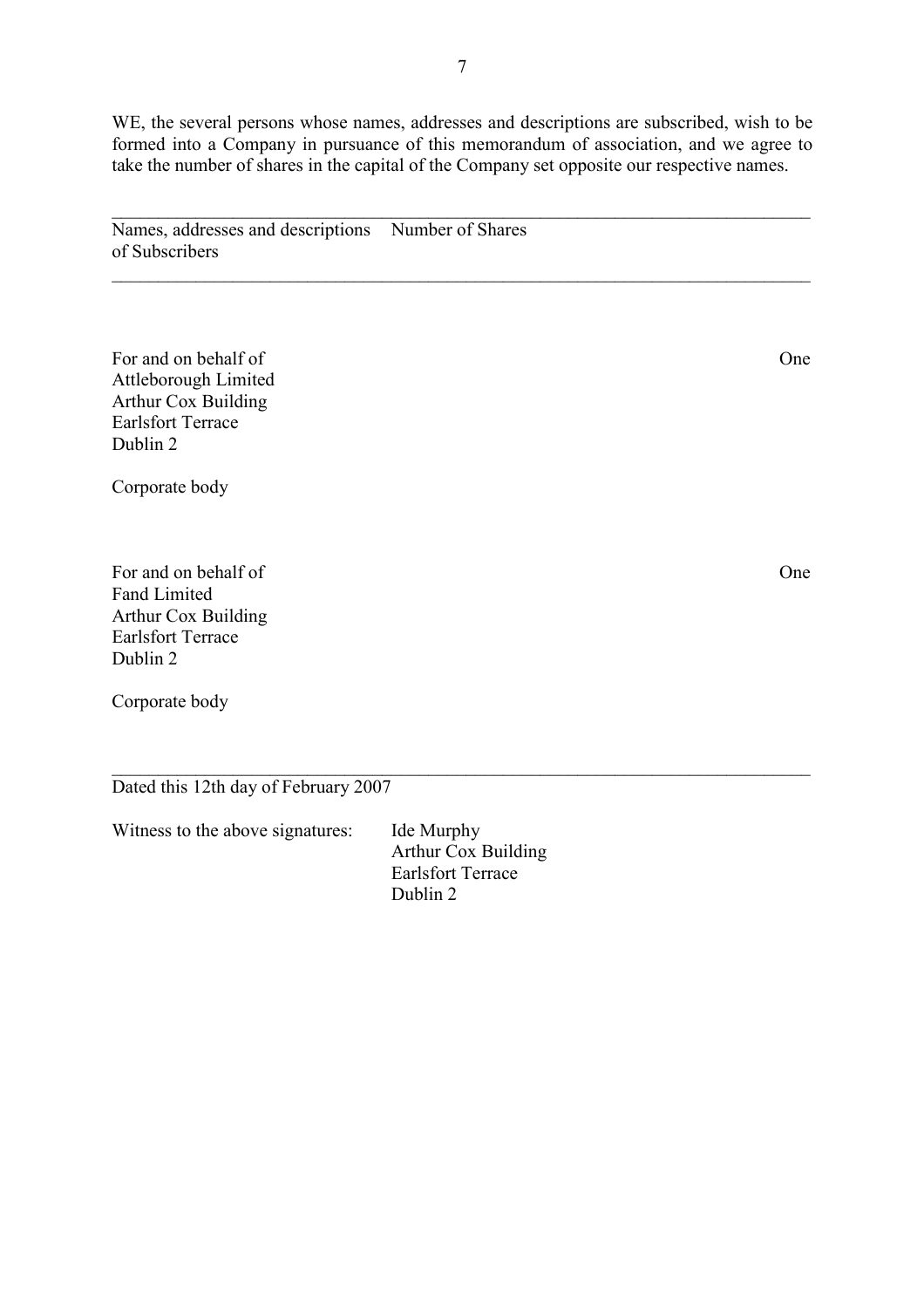WE, the several persons whose names, addresses and descriptions are subscribed, wish to be formed into a Company in pursuance of this memorandum of association, and we agree to take the number of shares in the capital of the Company set opposite our respective names.

| Names, addresses and descriptions of Subscribers | Number of Shares |
|---|---|
| For and on behalf of<br>Attleborough Limited<br>Arthur Cox Building<br>Earlsfort Terrace<br>Dublin 2<br><br>Corporate body | One |
| For and on behalf of<br>Fand Limited<br>Arthur Cox Building<br>Earlsfort Terrace<br>Dublin 2<br><br>Corporate body | One |

Dated this 12th day of February 2007

Witness to the above signatures:

Ide Murphy
Arthur Cox Building
Earlsfort Terrace
Dublin 2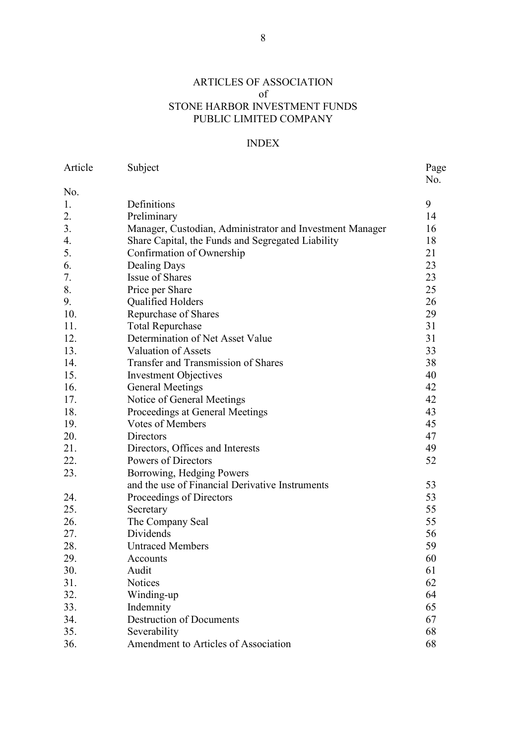# ARTICLES OF ASSOCIATION
## of
## STONE HARBOR INVESTMENT FUNDS
## PUBLIC LIMITED COMPANY

## INDEX

| Article No. | Subject | Page No. |
|---|---|---|
| 1. | Definitions | 9 |
| 2. | Preliminary | 14 |
| 3. | Manager, Custodian, Administrator and Investment Manager | 16 |
| 4. | Share Capital, the Funds and Segregated Liability | 18 |
| 5. | Confirmation of Ownership | 21 |
| 6. | Dealing Days | 23 |
| 7. | Issue of Shares | 23 |
| 8. | Price per Share | 25 |
| 9. | Qualified Holders | 26 |
| 10. | Repurchase of Shares | 29 |
| 11. | Total Repurchase | 31 |
| 12. | Determination of Net Asset Value | 31 |
| 13. | Valuation of Assets | 33 |
| 14. | Transfer and Transmission of Shares | 38 |
| 15. | Investment Objectives | 40 |
| 16. | General Meetings | 42 |
| 17. | Notice of General Meetings | 42 |
| 18. | Proceedings at General Meetings | 43 |
| 19. | Votes of Members | 45 |
| 20. | Directors | 47 |
| 21. | Directors, Offices and Interests | 49 |
| 22. | Powers of Directors | 52 |
| 23. | Borrowing, Hedging Powers and the use of Financial Derivative Instruments | 53 |
| 24. | Proceedings of Directors | 53 |
| 25. | Secretary | 55 |
| 26. | The Company Seal | 55 |
| 27. | Dividends | 56 |
| 28. | Untraced Members | 59 |
| 29. | Accounts | 60 |
| 30. | Audit | 61 |
| 31. | Notices | 62 |
| 32. | Winding-up | 64 |
| 33. | Indemnity | 65 |
| 34. | Destruction of Documents | 67 |
| 35. | Severability | 68 |
| 36. | Amendment to Articles of Association | 68 |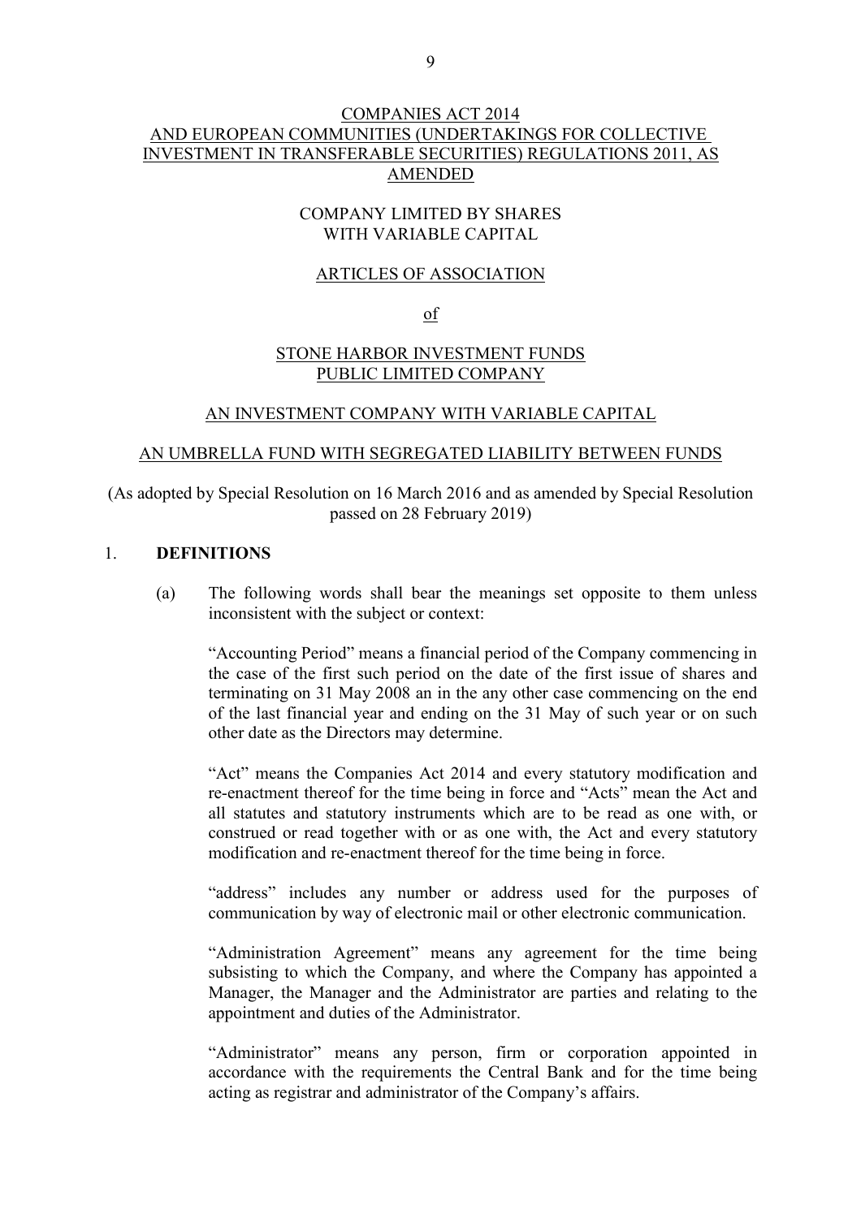COMPANIES ACT 2014
AND EUROPEAN COMMUNITIES (UNDERTAKINGS FOR COLLECTIVE INVESTMENT IN TRANSFERABLE SECURITIES) REGULATIONS 2011, AS AMENDED

COMPANY LIMITED BY SHARES
WITH VARIABLE CAPITAL

ARTICLES OF ASSOCIATION

of

STONE HARBOR INVESTMENT FUNDS
PUBLIC LIMITED COMPANY

AN INVESTMENT COMPANY WITH VARIABLE CAPITAL

AN UMBRELLA FUND WITH SEGREGATED LIABILITY BETWEEN FUNDS

(As adopted by Special Resolution on 16 March 2016 and as amended by Special Resolution passed on 28 February 2019)

## 1. DEFINITIONS

(a) The following words shall bear the meanings set opposite to them unless inconsistent with the subject or context:

"Accounting Period" means a financial period of the Company commencing in the case of the first such period on the date of the first issue of shares and terminating on 31 May 2008 an in the any other case commencing on the end of the last financial year and ending on the 31 May of such year or on such other date as the Directors may determine.

"Act" means the Companies Act 2014 and every statutory modification and re-enactment thereof for the time being in force and "Acts" mean the Act and all statutes and statutory instruments which are to be read as one with, or construed or read together with or as one with, the Act and every statutory modification and re-enactment thereof for the time being in force.

"address" includes any number or address used for the purposes of communication by way of electronic mail or other electronic communication.

"Administration Agreement" means any agreement for the time being subsisting to which the Company, and where the Company has appointed a Manager, the Manager and the Administrator are parties and relating to the appointment and duties of the Administrator.

"Administrator" means any person, firm or corporation appointed in accordance with the requirements the Central Bank and for the time being acting as registrar and administrator of the Company's affairs.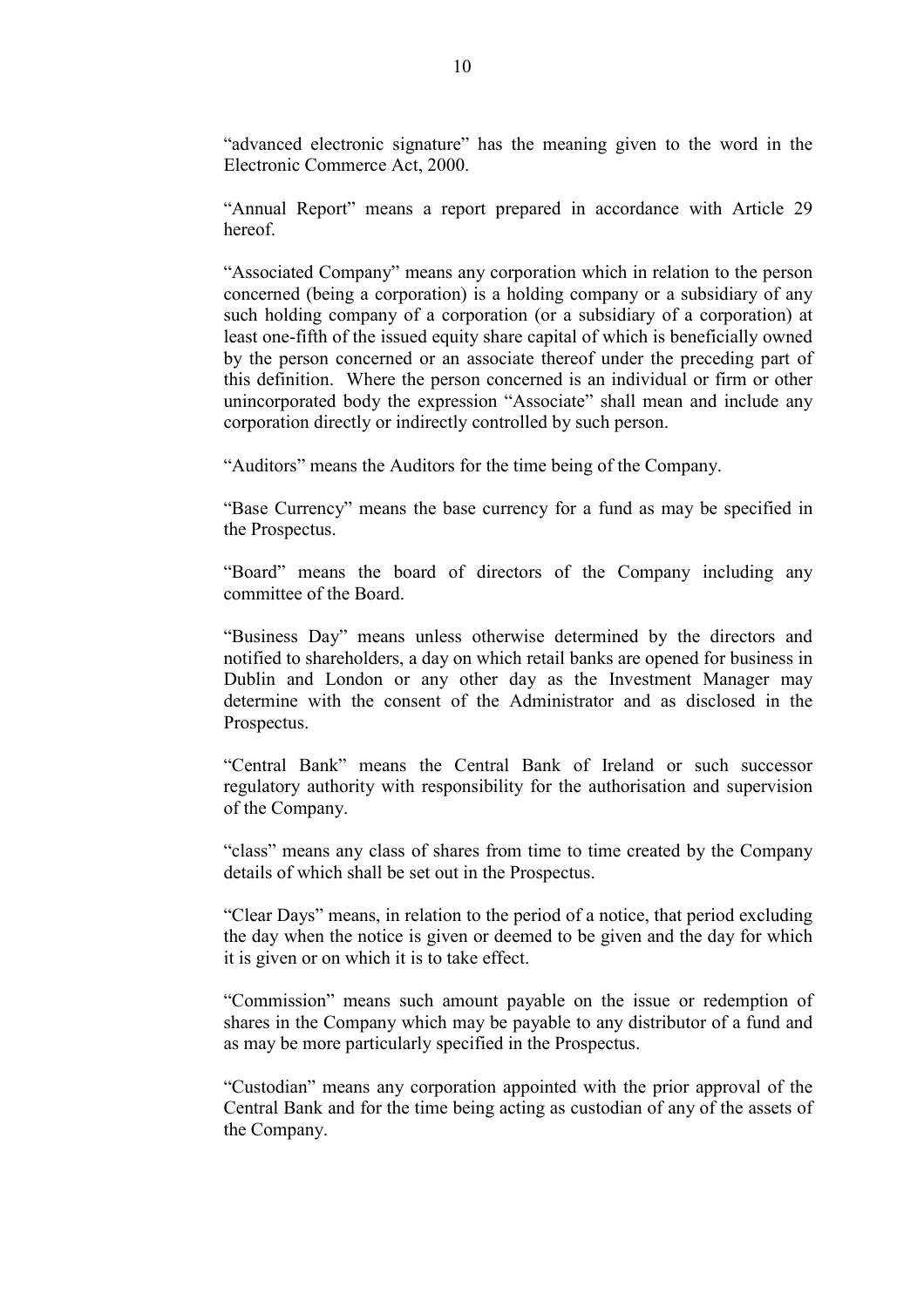“advanced electronic signature” has the meaning given to the word in the Electronic Commerce Act, 2000.

“Annual Report” means a report prepared in accordance with Article 29 hereof.

“Associated Company” means any corporation which in relation to the person concerned (being a corporation) is a holding company or a subsidiary of any such holding company of a corporation (or a subsidiary of a corporation) at least one-fifth of the issued equity share capital of which is beneficially owned by the person concerned or an associate thereof under the preceding part of this definition. Where the person concerned is an individual or firm or other unincorporated body the expression “Associate” shall mean and include any corporation directly or indirectly controlled by such person.

“Auditors” means the Auditors for the time being of the Company.

“Base Currency” means the base currency for a fund as may be specified in the Prospectus.

“Board” means the board of directors of the Company including any committee of the Board.

“Business Day” means unless otherwise determined by the directors and notified to shareholders, a day on which retail banks are opened for business in Dublin and London or any other day as the Investment Manager may determine with the consent of the Administrator and as disclosed in the Prospectus.

“Central Bank” means the Central Bank of Ireland or such successor regulatory authority with responsibility for the authorisation and supervision of the Company.

“class” means any class of shares from time to time created by the Company details of which shall be set out in the Prospectus.

“Clear Days” means, in relation to the period of a notice, that period excluding the day when the notice is given or deemed to be given and the day for which it is given or on which it is to take effect.

“Commission” means such amount payable on the issue or redemption of shares in the Company which may be payable to any distributor of a fund and as may be more particularly specified in the Prospectus.

“Custodian” means any corporation appointed with the prior approval of the Central Bank and for the time being acting as custodian of any of the assets of the Company.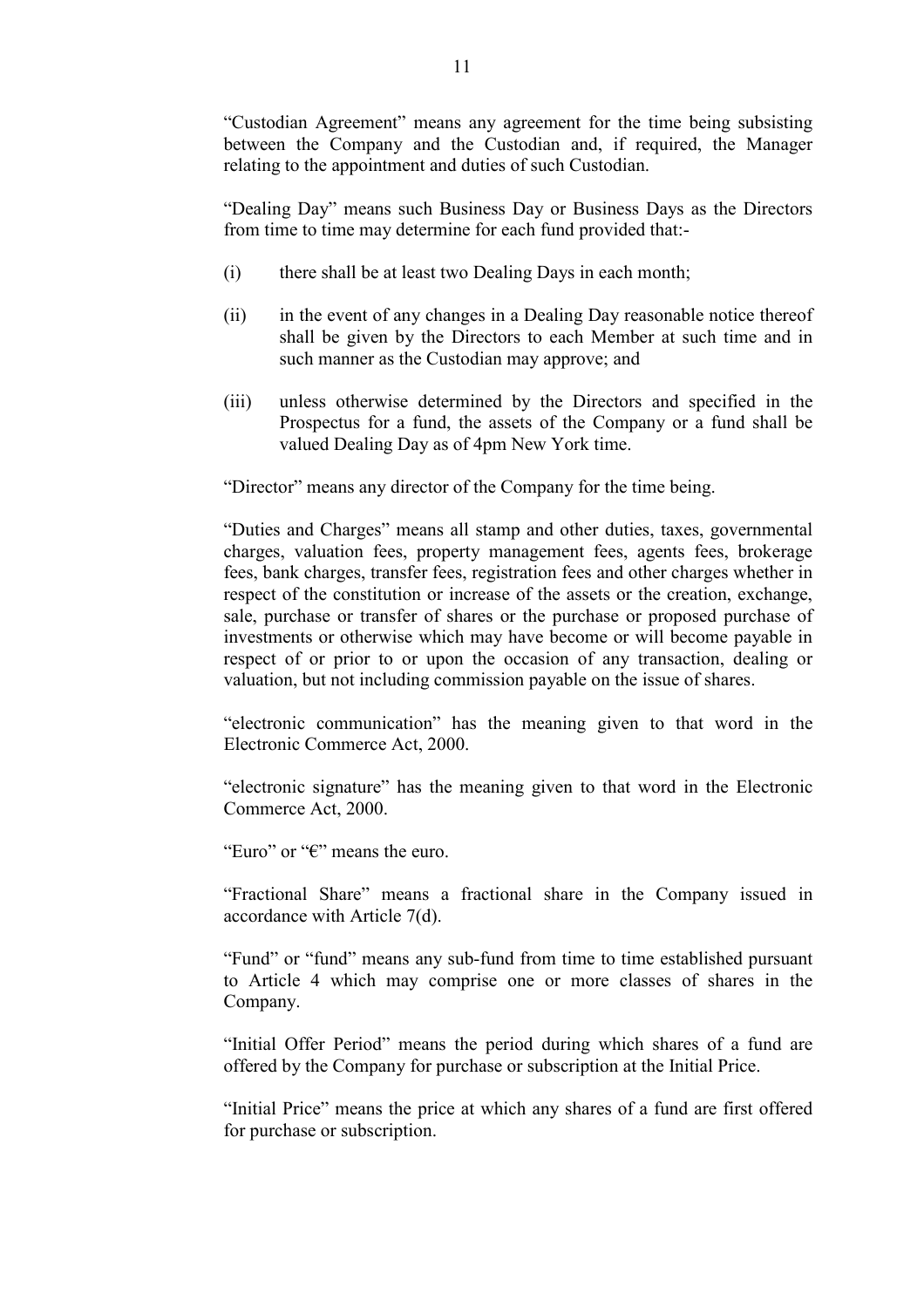"Custodian Agreement" means any agreement for the time being subsisting between the Company and the Custodian and, if required, the Manager relating to the appointment and duties of such Custodian.

"Dealing Day" means such Business Day or Business Days as the Directors from time to time may determine for each fund provided that:-

(i) there shall be at least two Dealing Days in each month;

(ii) in the event of any changes in a Dealing Day reasonable notice thereof shall be given by the Directors to each Member at such time and in such manner as the Custodian may approve; and

(iii) unless otherwise determined by the Directors and specified in the Prospectus for a fund, the assets of the Company or a fund shall be valued Dealing Day as of 4pm New York time.

"Director" means any director of the Company for the time being.

"Duties and Charges" means all stamp and other duties, taxes, governmental charges, valuation fees, property management fees, agents fees, brokerage fees, bank charges, transfer fees, registration fees and other charges whether in respect of the constitution or increase of the assets or the creation, exchange, sale, purchase or transfer of shares or the purchase or proposed purchase of investments or otherwise which may have become or will become payable in respect of or prior to or upon the occasion of any transaction, dealing or valuation, but not including commission payable on the issue of shares.

"electronic communication" has the meaning given to that word in the Electronic Commerce Act, 2000.

"electronic signature" has the meaning given to that word in the Electronic Commerce Act, 2000.

"Euro" or "€" means the euro.

"Fractional Share" means a fractional share in the Company issued in accordance with Article 7(d).

"Fund" or "fund" means any sub-fund from time to time established pursuant to Article 4 which may comprise one or more classes of shares in the Company.

"Initial Offer Period" means the period during which shares of a fund are offered by the Company for purchase or subscription at the Initial Price.

"Initial Price" means the price at which any shares of a fund are first offered for purchase or subscription.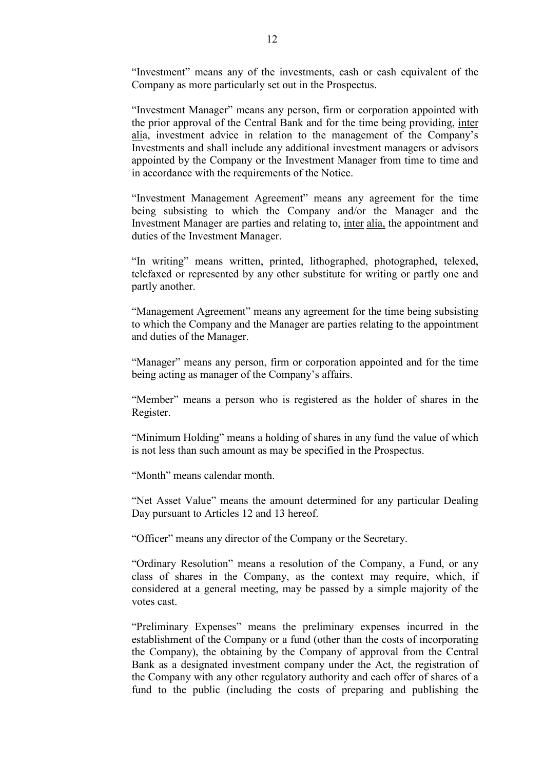"Investment" means any of the investments, cash or cash equivalent of the Company as more particularly set out in the Prospectus.

"Investment Manager" means any person, firm or corporation appointed with the prior approval of the Central Bank and for the time being providing, inter alia, investment advice in relation to the management of the Company's Investments and shall include any additional investment managers or advisors appointed by the Company or the Investment Manager from time to time and in accordance with the requirements of the Notice.

"Investment Management Agreement" means any agreement for the time being subsisting to which the Company and/or the Manager and the Investment Manager are parties and relating to, inter alia, the appointment and duties of the Investment Manager.

"In writing" means written, printed, lithographed, photographed, telexed, telefaxed or represented by any other substitute for writing or partly one and partly another.

"Management Agreement" means any agreement for the time being subsisting to which the Company and the Manager are parties relating to the appointment and duties of the Manager.

"Manager" means any person, firm or corporation appointed and for the time being acting as manager of the Company's affairs.

"Member" means a person who is registered as the holder of shares in the Register.

"Minimum Holding" means a holding of shares in any fund the value of which is not less than such amount as may be specified in the Prospectus.

"Month" means calendar month.

"Net Asset Value" means the amount determined for any particular Dealing Day pursuant to Articles 12 and 13 hereof.

"Officer" means any director of the Company or the Secretary.

"Ordinary Resolution" means a resolution of the Company, a Fund, or any class of shares in the Company, as the context may require, which, if considered at a general meeting, may be passed by a simple majority of the votes cast.

"Preliminary Expenses" means the preliminary expenses incurred in the establishment of the Company or a fund (other than the costs of incorporating the Company), the obtaining by the Company of approval from the Central Bank as a designated investment company under the Act, the registration of the Company with any other regulatory authority and each offer of shares of a fund to the public (including the costs of preparing and publishing the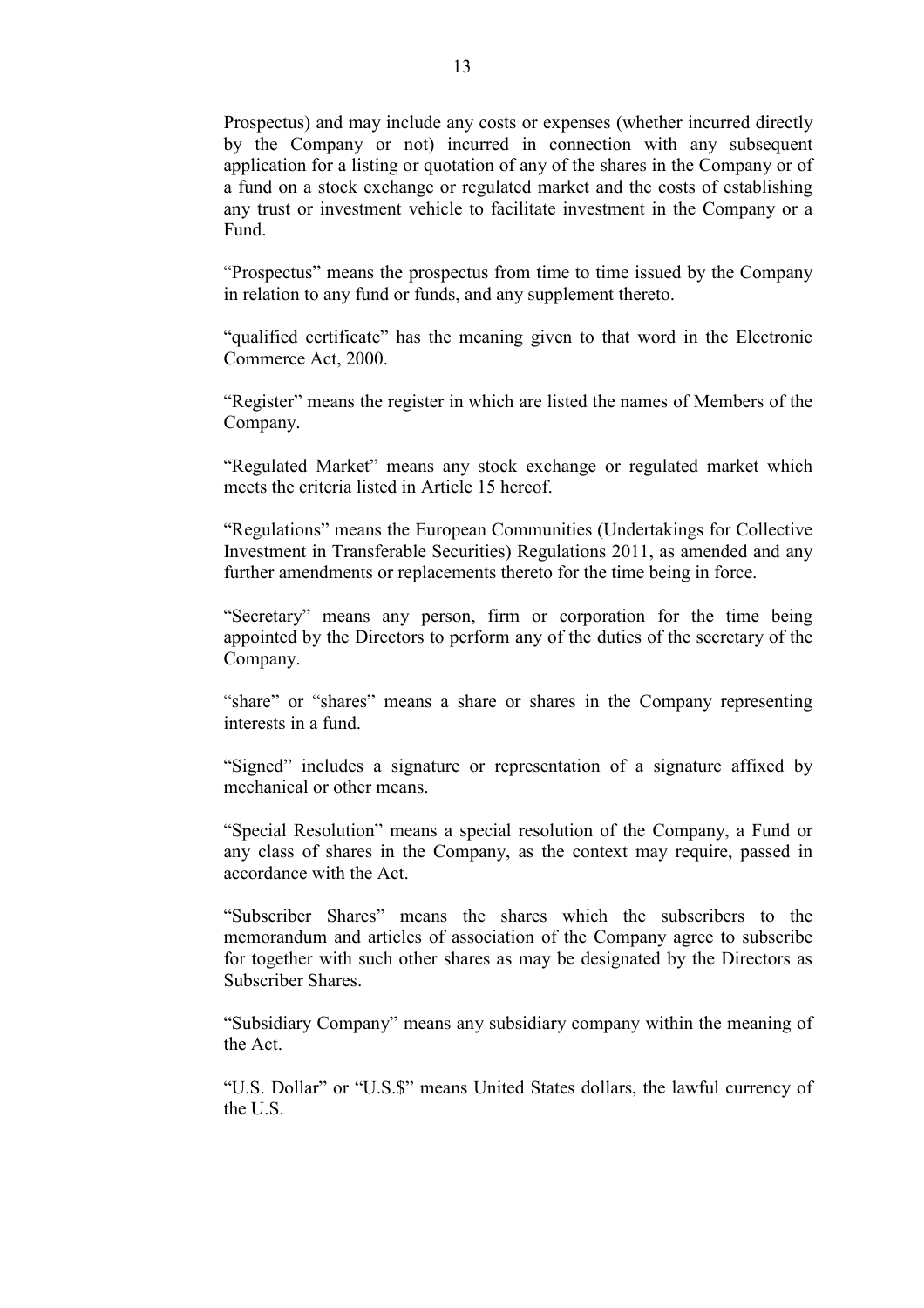Prospectus) and may include any costs or expenses (whether incurred directly by the Company or not) incurred in connection with any subsequent application for a listing or quotation of any of the shares in the Company or of a fund on a stock exchange or regulated market and the costs of establishing any trust or investment vehicle to facilitate investment in the Company or a Fund.

"Prospectus" means the prospectus from time to time issued by the Company in relation to any fund or funds, and any supplement thereto.

"qualified certificate" has the meaning given to that word in the Electronic Commerce Act, 2000.

"Register" means the register in which are listed the names of Members of the Company.

"Regulated Market" means any stock exchange or regulated market which meets the criteria listed in Article 15 hereof.

"Regulations" means the European Communities (Undertakings for Collective Investment in Transferable Securities) Regulations 2011, as amended and any further amendments or replacements thereto for the time being in force.

"Secretary" means any person, firm or corporation for the time being appointed by the Directors to perform any of the duties of the secretary of the Company.

"share" or "shares" means a share or shares in the Company representing interests in a fund.

"Signed" includes a signature or representation of a signature affixed by mechanical or other means.

"Special Resolution" means a special resolution of the Company, a Fund or any class of shares in the Company, as the context may require, passed in accordance with the Act.

"Subscriber Shares" means the shares which the subscribers to the memorandum and articles of association of the Company agree to subscribe for together with such other shares as may be designated by the Directors as Subscriber Shares.

"Subsidiary Company" means any subsidiary company within the meaning of the Act.

"U.S. Dollar" or "U.S.$" means United States dollars, the lawful currency of the U.S.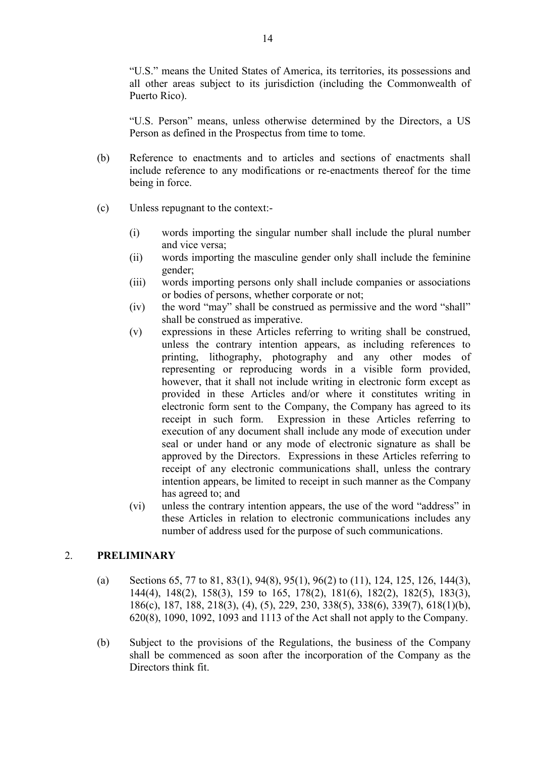"U.S." means the United States of America, its territories, its possessions and all other areas subject to its jurisdiction (including the Commonwealth of Puerto Rico).

"U.S. Person" means, unless otherwise determined by the Directors, a US Person as defined in the Prospectus from time to tome.

(b) Reference to enactments and to articles and sections of enactments shall include reference to any modifications or re-enactments thereof for the time being in force.

(c) Unless repugnant to the context:-

(i) words importing the singular number shall include the plural number and vice versa;

(ii) words importing the masculine gender only shall include the feminine gender;

(iii) words importing persons only shall include companies or associations or bodies of persons, whether corporate or not;

(iv) the word "may" shall be construed as permissive and the word "shall" shall be construed as imperative.

(v) expressions in these Articles referring to writing shall be construed, unless the contrary intention appears, as including references to printing, lithography, photography and any other modes of representing or reproducing words in a visible form provided, however, that it shall not include writing in electronic form except as provided in these Articles and/or where it constitutes writing in electronic form sent to the Company, the Company has agreed to its receipt in such form. Expression in these Articles referring to execution of any document shall include any mode of execution under seal or under hand or any mode of electronic signature as shall be approved by the Directors. Expressions in these Articles referring to receipt of any electronic communications shall, unless the contrary intention appears, be limited to receipt in such manner as the Company has agreed to; and

(vi) unless the contrary intention appears, the use of the word "address" in these Articles in relation to electronic communications includes any number of address used for the purpose of such communications.

## 2. PRELIMINARY

(a) Sections 65, 77 to 81, 83(1), 94(8), 95(1), 96(2) to (11), 124, 125, 126, 144(3), 144(4), 148(2), 158(3), 159 to 165, 178(2), 181(6), 182(2), 182(5), 183(3), 186(c), 187, 188, 218(3), (4), (5), 229, 230, 338(5), 338(6), 339(7), 618(1)(b), 620(8), 1090, 1092, 1093 and 1113 of the Act shall not apply to the Company.

(b) Subject to the provisions of the Regulations, the business of the Company shall be commenced as soon after the incorporation of the Company as the Directors think fit.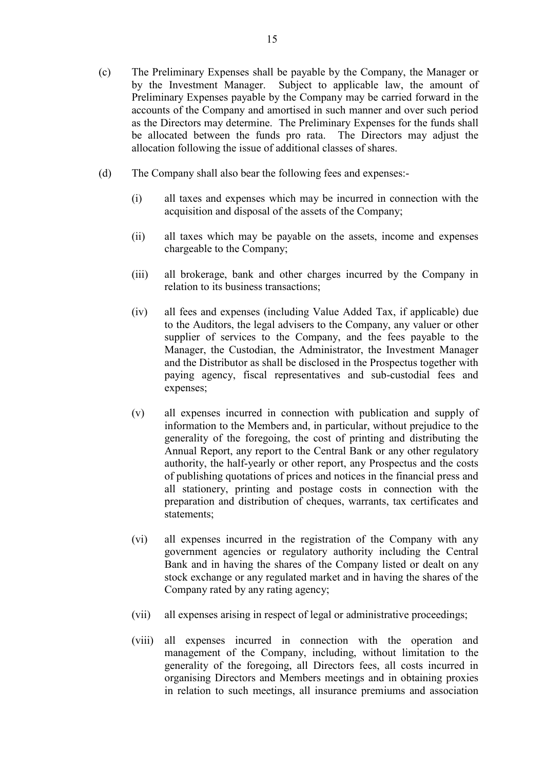(c) The Preliminary Expenses shall be payable by the Company, the Manager or by the Investment Manager. Subject to applicable law, the amount of Preliminary Expenses payable by the Company may be carried forward in the accounts of the Company and amortised in such manner and over such period as the Directors may determine. The Preliminary Expenses for the funds shall be allocated between the funds pro rata. The Directors may adjust the allocation following the issue of additional classes of shares.

(d) The Company shall also bear the following fees and expenses:-

(i) all taxes and expenses which may be incurred in connection with the acquisition and disposal of the assets of the Company;

(ii) all taxes which may be payable on the assets, income and expenses chargeable to the Company;

(iii) all brokerage, bank and other charges incurred by the Company in relation to its business transactions;

(iv) all fees and expenses (including Value Added Tax, if applicable) due to the Auditors, the legal advisers to the Company, any valuer or other supplier of services to the Company, and the fees payable to the Manager, the Custodian, the Administrator, the Investment Manager and the Distributor as shall be disclosed in the Prospectus together with paying agency, fiscal representatives and sub-custodial fees and expenses;

(v) all expenses incurred in connection with publication and supply of information to the Members and, in particular, without prejudice to the generality of the foregoing, the cost of printing and distributing the Annual Report, any report to the Central Bank or any other regulatory authority, the half-yearly or other report, any Prospectus and the costs of publishing quotations of prices and notices in the financial press and all stationery, printing and postage costs in connection with the preparation and distribution of cheques, warrants, tax certificates and statements;

(vi) all expenses incurred in the registration of the Company with any government agencies or regulatory authority including the Central Bank and in having the shares of the Company listed or dealt on any stock exchange or any regulated market and in having the shares of the Company rated by any rating agency;

(vii) all expenses arising in respect of legal or administrative proceedings;

(viii) all expenses incurred in connection with the operation and management of the Company, including, without limitation to the generality of the foregoing, all Directors fees, all costs incurred in organising Directors and Members meetings and in obtaining proxies in relation to such meetings, all insurance premiums and association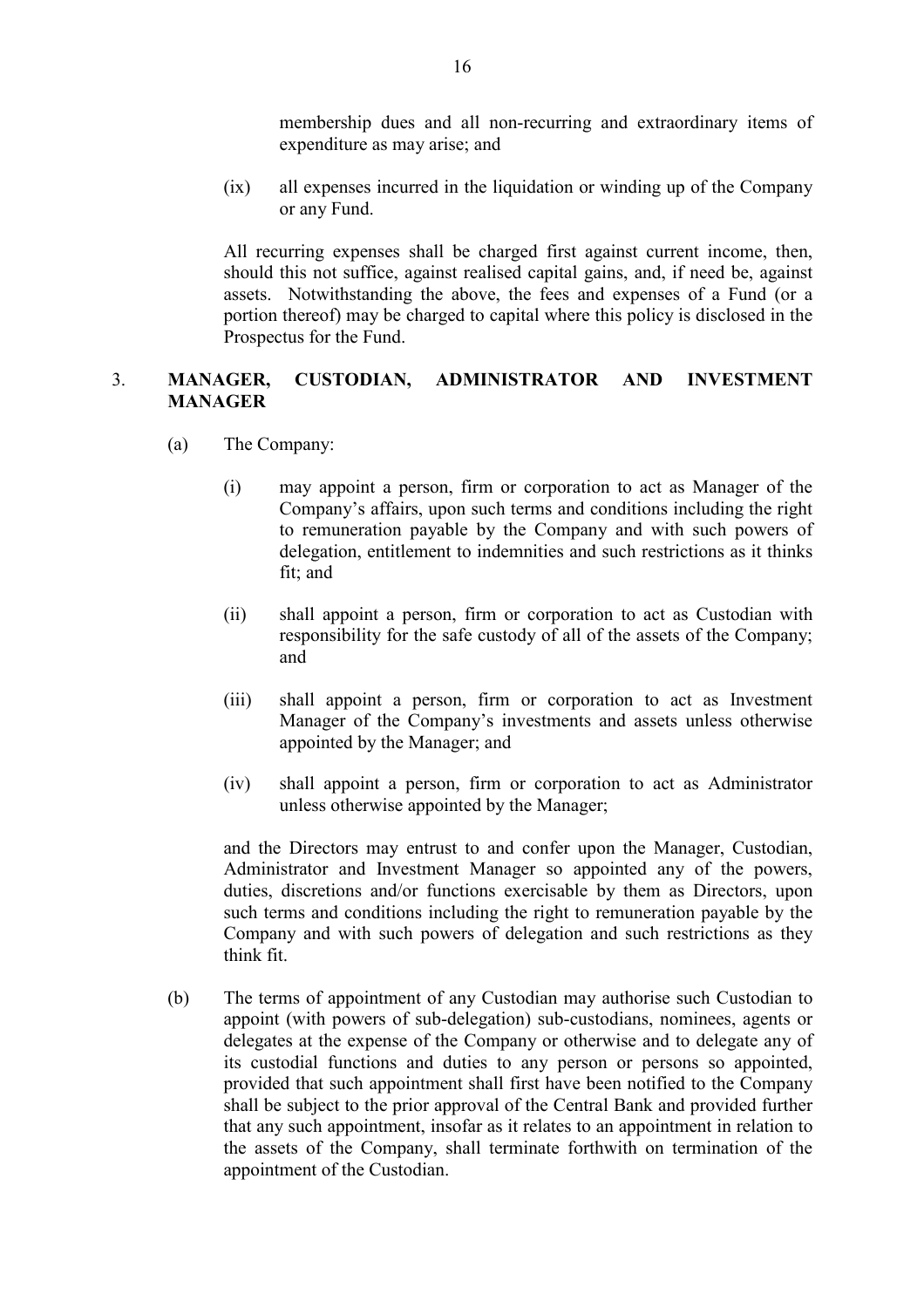membership dues and all non-recurring and extraordinary items of expenditure as may arise; and

(ix) all expenses incurred in the liquidation or winding up of the Company or any Fund.

All recurring expenses shall be charged first against current income, then, should this not suffice, against realised capital gains, and, if need be, against assets. Notwithstanding the above, the fees and expenses of a Fund (or a portion thereof) may be charged to capital where this policy is disclosed in the Prospectus for the Fund.

## 3. MANAGER, CUSTODIAN, ADMINISTRATOR AND INVESTMENT MANAGER

(a) The Company:

(i) may appoint a person, firm or corporation to act as Manager of the Company's affairs, upon such terms and conditions including the right to remuneration payable by the Company and with such powers of delegation, entitlement to indemnities and such restrictions as it thinks fit; and

(ii) shall appoint a person, firm or corporation to act as Custodian with responsibility for the safe custody of all of the assets of the Company; and

(iii) shall appoint a person, firm or corporation to act as Investment Manager of the Company's investments and assets unless otherwise appointed by the Manager; and

(iv) shall appoint a person, firm or corporation to act as Administrator unless otherwise appointed by the Manager;

and the Directors may entrust to and confer upon the Manager, Custodian, Administrator and Investment Manager so appointed any of the powers, duties, discretions and/or functions exercisable by them as Directors, upon such terms and conditions including the right to remuneration payable by the Company and with such powers of delegation and such restrictions as they think fit.

(b) The terms of appointment of any Custodian may authorise such Custodian to appoint (with powers of sub-delegation) sub-custodians, nominees, agents or delegates at the expense of the Company or otherwise and to delegate any of its custodial functions and duties to any person or persons so appointed, provided that such appointment shall first have been notified to the Company shall be subject to the prior approval of the Central Bank and provided further that any such appointment, insofar as it relates to an appointment in relation to the assets of the Company, shall terminate forthwith on termination of the appointment of the Custodian.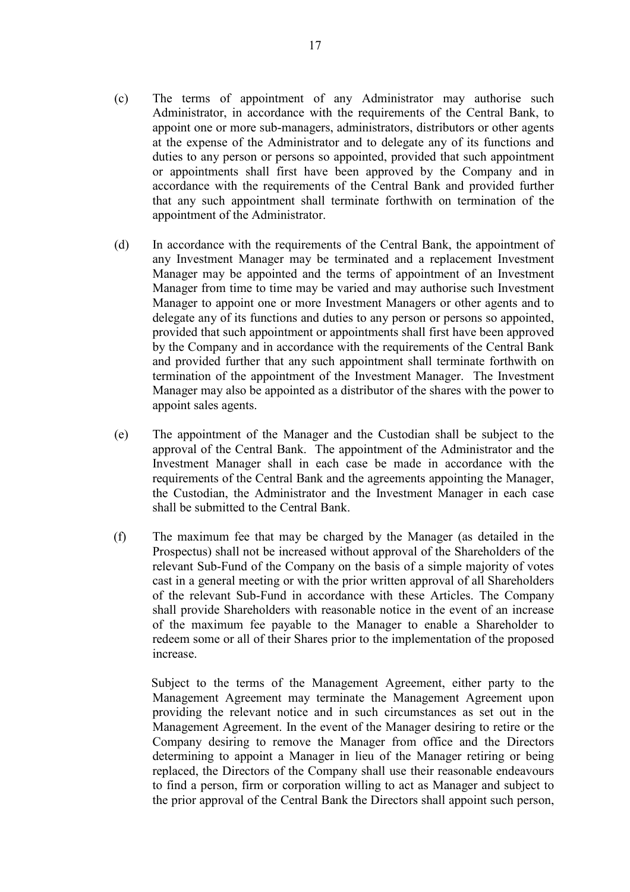(c) The terms of appointment of any Administrator may authorise such Administrator, in accordance with the requirements of the Central Bank, to appoint one or more sub-managers, administrators, distributors or other agents at the expense of the Administrator and to delegate any of its functions and duties to any person or persons so appointed, provided that such appointment or appointments shall first have been approved by the Company and in accordance with the requirements of the Central Bank and provided further that any such appointment shall terminate forthwith on termination of the appointment of the Administrator.

(d) In accordance with the requirements of the Central Bank, the appointment of any Investment Manager may be terminated and a replacement Investment Manager may be appointed and the terms of appointment of an Investment Manager from time to time may be varied and may authorise such Investment Manager to appoint one or more Investment Managers or other agents and to delegate any of its functions and duties to any person or persons so appointed, provided that such appointment or appointments shall first have been approved by the Company and in accordance with the requirements of the Central Bank and provided further that any such appointment shall terminate forthwith on termination of the appointment of the Investment Manager. The Investment Manager may also be appointed as a distributor of the shares with the power to appoint sales agents.

(e) The appointment of the Manager and the Custodian shall be subject to the approval of the Central Bank. The appointment of the Administrator and the Investment Manager shall in each case be made in accordance with the requirements of the Central Bank and the agreements appointing the Manager, the Custodian, the Administrator and the Investment Manager in each case shall be submitted to the Central Bank.

(f) The maximum fee that may be charged by the Manager (as detailed in the Prospectus) shall not be increased without approval of the Shareholders of the relevant Sub-Fund of the Company on the basis of a simple majority of votes cast in a general meeting or with the prior written approval of all Shareholders of the relevant Sub-Fund in accordance with these Articles. The Company shall provide Shareholders with reasonable notice in the event of an increase of the maximum fee payable to the Manager to enable a Shareholder to redeem some or all of their Shares prior to the implementation of the proposed increase.

Subject to the terms of the Management Agreement, either party to the Management Agreement may terminate the Management Agreement upon providing the relevant notice and in such circumstances as set out in the Management Agreement. In the event of the Manager desiring to retire or the Company desiring to remove the Manager from office and the Directors determining to appoint a Manager in lieu of the Manager retiring or being replaced, the Directors of the Company shall use their reasonable endeavours to find a person, firm or corporation willing to act as Manager and subject to the prior approval of the Central Bank the Directors shall appoint such person,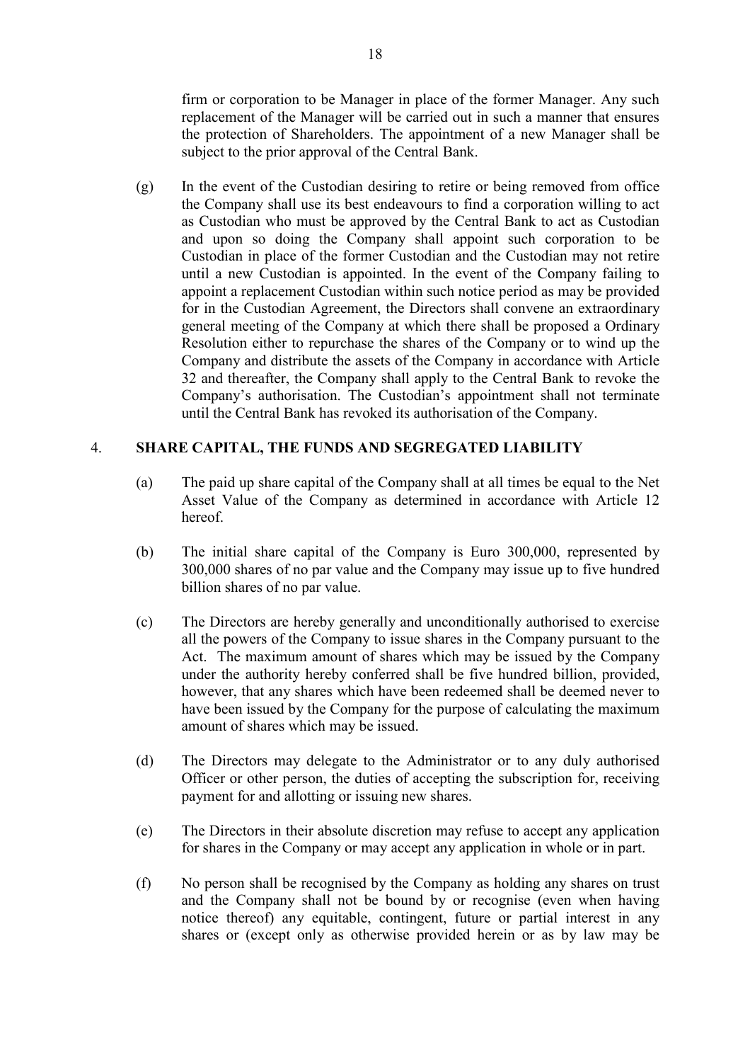firm or corporation to be Manager in place of the former Manager. Any such replacement of the Manager will be carried out in such a manner that ensures the protection of Shareholders. The appointment of a new Manager shall be subject to the prior approval of the Central Bank.

(g) In the event of the Custodian desiring to retire or being removed from office the Company shall use its best endeavours to find a corporation willing to act as Custodian who must be approved by the Central Bank to act as Custodian and upon so doing the Company shall appoint such corporation to be Custodian in place of the former Custodian and the Custodian may not retire until a new Custodian is appointed. In the event of the Company failing to appoint a replacement Custodian within such notice period as may be provided for in the Custodian Agreement, the Directors shall convene an extraordinary general meeting of the Company at which there shall be proposed a Ordinary Resolution either to repurchase the shares of the Company or to wind up the Company and distribute the assets of the Company in accordance with Article 32 and thereafter, the Company shall apply to the Central Bank to revoke the Company's authorisation. The Custodian's appointment shall not terminate until the Central Bank has revoked its authorisation of the Company.

## 4. SHARE CAPITAL, THE FUNDS AND SEGREGATED LIABILITY

(a) The paid up share capital of the Company shall at all times be equal to the Net Asset Value of the Company as determined in accordance with Article 12 hereof.

(b) The initial share capital of the Company is Euro 300,000, represented by 300,000 shares of no par value and the Company may issue up to five hundred billion shares of no par value.

(c) The Directors are hereby generally and unconditionally authorised to exercise all the powers of the Company to issue shares in the Company pursuant to the Act. The maximum amount of shares which may be issued by the Company under the authority hereby conferred shall be five hundred billion, provided, however, that any shares which have been redeemed shall be deemed never to have been issued by the Company for the purpose of calculating the maximum amount of shares which may be issued.

(d) The Directors may delegate to the Administrator or to any duly authorised Officer or other person, the duties of accepting the subscription for, receiving payment for and allotting or issuing new shares.

(e) The Directors in their absolute discretion may refuse to accept any application for shares in the Company or may accept any application in whole or in part.

(f) No person shall be recognised by the Company as holding any shares on trust and the Company shall not be bound by or recognise (even when having notice thereof) any equitable, contingent, future or partial interest in any shares or (except only as otherwise provided herein or as by law may be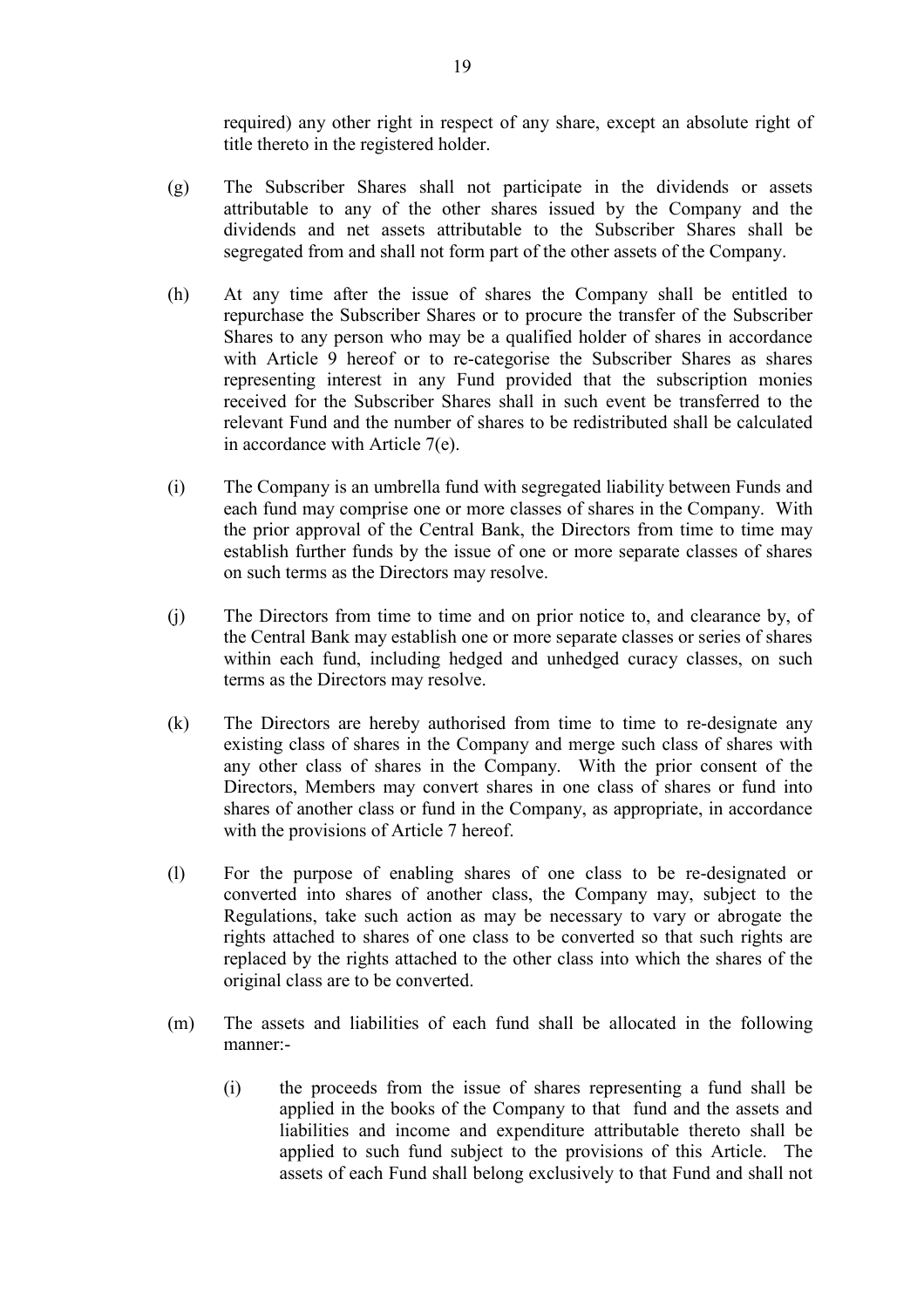required) any other right in respect of any share, except an absolute right of title thereto in the registered holder.

(g) The Subscriber Shares shall not participate in the dividends or assets attributable to any of the other shares issued by the Company and the dividends and net assets attributable to the Subscriber Shares shall be segregated from and shall not form part of the other assets of the Company.

(h) At any time after the issue of shares the Company shall be entitled to repurchase the Subscriber Shares or to procure the transfer of the Subscriber Shares to any person who may be a qualified holder of shares in accordance with Article 9 hereof or to re-categorise the Subscriber Shares as shares representing interest in any Fund provided that the subscription monies received for the Subscriber Shares shall in such event be transferred to the relevant Fund and the number of shares to be redistributed shall be calculated in accordance with Article 7(e).

(i) The Company is an umbrella fund with segregated liability between Funds and each fund may comprise one or more classes of shares in the Company. With the prior approval of the Central Bank, the Directors from time to time may establish further funds by the issue of one or more separate classes of shares on such terms as the Directors may resolve.

(j) The Directors from time to time and on prior notice to, and clearance by, of the Central Bank may establish one or more separate classes or series of shares within each fund, including hedged and unhedged curacy classes, on such terms as the Directors may resolve.

(k) The Directors are hereby authorised from time to time to re-designate any existing class of shares in the Company and merge such class of shares with any other class of shares in the Company. With the prior consent of the Directors, Members may convert shares in one class of shares or fund into shares of another class or fund in the Company, as appropriate, in accordance with the provisions of Article 7 hereof.

(l) For the purpose of enabling shares of one class to be re-designated or converted into shares of another class, the Company may, subject to the Regulations, take such action as may be necessary to vary or abrogate the rights attached to shares of one class to be converted so that such rights are replaced by the rights attached to the other class into which the shares of the original class are to be converted.

(m) The assets and liabilities of each fund shall be allocated in the following manner:-

(i) the proceeds from the issue of shares representing a fund shall be applied in the books of the Company to that fund and the assets and liabilities and income and expenditure attributable thereto shall be applied to such fund subject to the provisions of this Article. The assets of each Fund shall belong exclusively to that Fund and shall not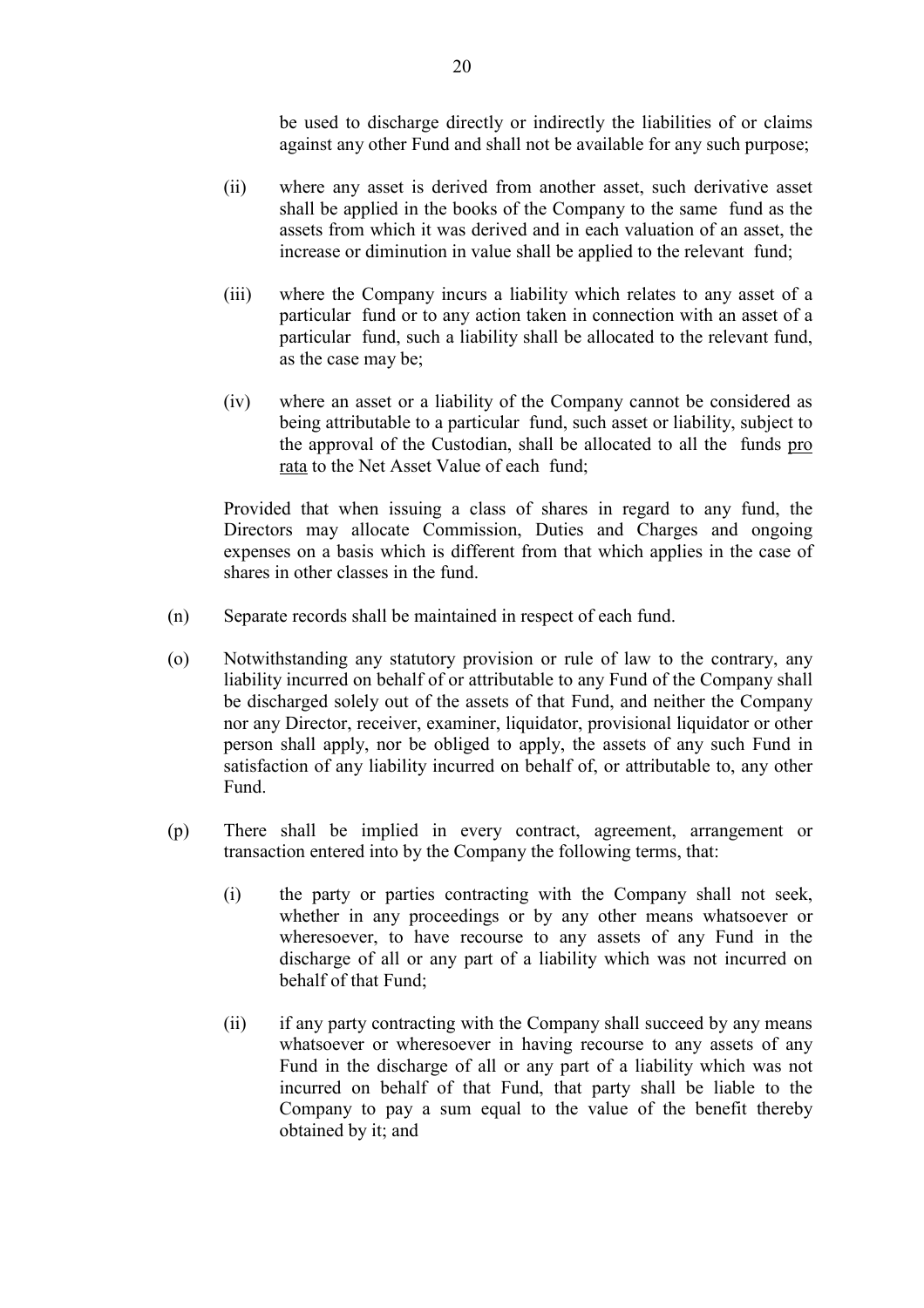be used to discharge directly or indirectly the liabilities of or claims against any other Fund and shall not be available for any such purpose;

(ii) where any asset is derived from another asset, such derivative asset shall be applied in the books of the Company to the same fund as the assets from which it was derived and in each valuation of an asset, the increase or diminution in value shall be applied to the relevant fund;

(iii) where the Company incurs a liability which relates to any asset of a particular fund or to any action taken in connection with an asset of a particular fund, such a liability shall be allocated to the relevant fund, as the case may be;

(iv) where an asset or a liability of the Company cannot be considered as being attributable to a particular fund, such asset or liability, subject to the approval of the Custodian, shall be allocated to all the funds pro rata to the Net Asset Value of each fund;

Provided that when issuing a class of shares in regard to any fund, the Directors may allocate Commission, Duties and Charges and ongoing expenses on a basis which is different from that which applies in the case of shares in other classes in the fund.

(n) Separate records shall be maintained in respect of each fund.

(o) Notwithstanding any statutory provision or rule of law to the contrary, any liability incurred on behalf of or attributable to any Fund of the Company shall be discharged solely out of the assets of that Fund, and neither the Company nor any Director, receiver, examiner, liquidator, provisional liquidator or other person shall apply, nor be obliged to apply, the assets of any such Fund in satisfaction of any liability incurred on behalf of, or attributable to, any other Fund.

(p) There shall be implied in every contract, agreement, arrangement or transaction entered into by the Company the following terms, that:

(i) the party or parties contracting with the Company shall not seek, whether in any proceedings or by any other means whatsoever or wheresoever, to have recourse to any assets of any Fund in the discharge of all or any part of a liability which was not incurred on behalf of that Fund;

(ii) if any party contracting with the Company shall succeed by any means whatsoever or wheresoever in having recourse to any assets of any Fund in the discharge of all or any part of a liability which was not incurred on behalf of that Fund, that party shall be liable to the Company to pay a sum equal to the value of the benefit thereby obtained by it; and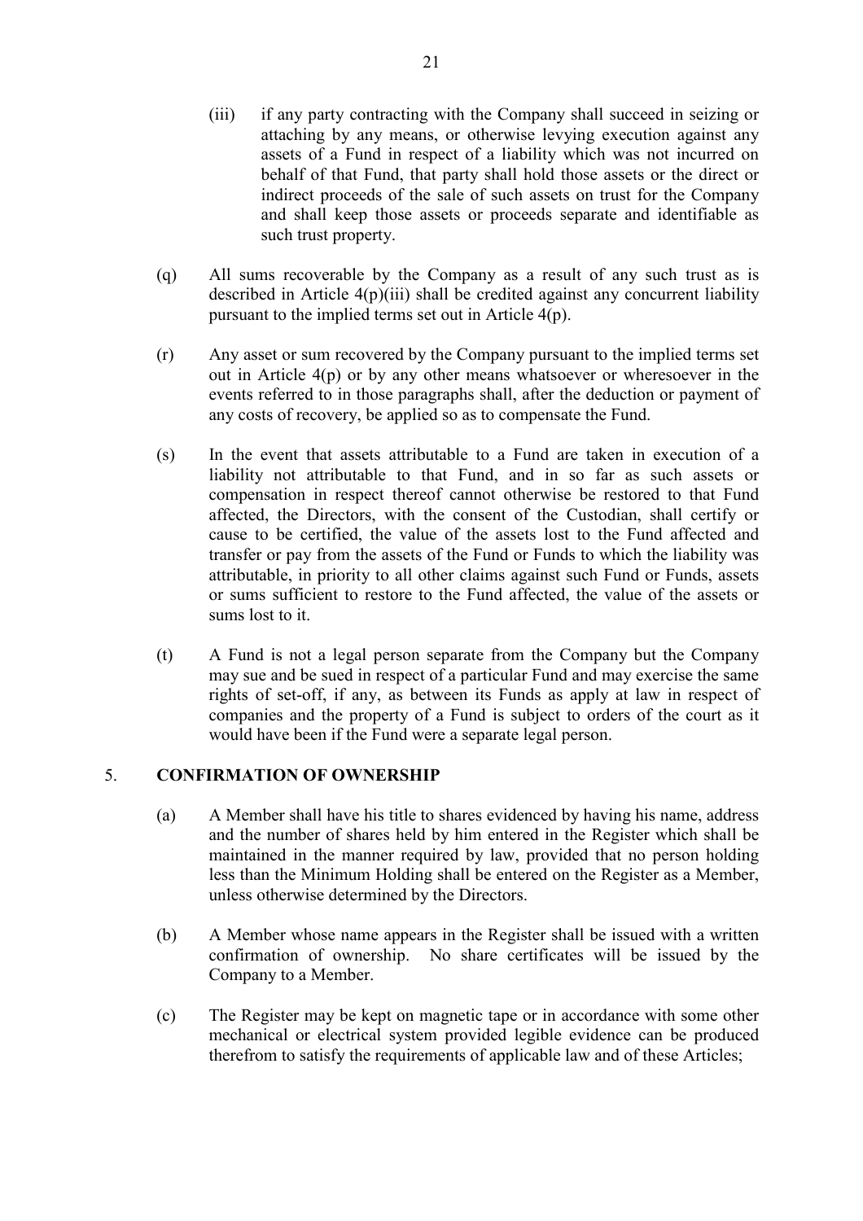(iii) if any party contracting with the Company shall succeed in seizing or attaching by any means, or otherwise levying execution against any assets of a Fund in respect of a liability which was not incurred on behalf of that Fund, that party shall hold those assets or the direct or indirect proceeds of the sale of such assets on trust for the Company and shall keep those assets or proceeds separate and identifiable as such trust property.

(q) All sums recoverable by the Company as a result of any such trust as is described in Article 4(p)(iii) shall be credited against any concurrent liability pursuant to the implied terms set out in Article 4(p).

(r) Any asset or sum recovered by the Company pursuant to the implied terms set out in Article 4(p) or by any other means whatsoever or wheresoever in the events referred to in those paragraphs shall, after the deduction or payment of any costs of recovery, be applied so as to compensate the Fund.

(s) In the event that assets attributable to a Fund are taken in execution of a liability not attributable to that Fund, and in so far as such assets or compensation in respect thereof cannot otherwise be restored to that Fund affected, the Directors, with the consent of the Custodian, shall certify or cause to be certified, the value of the assets lost to the Fund affected and transfer or pay from the assets of the Fund or Funds to which the liability was attributable, in priority to all other claims against such Fund or Funds, assets or sums sufficient to restore to the Fund affected, the value of the assets or sums lost to it.

(t) A Fund is not a legal person separate from the Company but the Company may sue and be sued in respect of a particular Fund and may exercise the same rights of set-off, if any, as between its Funds as apply at law in respect of companies and the property of a Fund is subject to orders of the court as it would have been if the Fund were a separate legal person.

## 5. CONFIRMATION OF OWNERSHIP

(a) A Member shall have his title to shares evidenced by having his name, address and the number of shares held by him entered in the Register which shall be maintained in the manner required by law, provided that no person holding less than the Minimum Holding shall be entered on the Register as a Member, unless otherwise determined by the Directors.

(b) A Member whose name appears in the Register shall be issued with a written confirmation of ownership. No share certificates will be issued by the Company to a Member.

(c) The Register may be kept on magnetic tape or in accordance with some other mechanical or electrical system provided legible evidence can be produced therefrom to satisfy the requirements of applicable law and of these Articles;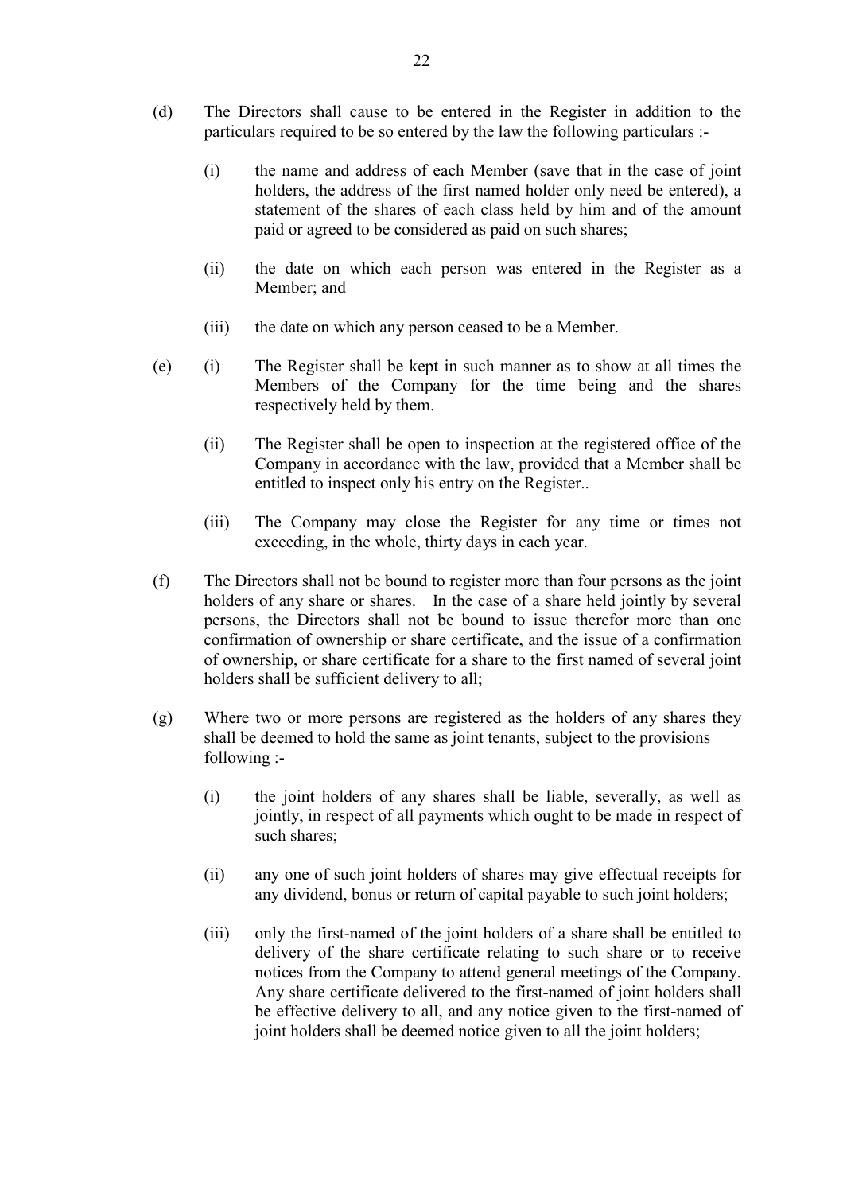(d) The Directors shall cause to be entered in the Register in addition to the particulars required to be so entered by the law the following particulars :-

   (i) the name and address of each Member (save that in the case of joint holders, the address of the first named holder only need be entered), a statement of the shares of each class held by him and of the amount paid or agreed to be considered as paid on such shares;

   (ii) the date on which each person was entered in the Register as a Member; and

   (iii) the date on which any person ceased to be a Member.

(e) (i) The Register shall be kept in such manner as to show at all times the Members of the Company for the time being and the shares respectively held by them.

   (ii) The Register shall be open to inspection at the registered office of the Company in accordance with the law, provided that a Member shall be entitled to inspect only his entry on the Register..

   (iii) The Company may close the Register for any time or times not exceeding, in the whole, thirty days in each year.

(f) The Directors shall not be bound to register more than four persons as the joint holders of any share or shares. In the case of a share held jointly by several persons, the Directors shall not be bound to issue therefor more than one confirmation of ownership or share certificate, and the issue of a confirmation of ownership, or share certificate for a share to the first named of several joint holders shall be sufficient delivery to all;

(g) Where two or more persons are registered as the holders of any shares they shall be deemed to hold the same as joint tenants, subject to the provisions following :-

   (i) the joint holders of any shares shall be liable, severally, as well as jointly, in respect of all payments which ought to be made in respect of such shares;

   (ii) any one of such joint holders of shares may give effectual receipts for any dividend, bonus or return of capital payable to such joint holders;

   (iii) only the first-named of the joint holders of a share shall be entitled to delivery of the share certificate relating to such share or to receive notices from the Company to attend general meetings of the Company. Any share certificate delivered to the first-named of joint holders shall be effective delivery to all, and any notice given to the first-named of joint holders shall be deemed notice given to all the joint holders;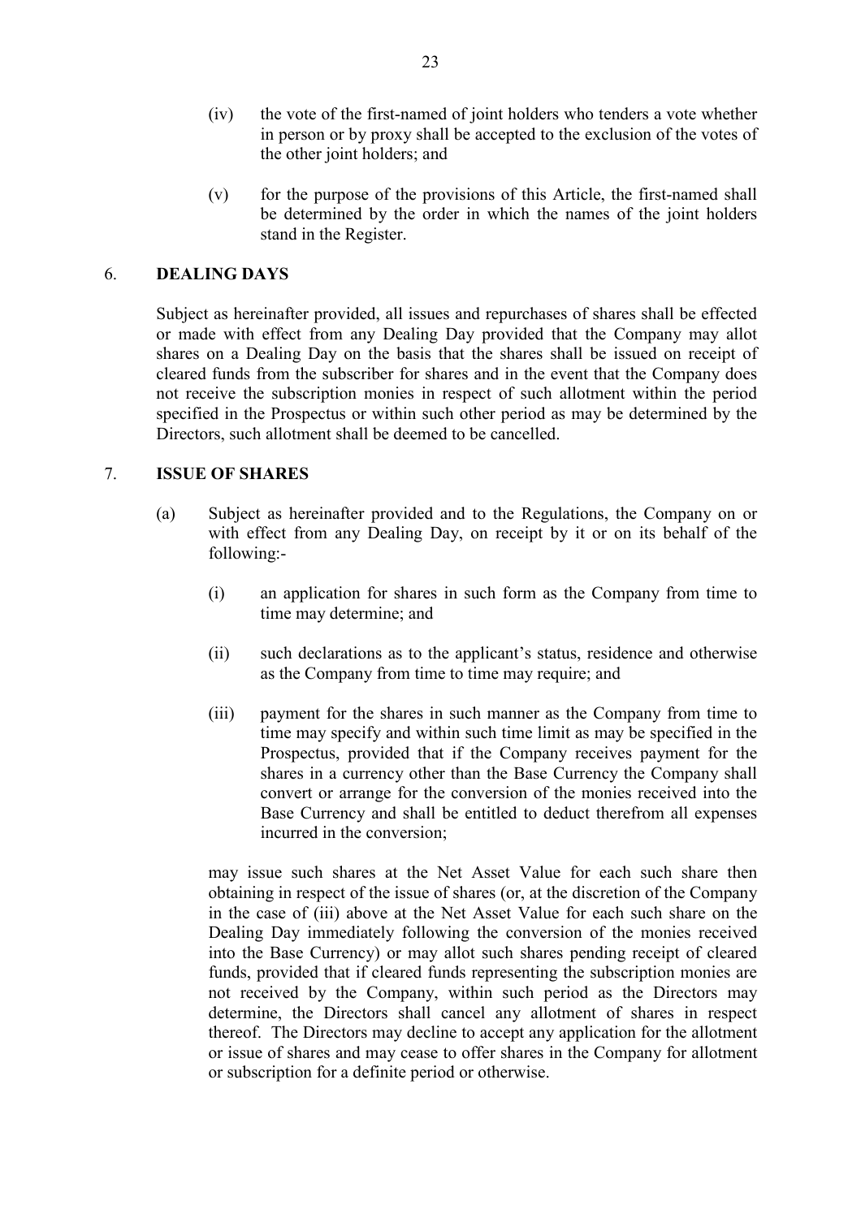(iv) the vote of the first-named of joint holders who tenders a vote whether in person or by proxy shall be accepted to the exclusion of the votes of the other joint holders; and

(v) for the purpose of the provisions of this Article, the first-named shall be determined by the order in which the names of the joint holders stand in the Register.

## 6. DEALING DAYS

Subject as hereinafter provided, all issues and repurchases of shares shall be effected or made with effect from any Dealing Day provided that the Company may allot shares on a Dealing Day on the basis that the shares shall be issued on receipt of cleared funds from the subscriber for shares and in the event that the Company does not receive the subscription monies in respect of such allotment within the period specified in the Prospectus or within such other period as may be determined by the Directors, such allotment shall be deemed to be cancelled.

## 7. ISSUE OF SHARES

(a) Subject as hereinafter provided and to the Regulations, the Company on or with effect from any Dealing Day, on receipt by it or on its behalf of the following:-

   (i) an application for shares in such form as the Company from time to time may determine; and

   (ii) such declarations as to the applicant's status, residence and otherwise as the Company from time to time may require; and

   (iii) payment for the shares in such manner as the Company from time to time may specify and within such time limit as may be specified in the Prospectus, provided that if the Company receives payment for the shares in a currency other than the Base Currency the Company shall convert or arrange for the conversion of the monies received into the Base Currency and shall be entitled to deduct therefrom all expenses incurred in the conversion;

   may issue such shares at the Net Asset Value for each such share then obtaining in respect of the issue of shares (or, at the discretion of the Company in the case of (iii) above at the Net Asset Value for each such share on the Dealing Day immediately following the conversion of the monies received into the Base Currency) or may allot such shares pending receipt of cleared funds, provided that if cleared funds representing the subscription monies are not received by the Company, within such period as the Directors may determine, the Directors shall cancel any allotment of shares in respect thereof. The Directors may decline to accept any application for the allotment or issue of shares and may cease to offer shares in the Company for allotment or subscription for a definite period or otherwise.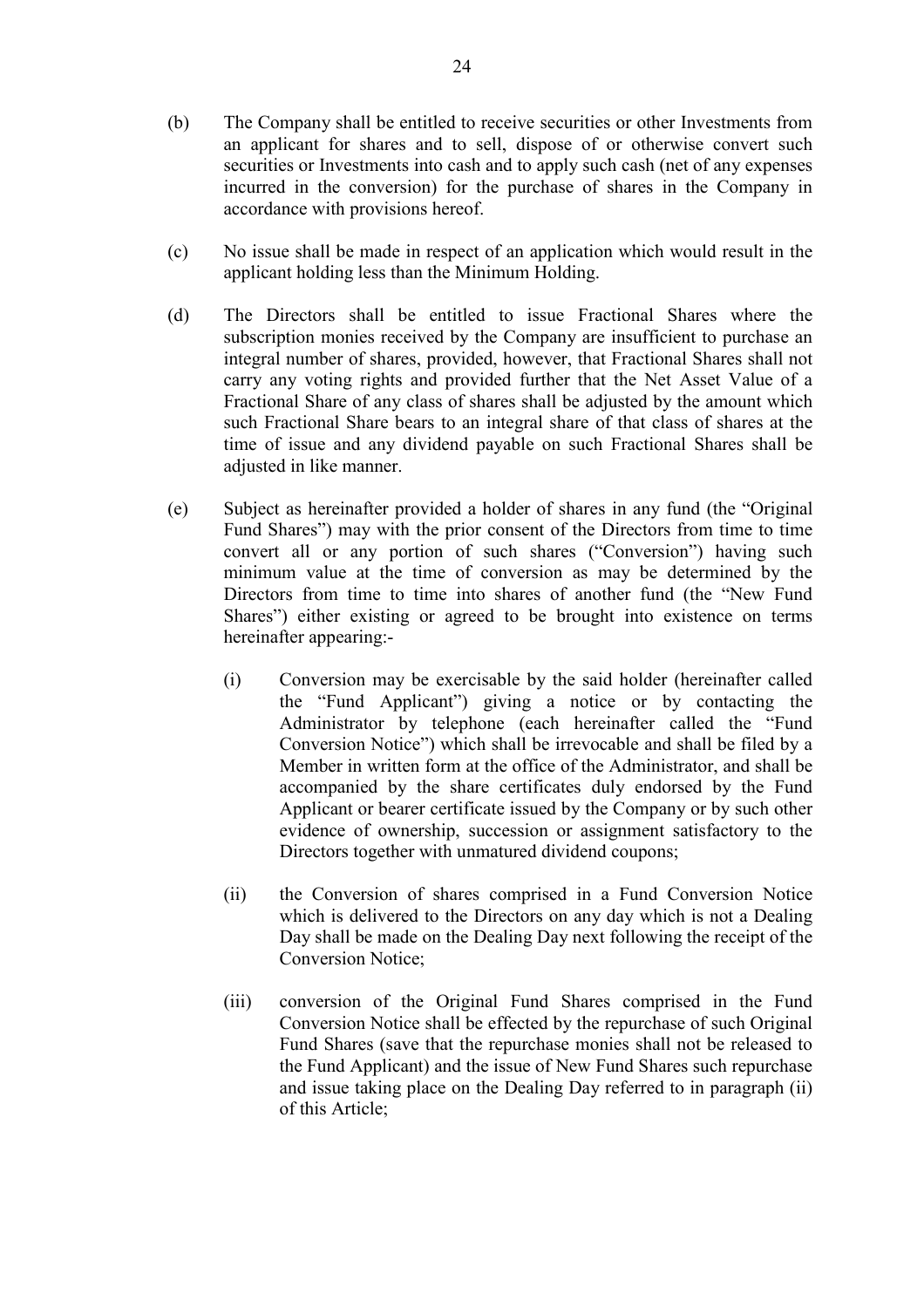(b) The Company shall be entitled to receive securities or other Investments from an applicant for shares and to sell, dispose of or otherwise convert such securities or Investments into cash and to apply such cash (net of any expenses incurred in the conversion) for the purchase of shares in the Company in accordance with provisions hereof.

(c) No issue shall be made in respect of an application which would result in the applicant holding less than the Minimum Holding.

(d) The Directors shall be entitled to issue Fractional Shares where the subscription monies received by the Company are insufficient to purchase an integral number of shares, provided, however, that Fractional Shares shall not carry any voting rights and provided further that the Net Asset Value of a Fractional Share of any class of shares shall be adjusted by the amount which such Fractional Share bears to an integral share of that class of shares at the time of issue and any dividend payable on such Fractional Shares shall be adjusted in like manner.

(e) Subject as hereinafter provided a holder of shares in any fund (the "Original Fund Shares") may with the prior consent of the Directors from time to time convert all or any portion of such shares ("Conversion") having such minimum value at the time of conversion as may be determined by the Directors from time to time into shares of another fund (the "New Fund Shares") either existing or agreed to be brought into existence on terms hereinafter appearing:-

   (i) Conversion may be exercisable by the said holder (hereinafter called the "Fund Applicant") giving a notice or by contacting the Administrator by telephone (each hereinafter called the "Fund Conversion Notice") which shall be irrevocable and shall be filed by a Member in written form at the office of the Administrator, and shall be accompanied by the share certificates duly endorsed by the Fund Applicant or bearer certificate issued by the Company or by such other evidence of ownership, succession or assignment satisfactory to the Directors together with unmatured dividend coupons;

   (ii) the Conversion of shares comprised in a Fund Conversion Notice which is delivered to the Directors on any day which is not a Dealing Day shall be made on the Dealing Day next following the receipt of the Conversion Notice;

   (iii) conversion of the Original Fund Shares comprised in the Fund Conversion Notice shall be effected by the repurchase of such Original Fund Shares (save that the repurchase monies shall not be released to the Fund Applicant) and the issue of New Fund Shares such repurchase and issue taking place on the Dealing Day referred to in paragraph (ii) of this Article;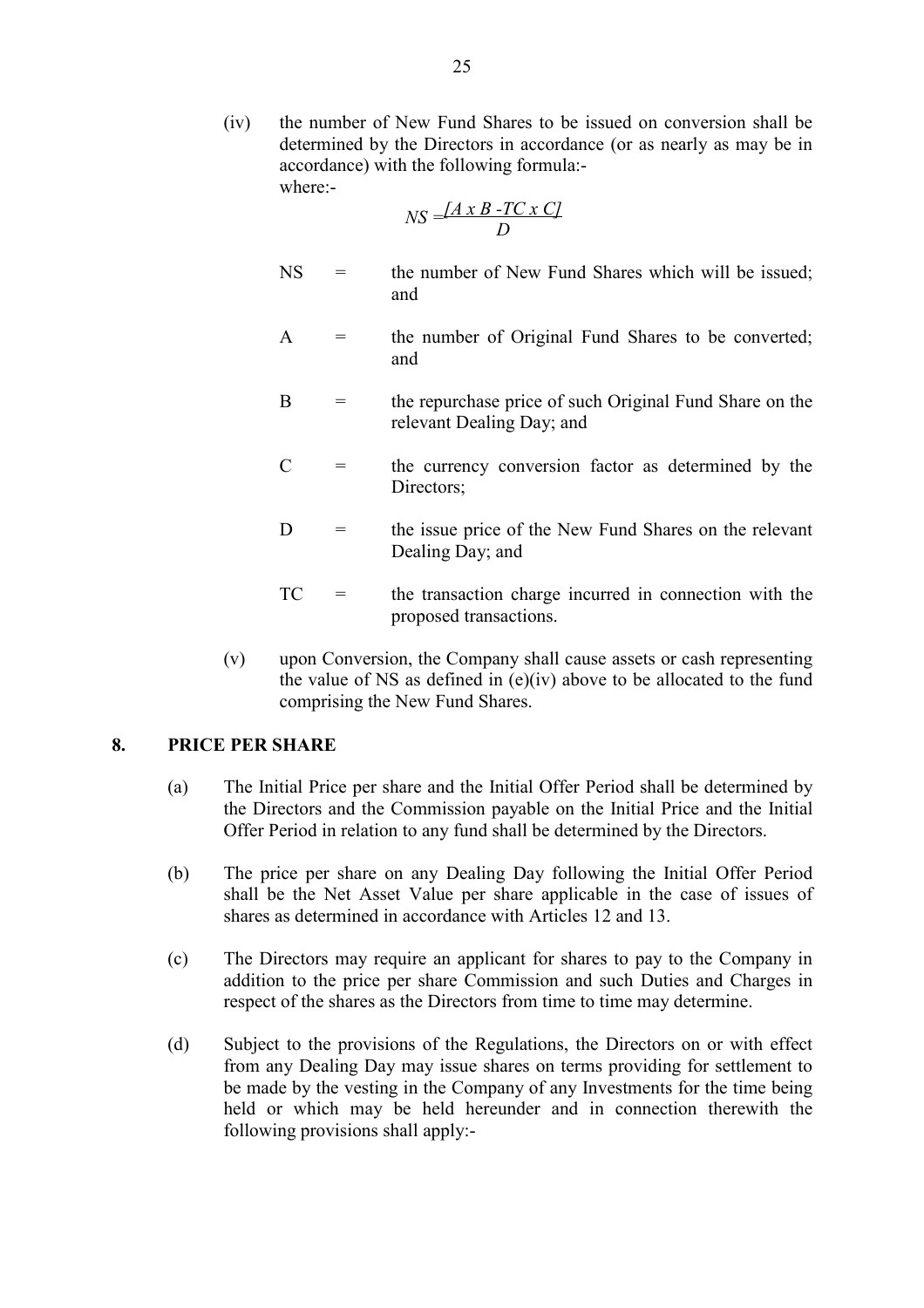(iv) the number of New Fund Shares to be issued on conversion shall be determined by the Directors in accordance (or as nearly as may be in accordance) with the following formula:-
where:-

$$NS = \frac{[A \times B - TC \times C]}{D}$$

| | | |
|---|---|---|
| NS | = | the number of New Fund Shares which will be issued; and |
| A | = | the number of Original Fund Shares to be converted; and |
| B | = | the repurchase price of such Original Fund Share on the relevant Dealing Day; and |
| C | = | the currency conversion factor as determined by the Directors; |
| D | = | the issue price of the New Fund Shares on the relevant Dealing Day; and |
| TC | = | the transaction charge incurred in connection with the proposed transactions. |

(v) upon Conversion, the Company shall cause assets or cash representing the value of NS as defined in (e)(iv) above to be allocated to the fund comprising the New Fund Shares.

## 8. PRICE PER SHARE

(a) The Initial Price per share and the Initial Offer Period shall be determined by the Directors and the Commission payable on the Initial Price and the Initial Offer Period in relation to any fund shall be determined by the Directors.

(b) The price per share on any Dealing Day following the Initial Offer Period shall be the Net Asset Value per share applicable in the case of issues of shares as determined in accordance with Articles 12 and 13.

(c) The Directors may require an applicant for shares to pay to the Company in addition to the price per share Commission and such Duties and Charges in respect of the shares as the Directors from time to time may determine.

(d) Subject to the provisions of the Regulations, the Directors on or with effect from any Dealing Day may issue shares on terms providing for settlement to be made by the vesting in the Company of any Investments for the time being held or which may be held hereunder and in connection therewith the following provisions shall apply:-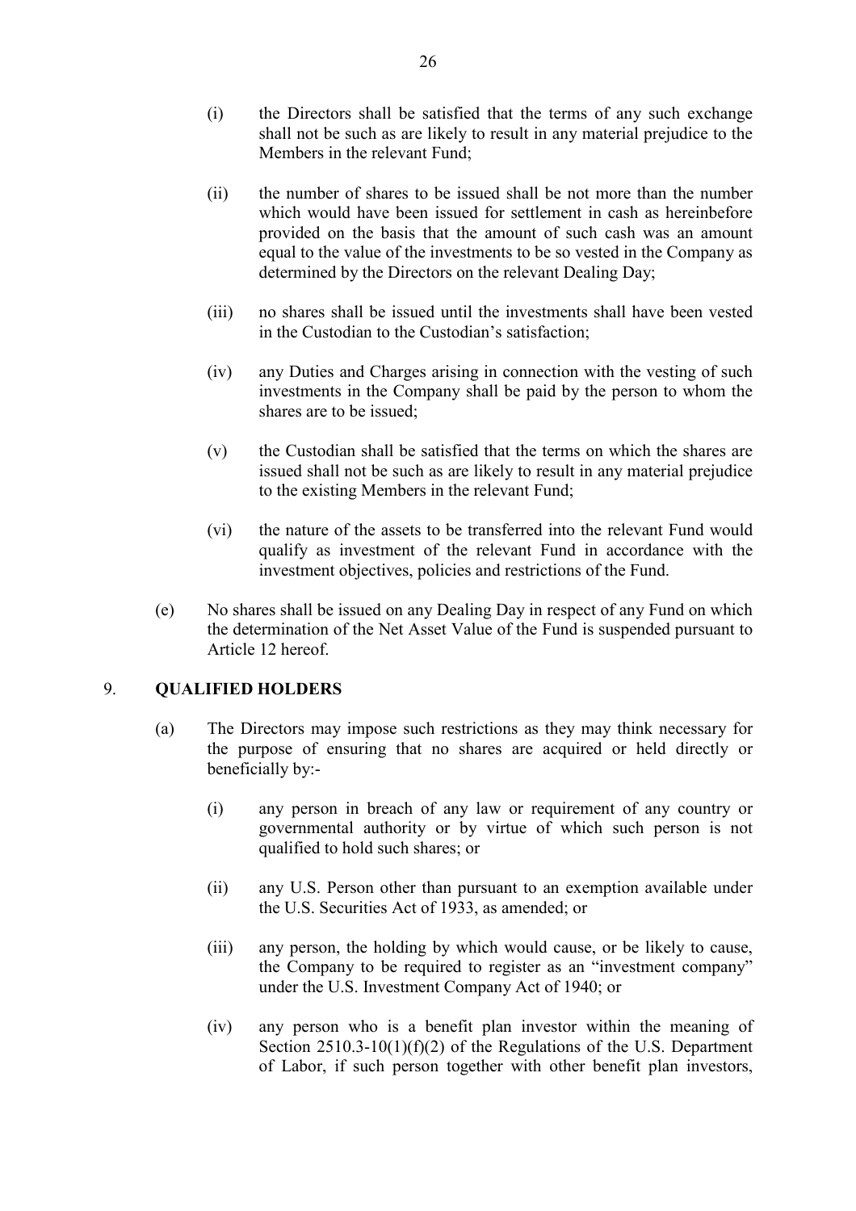(i) the Directors shall be satisfied that the terms of any such exchange shall not be such as are likely to result in any material prejudice to the Members in the relevant Fund;

(ii) the number of shares to be issued shall be not more than the number which would have been issued for settlement in cash as hereinbefore provided on the basis that the amount of such cash was an amount equal to the value of the investments to be so vested in the Company as determined by the Directors on the relevant Dealing Day;

(iii) no shares shall be issued until the investments shall have been vested in the Custodian to the Custodian's satisfaction;

(iv) any Duties and Charges arising in connection with the vesting of such investments in the Company shall be paid by the person to whom the shares are to be issued;

(v) the Custodian shall be satisfied that the terms on which the shares are issued shall not be such as are likely to result in any material prejudice to the existing Members in the relevant Fund;

(vi) the nature of the assets to be transferred into the relevant Fund would qualify as investment of the relevant Fund in accordance with the investment objectives, policies and restrictions of the Fund.

(e) No shares shall be issued on any Dealing Day in respect of any Fund on which the determination of the Net Asset Value of the Fund is suspended pursuant to Article 12 hereof.

## 9. QUALIFIED HOLDERS

(a) The Directors may impose such restrictions as they may think necessary for the purpose of ensuring that no shares are acquired or held directly or beneficially by:-

(i) any person in breach of any law or requirement of any country or governmental authority or by virtue of which such person is not qualified to hold such shares; or

(ii) any U.S. Person other than pursuant to an exemption available under the U.S. Securities Act of 1933, as amended; or

(iii) any person, the holding by which would cause, or be likely to cause, the Company to be required to register as an "investment company" under the U.S. Investment Company Act of 1940; or

(iv) any person who is a benefit plan investor within the meaning of Section 2510.3-10(1)(f)(2) of the Regulations of the U.S. Department of Labor, if such person together with other benefit plan investors,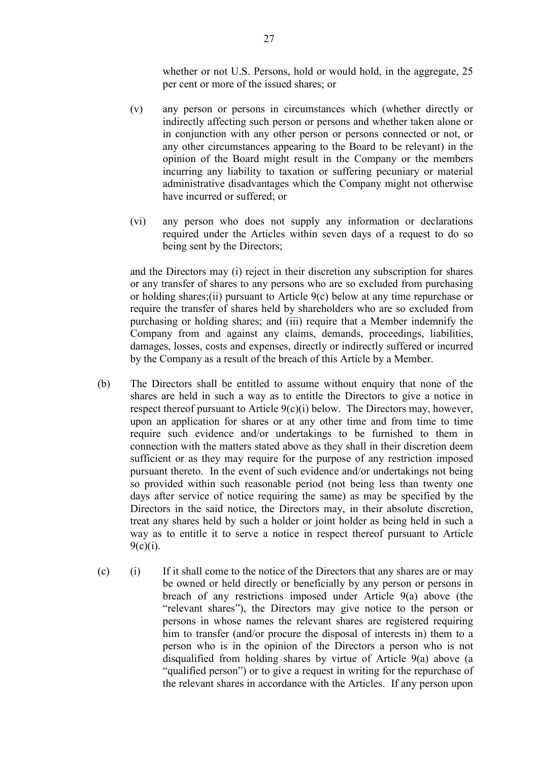whether or not U.S. Persons, hold or would hold, in the aggregate, 25 per cent or more of the issued shares; or

(v) any person or persons in circumstances which (whether directly or indirectly affecting such person or persons and whether taken alone or in conjunction with any other person or persons connected or not, or any other circumstances appearing to the Board to be relevant) in the opinion of the Board might result in the Company or the members incurring any liability to taxation or suffering pecuniary or material administrative disadvantages which the Company might not otherwise have incurred or suffered; or

(vi) any person who does not supply any information or declarations required under the Articles within seven days of a request to do so being sent by the Directors;

and the Directors may (i) reject in their discretion any subscription for shares or any transfer of shares to any persons who are so excluded from purchasing or holding shares;(ii) pursuant to Article 9(c) below at any time repurchase or require the transfer of shares held by shareholders who are so excluded from purchasing or holding shares; and (iii) require that a Member indemnify the Company from and against any claims, demands, proceedings, liabilities, damages, losses, costs and expenses, directly or indirectly suffered or incurred by the Company as a result of the breach of this Article by a Member.

(b) The Directors shall be entitled to assume without enquiry that none of the shares are held in such a way as to entitle the Directors to give a notice in respect thereof pursuant to Article 9(c)(i) below. The Directors may, however, upon an application for shares or at any other time and from time to time require such evidence and/or undertakings to be furnished to them in connection with the matters stated above as they shall in their discretion deem sufficient or as they may require for the purpose of any restriction imposed pursuant thereto. In the event of such evidence and/or undertakings not being so provided within such reasonable period (not being less than twenty one days after service of notice requiring the same) as may be specified by the Directors in the said notice, the Directors may, in their absolute discretion, treat any shares held by such a holder or joint holder as being held in such a way as to entitle it to serve a notice in respect thereof pursuant to Article 9(c)(i).

(c) (i) If it shall come to the notice of the Directors that any shares are or may be owned or held directly or beneficially by any person or persons in breach of any restrictions imposed under Article 9(a) above (the "relevant shares"), the Directors may give notice to the person or persons in whose names the relevant shares are registered requiring him to transfer (and/or procure the disposal of interests in) them to a person who is in the opinion of the Directors a person who is not disqualified from holding shares by virtue of Article 9(a) above (a "qualified person") or to give a request in writing for the repurchase of the relevant shares in accordance with the Articles. If any person upon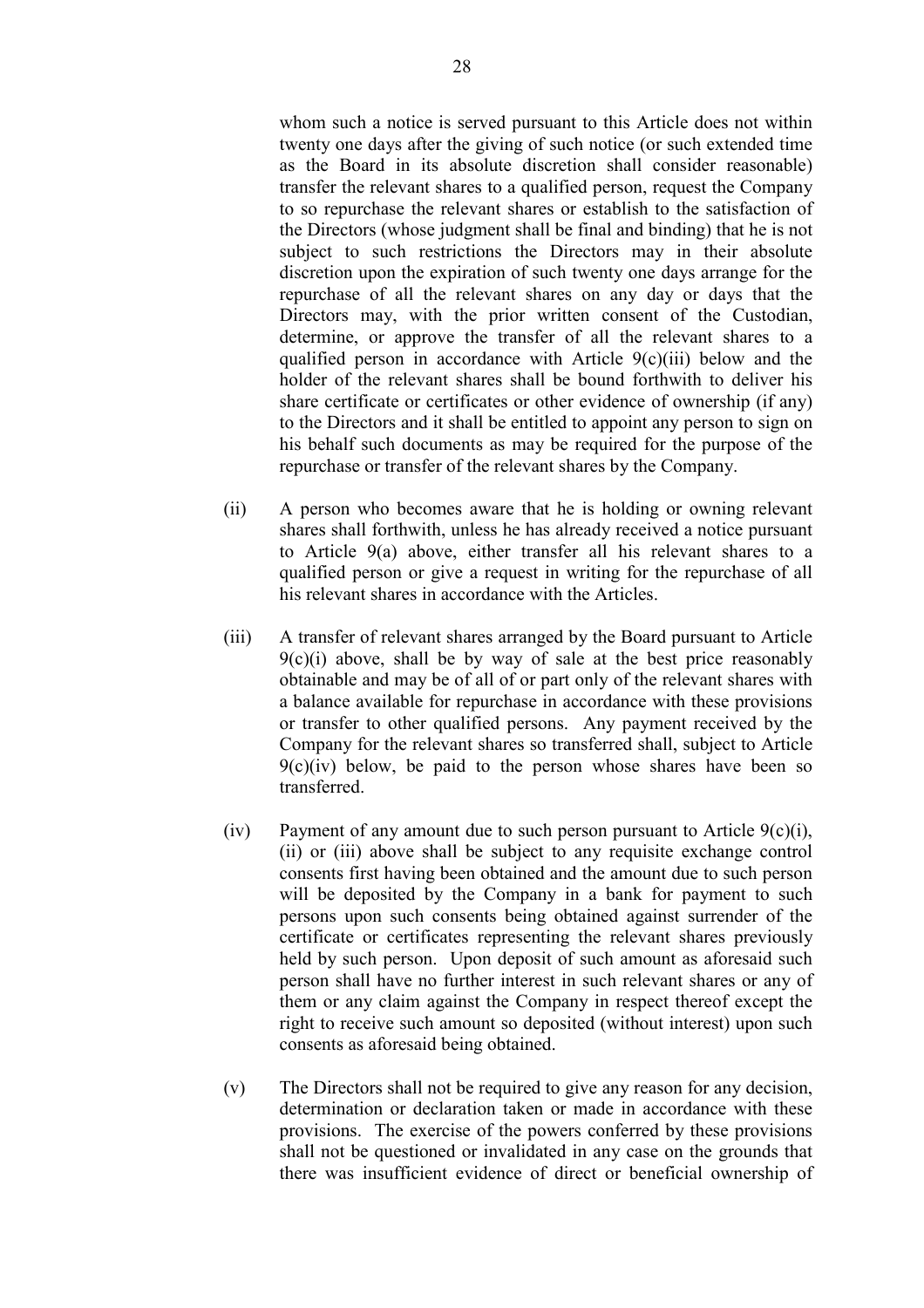whom such a notice is served pursuant to this Article does not within twenty one days after the giving of such notice (or such extended time as the Board in its absolute discretion shall consider reasonable) transfer the relevant shares to a qualified person, request the Company to so repurchase the relevant shares or establish to the satisfaction of the Directors (whose judgment shall be final and binding) that he is not subject to such restrictions the Directors may in their absolute discretion upon the expiration of such twenty one days arrange for the repurchase of all the relevant shares on any day or days that the Directors may, with the prior written consent of the Custodian, determine, or approve the transfer of all the relevant shares to a qualified person in accordance with Article 9(c)(iii) below and the holder of the relevant shares shall be bound forthwith to deliver his share certificate or certificates or other evidence of ownership (if any) to the Directors and it shall be entitled to appoint any person to sign on his behalf such documents as may be required for the purpose of the repurchase or transfer of the relevant shares by the Company.

(ii) A person who becomes aware that he is holding or owning relevant shares shall forthwith, unless he has already received a notice pursuant to Article 9(a) above, either transfer all his relevant shares to a qualified person or give a request in writing for the repurchase of all his relevant shares in accordance with the Articles.

(iii) A transfer of relevant shares arranged by the Board pursuant to Article 9(c)(i) above, shall be by way of sale at the best price reasonably obtainable and may be of all of or part only of the relevant shares with a balance available for repurchase in accordance with these provisions or transfer to other qualified persons. Any payment received by the Company for the relevant shares so transferred shall, subject to Article 9(c)(iv) below, be paid to the person whose shares have been so transferred.

(iv) Payment of any amount due to such person pursuant to Article 9(c)(i), (ii) or (iii) above shall be subject to any requisite exchange control consents first having been obtained and the amount due to such person will be deposited by the Company in a bank for payment to such persons upon such consents being obtained against surrender of the certificate or certificates representing the relevant shares previously held by such person. Upon deposit of such amount as aforesaid such person shall have no further interest in such relevant shares or any of them or any claim against the Company in respect thereof except the right to receive such amount so deposited (without interest) upon such consents as aforesaid being obtained.

(v) The Directors shall not be required to give any reason for any decision, determination or declaration taken or made in accordance with these provisions. The exercise of the powers conferred by these provisions shall not be questioned or invalidated in any case on the grounds that there was insufficient evidence of direct or beneficial ownership of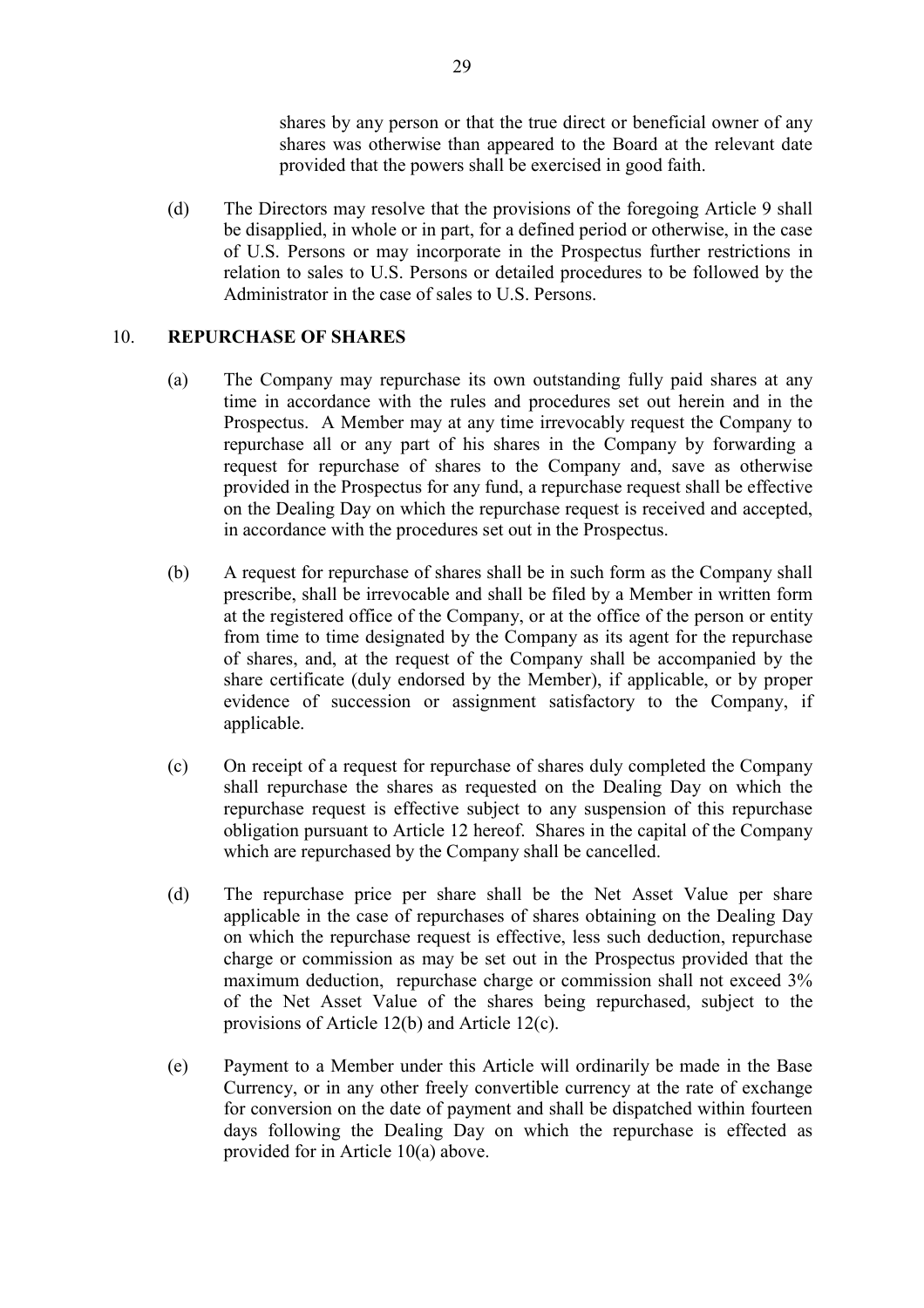shares by any person or that the true direct or beneficial owner of any shares was otherwise than appeared to the Board at the relevant date provided that the powers shall be exercised in good faith.

(d) The Directors may resolve that the provisions of the foregoing Article 9 shall be disapplied, in whole or in part, for a defined period or otherwise, in the case of U.S. Persons or may incorporate in the Prospectus further restrictions in relation to sales to U.S. Persons or detailed procedures to be followed by the Administrator in the case of sales to U.S. Persons.

## 10. REPURCHASE OF SHARES

(a) The Company may repurchase its own outstanding fully paid shares at any time in accordance with the rules and procedures set out herein and in the Prospectus. A Member may at any time irrevocably request the Company to repurchase all or any part of his shares in the Company by forwarding a request for repurchase of shares to the Company and, save as otherwise provided in the Prospectus for any fund, a repurchase request shall be effective on the Dealing Day on which the repurchase request is received and accepted, in accordance with the procedures set out in the Prospectus.

(b) A request for repurchase of shares shall be in such form as the Company shall prescribe, shall be irrevocable and shall be filed by a Member in written form at the registered office of the Company, or at the office of the person or entity from time to time designated by the Company as its agent for the repurchase of shares, and, at the request of the Company shall be accompanied by the share certificate (duly endorsed by the Member), if applicable, or by proper evidence of succession or assignment satisfactory to the Company, if applicable.

(c) On receipt of a request for repurchase of shares duly completed the Company shall repurchase the shares as requested on the Dealing Day on which the repurchase request is effective subject to any suspension of this repurchase obligation pursuant to Article 12 hereof. Shares in the capital of the Company which are repurchased by the Company shall be cancelled.

(d) The repurchase price per share shall be the Net Asset Value per share applicable in the case of repurchases of shares obtaining on the Dealing Day on which the repurchase request is effective, less such deduction, repurchase charge or commission as may be set out in the Prospectus provided that the maximum deduction, repurchase charge or commission shall not exceed 3% of the Net Asset Value of the shares being repurchased, subject to the provisions of Article 12(b) and Article 12(c).

(e) Payment to a Member under this Article will ordinarily be made in the Base Currency, or in any other freely convertible currency at the rate of exchange for conversion on the date of payment and shall be dispatched within fourteen days following the Dealing Day on which the repurchase is effected as provided for in Article 10(a) above.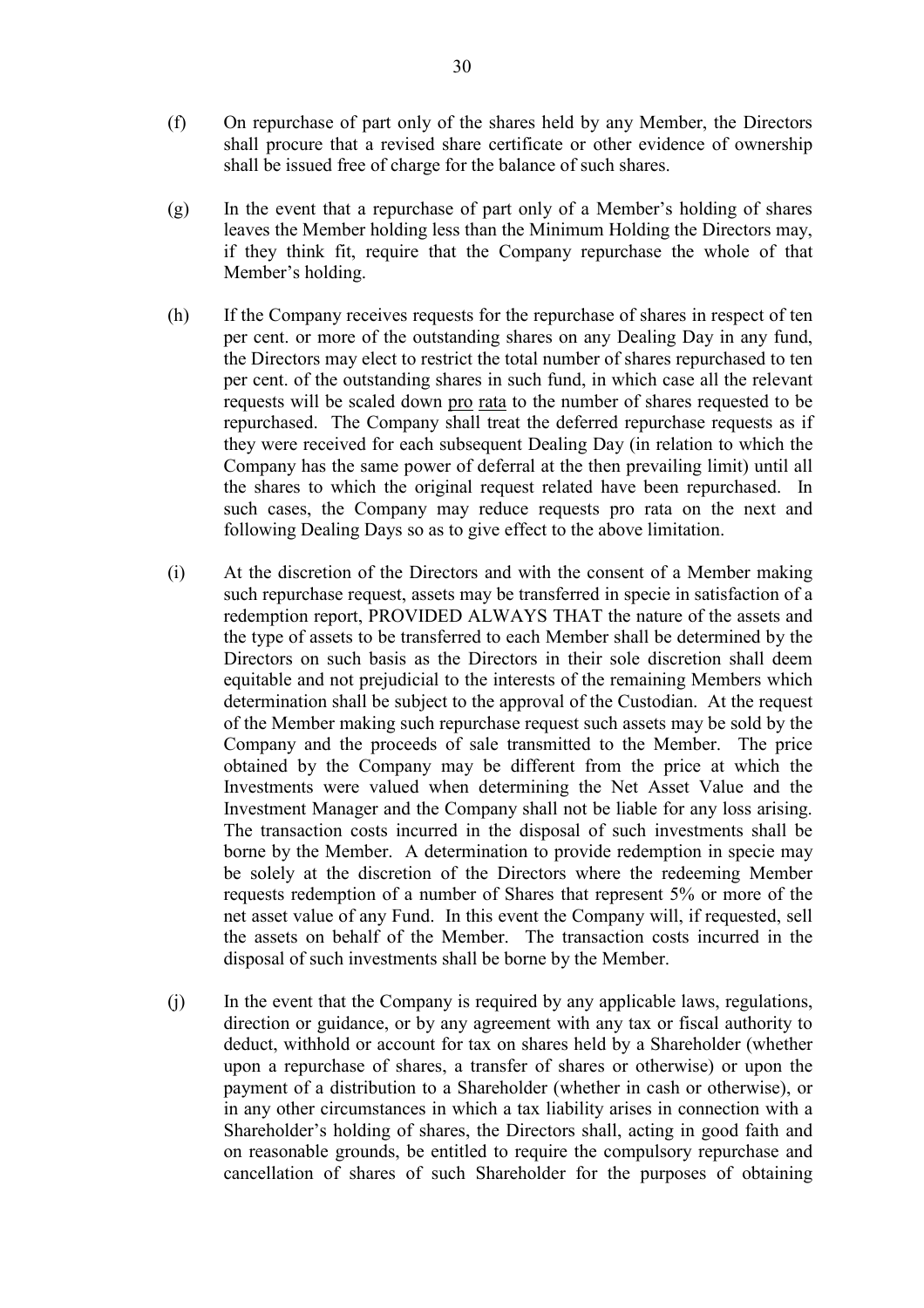(f) On repurchase of part only of the shares held by any Member, the Directors shall procure that a revised share certificate or other evidence of ownership shall be issued free of charge for the balance of such shares.

(g) In the event that a repurchase of part only of a Member's holding of shares leaves the Member holding less than the Minimum Holding the Directors may, if they think fit, require that the Company repurchase the whole of that Member's holding.

(h) If the Company receives requests for the repurchase of shares in respect of ten per cent. or more of the outstanding shares on any Dealing Day in any fund, the Directors may elect to restrict the total number of shares repurchased to ten per cent. of the outstanding shares in such fund, in which case all the relevant requests will be scaled down pro rata to the number of shares requested to be repurchased. The Company shall treat the deferred repurchase requests as if they were received for each subsequent Dealing Day (in relation to which the Company has the same power of deferral at the then prevailing limit) until all the shares to which the original request related have been repurchased. In such cases, the Company may reduce requests pro rata on the next and following Dealing Days so as to give effect to the above limitation.

(i) At the discretion of the Directors and with the consent of a Member making such repurchase request, assets may be transferred in specie in satisfaction of a redemption report, PROVIDED ALWAYS THAT the nature of the assets and the type of assets to be transferred to each Member shall be determined by the Directors on such basis as the Directors in their sole discretion shall deem equitable and not prejudicial to the interests of the remaining Members which determination shall be subject to the approval of the Custodian. At the request of the Member making such repurchase request such assets may be sold by the Company and the proceeds of sale transmitted to the Member. The price obtained by the Company may be different from the price at which the Investments were valued when determining the Net Asset Value and the Investment Manager and the Company shall not be liable for any loss arising. The transaction costs incurred in the disposal of such investments shall be borne by the Member. A determination to provide redemption in specie may be solely at the discretion of the Directors where the redeeming Member requests redemption of a number of Shares that represent 5% or more of the net asset value of any Fund. In this event the Company will, if requested, sell the assets on behalf of the Member. The transaction costs incurred in the disposal of such investments shall be borne by the Member.

(j) In the event that the Company is required by any applicable laws, regulations, direction or guidance, or by any agreement with any tax or fiscal authority to deduct, withhold or account for tax on shares held by a Shareholder (whether upon a repurchase of shares, a transfer of shares or otherwise) or upon the payment of a distribution to a Shareholder (whether in cash or otherwise), or in any other circumstances in which a tax liability arises in connection with a Shareholder's holding of shares, the Directors shall, acting in good faith and on reasonable grounds, be entitled to require the compulsory repurchase and cancellation of shares of such Shareholder for the purposes of obtaining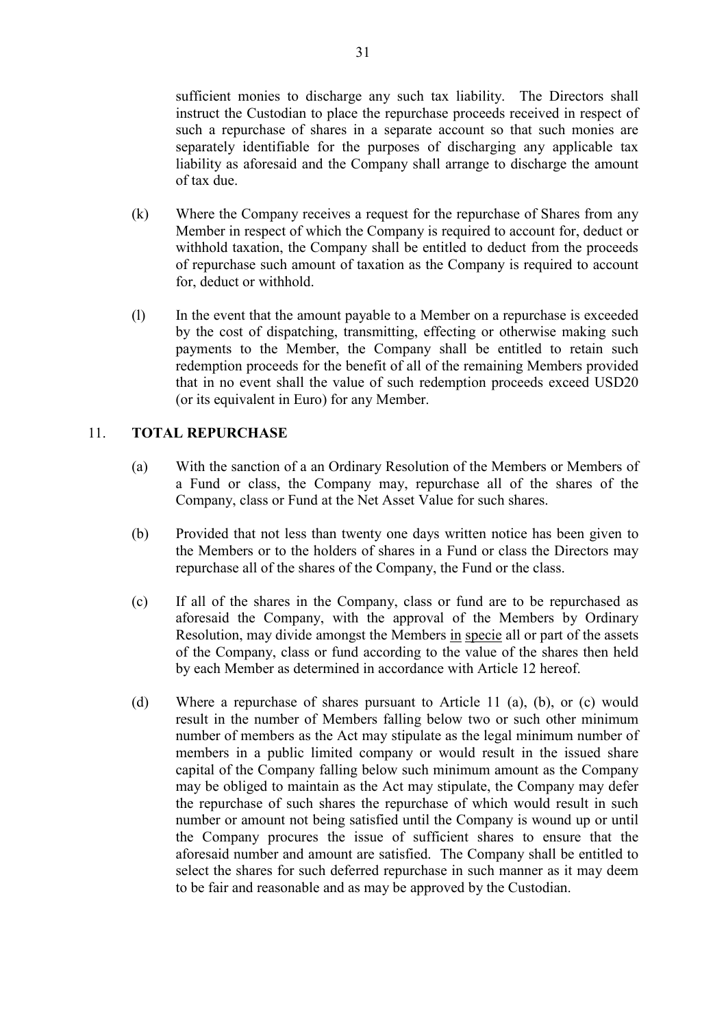sufficient monies to discharge any such tax liability. The Directors shall instruct the Custodian to place the repurchase proceeds received in respect of such a repurchase of shares in a separate account so that such monies are separately identifiable for the purposes of discharging any applicable tax liability as aforesaid and the Company shall arrange to discharge the amount of tax due.

(k) Where the Company receives a request for the repurchase of Shares from any Member in respect of which the Company is required to account for, deduct or withhold taxation, the Company shall be entitled to deduct from the proceeds of repurchase such amount of taxation as the Company is required to account for, deduct or withhold.

(l) In the event that the amount payable to a Member on a repurchase is exceeded by the cost of dispatching, transmitting, effecting or otherwise making such payments to the Member, the Company shall be entitled to retain such redemption proceeds for the benefit of all of the remaining Members provided that in no event shall the value of such redemption proceeds exceed USD20 (or its equivalent in Euro) for any Member.

## 11. TOTAL REPURCHASE

(a) With the sanction of a an Ordinary Resolution of the Members or Members of a Fund or class, the Company may, repurchase all of the shares of the Company, class or Fund at the Net Asset Value for such shares.

(b) Provided that not less than twenty one days written notice has been given to the Members or to the holders of shares in a Fund or class the Directors may repurchase all of the shares of the Company, the Fund or the class.

(c) If all of the shares in the Company, class or fund are to be repurchased as aforesaid the Company, with the approval of the Members by Ordinary Resolution, may divide amongst the Members in specie all or part of the assets of the Company, class or fund according to the value of the shares then held by each Member as determined in accordance with Article 12 hereof.

(d) Where a repurchase of shares pursuant to Article 11 (a), (b), or (c) would result in the number of Members falling below two or such other minimum number of members as the Act may stipulate as the legal minimum number of members in a public limited company or would result in the issued share capital of the Company falling below such minimum amount as the Company may be obliged to maintain as the Act may stipulate, the Company may defer the repurchase of such shares the repurchase of which would result in such number or amount not being satisfied until the Company is wound up or until the Company procures the issue of sufficient shares to ensure that the aforesaid number and amount are satisfied. The Company shall be entitled to select the shares for such deferred repurchase in such manner as it may deem to be fair and reasonable and as may be approved by the Custodian.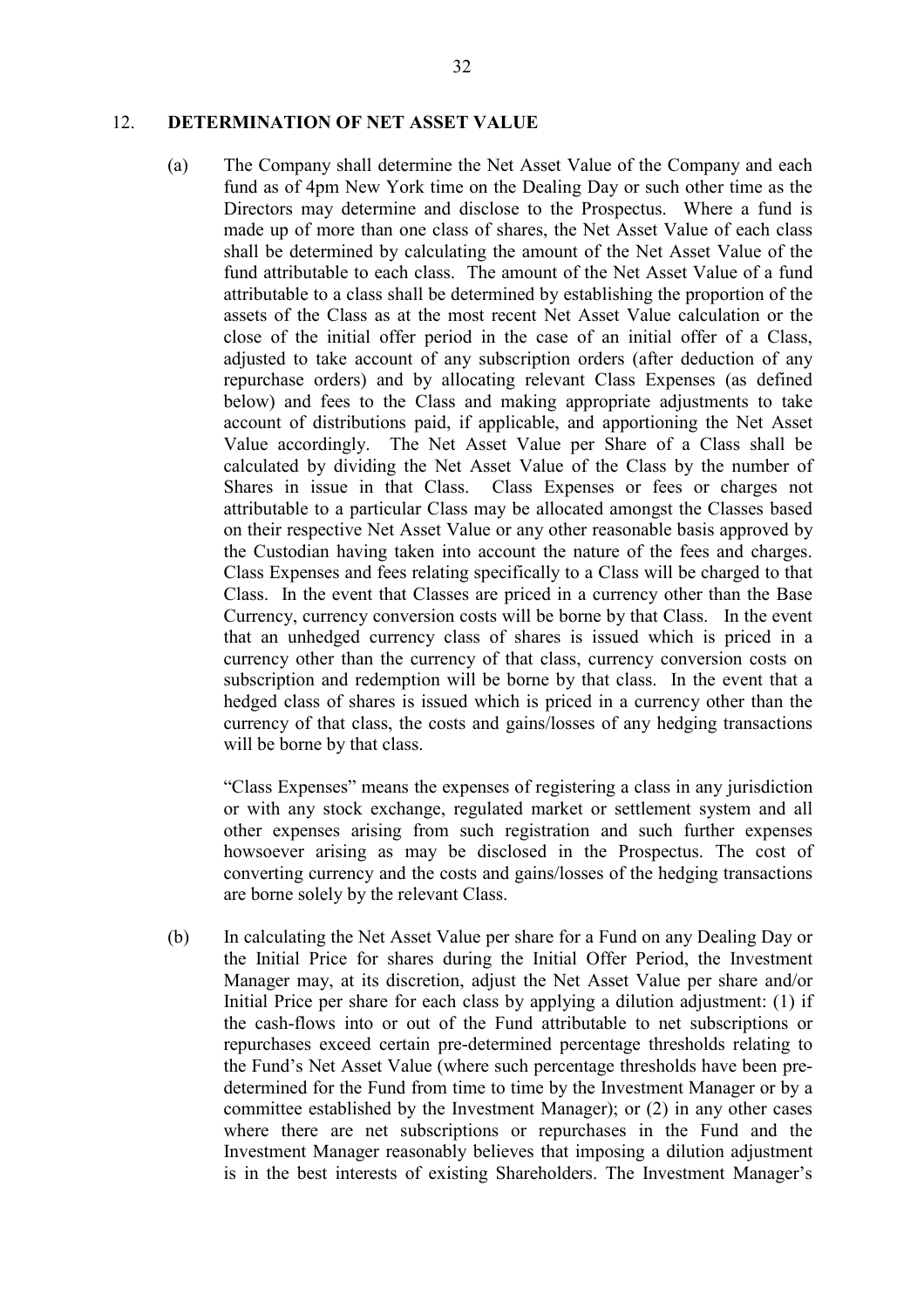## 12. DETERMINATION OF NET ASSET VALUE

(a) The Company shall determine the Net Asset Value of the Company and each fund as of 4pm New York time on the Dealing Day or such other time as the Directors may determine and disclose to the Prospectus. Where a fund is made up of more than one class of shares, the Net Asset Value of each class shall be determined by calculating the amount of the Net Asset Value of the fund attributable to each class. The amount of the Net Asset Value of a fund attributable to a class shall be determined by establishing the proportion of the assets of the Class as at the most recent Net Asset Value calculation or the close of the initial offer period in the case of an initial offer of a Class, adjusted to take account of any subscription orders (after deduction of any repurchase orders) and by allocating relevant Class Expenses (as defined below) and fees to the Class and making appropriate adjustments to take account of distributions paid, if applicable, and apportioning the Net Asset Value accordingly. The Net Asset Value per Share of a Class shall be calculated by dividing the Net Asset Value of the Class by the number of Shares in issue in that Class. Class Expenses or fees or charges not attributable to a particular Class may be allocated amongst the Classes based on their respective Net Asset Value or any other reasonable basis approved by the Custodian having taken into account the nature of the fees and charges. Class Expenses and fees relating specifically to a Class will be charged to that Class. In the event that Classes are priced in a currency other than the Base Currency, currency conversion costs will be borne by that Class. In the event that an unhedged currency class of shares is issued which is priced in a currency other than the currency of that class, currency conversion costs on subscription and redemption will be borne by that class. In the event that a hedged class of shares is issued which is priced in a currency other than the currency of that class, the costs and gains/losses of any hedging transactions will be borne by that class.

"Class Expenses" means the expenses of registering a class in any jurisdiction or with any stock exchange, regulated market or settlement system and all other expenses arising from such registration and such further expenses howsoever arising as may be disclosed in the Prospectus. The cost of converting currency and the costs and gains/losses of the hedging transactions are borne solely by the relevant Class.

(b) In calculating the Net Asset Value per share for a Fund on any Dealing Day or the Initial Price for shares during the Initial Offer Period, the Investment Manager may, at its discretion, adjust the Net Asset Value per share and/or Initial Price per share for each class by applying a dilution adjustment: (1) if the cash-flows into or out of the Fund attributable to net subscriptions or repurchases exceed certain pre-determined percentage thresholds relating to the Fund's Net Asset Value (where such percentage thresholds have been pre-determined for the Fund from time to time by the Investment Manager or by a committee established by the Investment Manager); or (2) in any other cases where there are net subscriptions or repurchases in the Fund and the Investment Manager reasonably believes that imposing a dilution adjustment is in the best interests of existing Shareholders. The Investment Manager's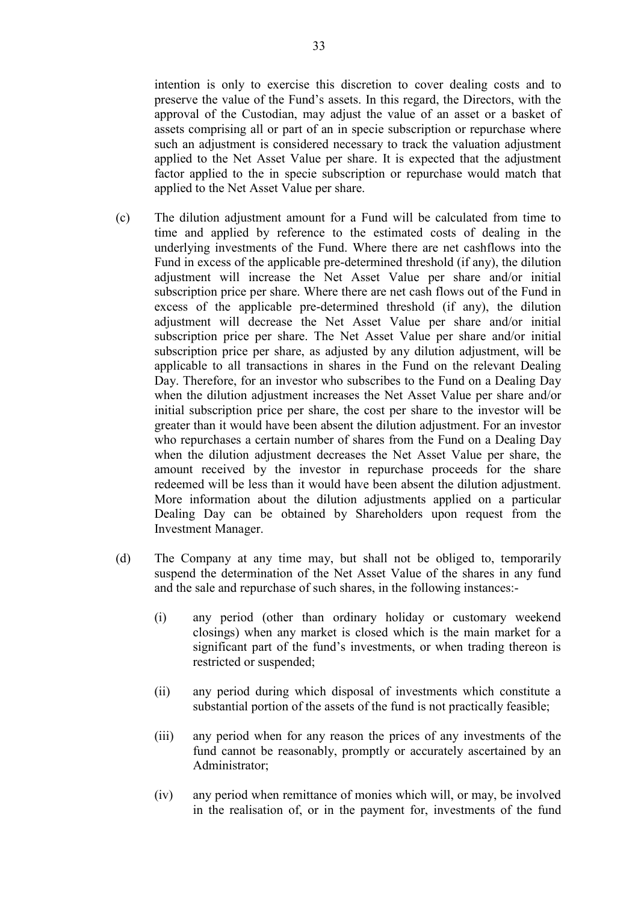intention is only to exercise this discretion to cover dealing costs and to preserve the value of the Fund's assets. In this regard, the Directors, with the approval of the Custodian, may adjust the value of an asset or a basket of assets comprising all or part of an in specie subscription or repurchase where such an adjustment is considered necessary to track the valuation adjustment applied to the Net Asset Value per share. It is expected that the adjustment factor applied to the in specie subscription or repurchase would match that applied to the Net Asset Value per share.

(c) The dilution adjustment amount for a Fund will be calculated from time to time and applied by reference to the estimated costs of dealing in the underlying investments of the Fund. Where there are net cashflows into the Fund in excess of the applicable pre-determined threshold (if any), the dilution adjustment will increase the Net Asset Value per share and/or initial subscription price per share. Where there are net cash flows out of the Fund in excess of the applicable pre-determined threshold (if any), the dilution adjustment will decrease the Net Asset Value per share and/or initial subscription price per share. The Net Asset Value per share and/or initial subscription price per share, as adjusted by any dilution adjustment, will be applicable to all transactions in shares in the Fund on the relevant Dealing Day. Therefore, for an investor who subscribes to the Fund on a Dealing Day when the dilution adjustment increases the Net Asset Value per share and/or initial subscription price per share, the cost per share to the investor will be greater than it would have been absent the dilution adjustment. For an investor who repurchases a certain number of shares from the Fund on a Dealing Day when the dilution adjustment decreases the Net Asset Value per share, the amount received by the investor in repurchase proceeds for the share redeemed will be less than it would have been absent the dilution adjustment. More information about the dilution adjustments applied on a particular Dealing Day can be obtained by Shareholders upon request from the Investment Manager.

(d) The Company at any time may, but shall not be obliged to, temporarily suspend the determination of the Net Asset Value of the shares in any fund and the sale and repurchase of such shares, in the following instances:-

  (i) any period (other than ordinary holiday or customary weekend closings) when any market is closed which is the main market for a significant part of the fund's investments, or when trading thereon is restricted or suspended;

  (ii) any period during which disposal of investments which constitute a substantial portion of the assets of the fund is not practically feasible;

  (iii) any period when for any reason the prices of any investments of the fund cannot be reasonably, promptly or accurately ascertained by an Administrator;

  (iv) any period when remittance of monies which will, or may, be involved in the realisation of, or in the payment for, investments of the fund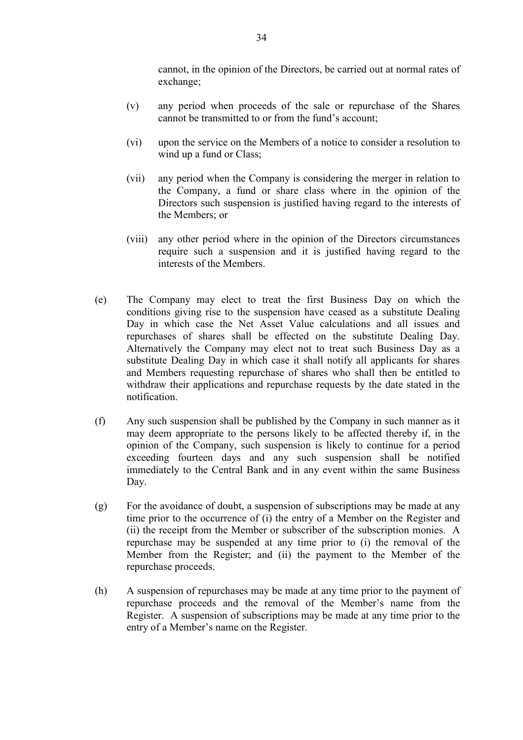cannot, in the opinion of the Directors, be carried out at normal rates of exchange;

(v) any period when proceeds of the sale or repurchase of the Shares cannot be transmitted to or from the fund's account;

(vi) upon the service on the Members of a notice to consider a resolution to wind up a fund or Class;

(vii) any period when the Company is considering the merger in relation to the Company, a fund or share class where in the opinion of the Directors such suspension is justified having regard to the interests of the Members; or

(viii) any other period where in the opinion of the Directors circumstances require such a suspension and it is justified having regard to the interests of the Members.

(e) The Company may elect to treat the first Business Day on which the conditions giving rise to the suspension have ceased as a substitute Dealing Day in which case the Net Asset Value calculations and all issues and repurchases of shares shall be effected on the substitute Dealing Day. Alternatively the Company may elect not to treat such Business Day as a substitute Dealing Day in which case it shall notify all applicants for shares and Members requesting repurchase of shares who shall then be entitled to withdraw their applications and repurchase requests by the date stated in the notification.

(f) Any such suspension shall be published by the Company in such manner as it may deem appropriate to the persons likely to be affected thereby if, in the opinion of the Company, such suspension is likely to continue for a period exceeding fourteen days and any such suspension shall be notified immediately to the Central Bank and in any event within the same Business Day.

(g) For the avoidance of doubt, a suspension of subscriptions may be made at any time prior to the occurrence of (i) the entry of a Member on the Register and (ii) the receipt from the Member or subscriber of the subscription monies. A repurchase may be suspended at any time prior to (i) the removal of the Member from the Register; and (ii) the payment to the Member of the repurchase proceeds.

(h) A suspension of repurchases may be made at any time prior to the payment of repurchase proceeds and the removal of the Member's name from the Register. A suspension of subscriptions may be made at any time prior to the entry of a Member's name on the Register.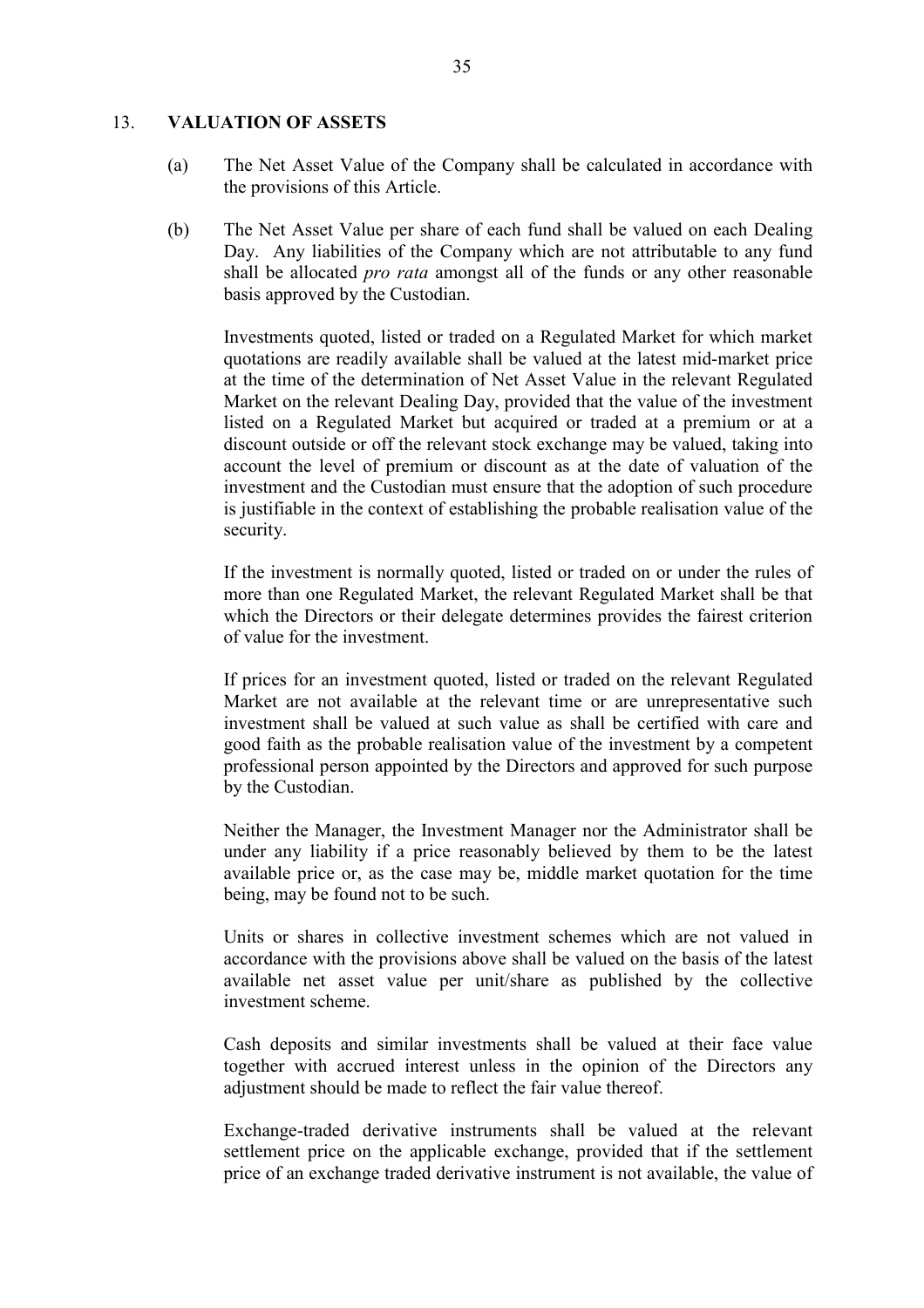## 13. VALUATION OF ASSETS

(a) The Net Asset Value of the Company shall be calculated in accordance with the provisions of this Article.

(b) The Net Asset Value per share of each fund shall be valued on each Dealing Day. Any liabilities of the Company which are not attributable to any fund shall be allocated *pro rata* amongst all of the funds or any other reasonable basis approved by the Custodian.

Investments quoted, listed or traded on a Regulated Market for which market quotations are readily available shall be valued at the latest mid-market price at the time of the determination of Net Asset Value in the relevant Regulated Market on the relevant Dealing Day, provided that the value of the investment listed on a Regulated Market but acquired or traded at a premium or at a discount outside or off the relevant stock exchange may be valued, taking into account the level of premium or discount as at the date of valuation of the investment and the Custodian must ensure that the adoption of such procedure is justifiable in the context of establishing the probable realisation value of the security.

If the investment is normally quoted, listed or traded on or under the rules of more than one Regulated Market, the relevant Regulated Market shall be that which the Directors or their delegate determines provides the fairest criterion of value for the investment.

If prices for an investment quoted, listed or traded on the relevant Regulated Market are not available at the relevant time or are unrepresentative such investment shall be valued at such value as shall be certified with care and good faith as the probable realisation value of the investment by a competent professional person appointed by the Directors and approved for such purpose by the Custodian.

Neither the Manager, the Investment Manager nor the Administrator shall be under any liability if a price reasonably believed by them to be the latest available price or, as the case may be, middle market quotation for the time being, may be found not to be such.

Units or shares in collective investment schemes which are not valued in accordance with the provisions above shall be valued on the basis of the latest available net asset value per unit/share as published by the collective investment scheme.

Cash deposits and similar investments shall be valued at their face value together with accrued interest unless in the opinion of the Directors any adjustment should be made to reflect the fair value thereof.

Exchange-traded derivative instruments shall be valued at the relevant settlement price on the applicable exchange, provided that if the settlement price of an exchange traded derivative instrument is not available, the value of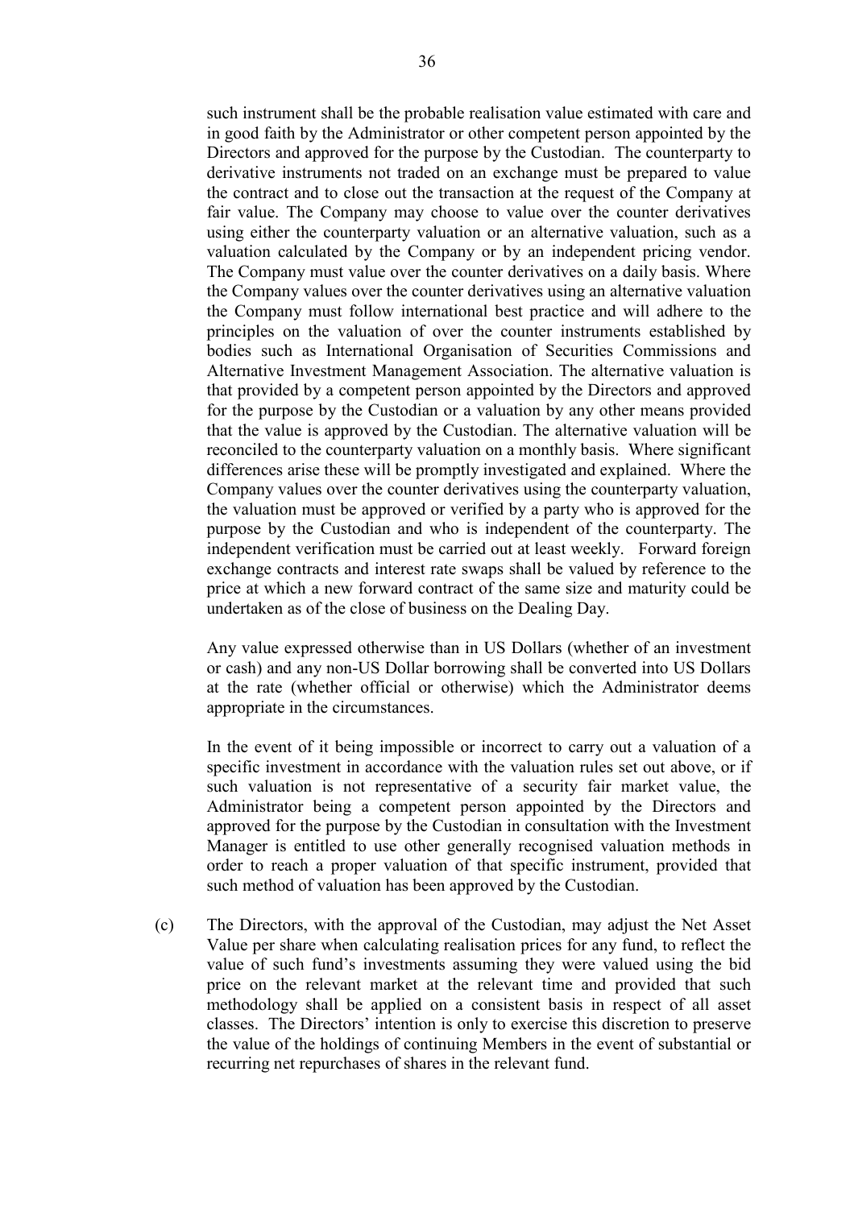such instrument shall be the probable realisation value estimated with care and in good faith by the Administrator or other competent person appointed by the Directors and approved for the purpose by the Custodian. The counterparty to derivative instruments not traded on an exchange must be prepared to value the contract and to close out the transaction at the request of the Company at fair value. The Company may choose to value over the counter derivatives using either the counterparty valuation or an alternative valuation, such as a valuation calculated by the Company or by an independent pricing vendor. The Company must value over the counter derivatives on a daily basis. Where the Company values over the counter derivatives using an alternative valuation the Company must follow international best practice and will adhere to the principles on the valuation of over the counter instruments established by bodies such as International Organisation of Securities Commissions and Alternative Investment Management Association. The alternative valuation is that provided by a competent person appointed by the Directors and approved for the purpose by the Custodian or a valuation by any other means provided that the value is approved by the Custodian. The alternative valuation will be reconciled to the counterparty valuation on a monthly basis. Where significant differences arise these will be promptly investigated and explained. Where the Company values over the counter derivatives using the counterparty valuation, the valuation must be approved or verified by a party who is approved for the purpose by the Custodian and who is independent of the counterparty. The independent verification must be carried out at least weekly. Forward foreign exchange contracts and interest rate swaps shall be valued by reference to the price at which a new forward contract of the same size and maturity could be undertaken as of the close of business on the Dealing Day.

Any value expressed otherwise than in US Dollars (whether of an investment or cash) and any non-US Dollar borrowing shall be converted into US Dollars at the rate (whether official or otherwise) which the Administrator deems appropriate in the circumstances.

In the event of it being impossible or incorrect to carry out a valuation of a specific investment in accordance with the valuation rules set out above, or if such valuation is not representative of a security fair market value, the Administrator being a competent person appointed by the Directors and approved for the purpose by the Custodian in consultation with the Investment Manager is entitled to use other generally recognised valuation methods in order to reach a proper valuation of that specific instrument, provided that such method of valuation has been approved by the Custodian.

(c) The Directors, with the approval of the Custodian, may adjust the Net Asset Value per share when calculating realisation prices for any fund, to reflect the value of such fund's investments assuming they were valued using the bid price on the relevant market at the relevant time and provided that such methodology shall be applied on a consistent basis in respect of all asset classes. The Directors' intention is only to exercise this discretion to preserve the value of the holdings of continuing Members in the event of substantial or recurring net repurchases of shares in the relevant fund.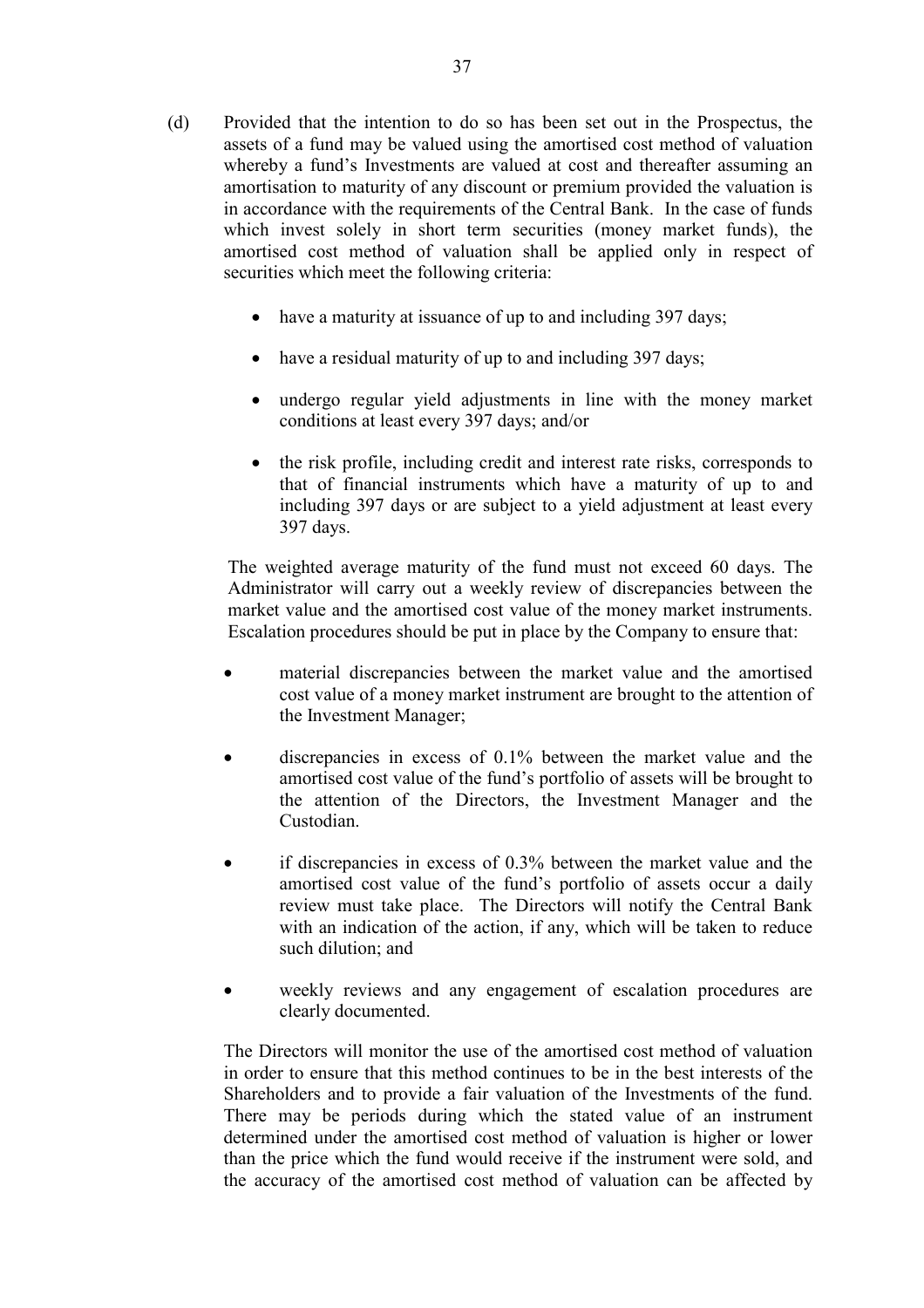(d) Provided that the intention to do so has been set out in the Prospectus, the assets of a fund may be valued using the amortised cost method of valuation whereby a fund's Investments are valued at cost and thereafter assuming an amortisation to maturity of any discount or premium provided the valuation is in accordance with the requirements of the Central Bank. In the case of funds which invest solely in short term securities (money market funds), the amortised cost method of valuation shall be applied only in respect of securities which meet the following criteria:

- have a maturity at issuance of up to and including 397 days;
- have a residual maturity of up to and including 397 days;
- undergo regular yield adjustments in line with the money market conditions at least every 397 days; and/or
- the risk profile, including credit and interest rate risks, corresponds to that of financial instruments which have a maturity of up to and including 397 days or are subject to a yield adjustment at least every 397 days.

The weighted average maturity of the fund must not exceed 60 days. The Administrator will carry out a weekly review of discrepancies between the market value and the amortised cost value of the money market instruments. Escalation procedures should be put in place by the Company to ensure that:

- material discrepancies between the market value and the amortised cost value of a money market instrument are brought to the attention of the Investment Manager;
- discrepancies in excess of 0.1% between the market value and the amortised cost value of the fund's portfolio of assets will be brought to the attention of the Directors, the Investment Manager and the Custodian.
- if discrepancies in excess of 0.3% between the market value and the amortised cost value of the fund's portfolio of assets occur a daily review must take place. The Directors will notify the Central Bank with an indication of the action, if any, which will be taken to reduce such dilution; and
- weekly reviews and any engagement of escalation procedures are clearly documented.

The Directors will monitor the use of the amortised cost method of valuation in order to ensure that this method continues to be in the best interests of the Shareholders and to provide a fair valuation of the Investments of the fund. There may be periods during which the stated value of an instrument determined under the amortised cost method of valuation is higher or lower than the price which the fund would receive if the instrument were sold, and the accuracy of the amortised cost method of valuation can be affected by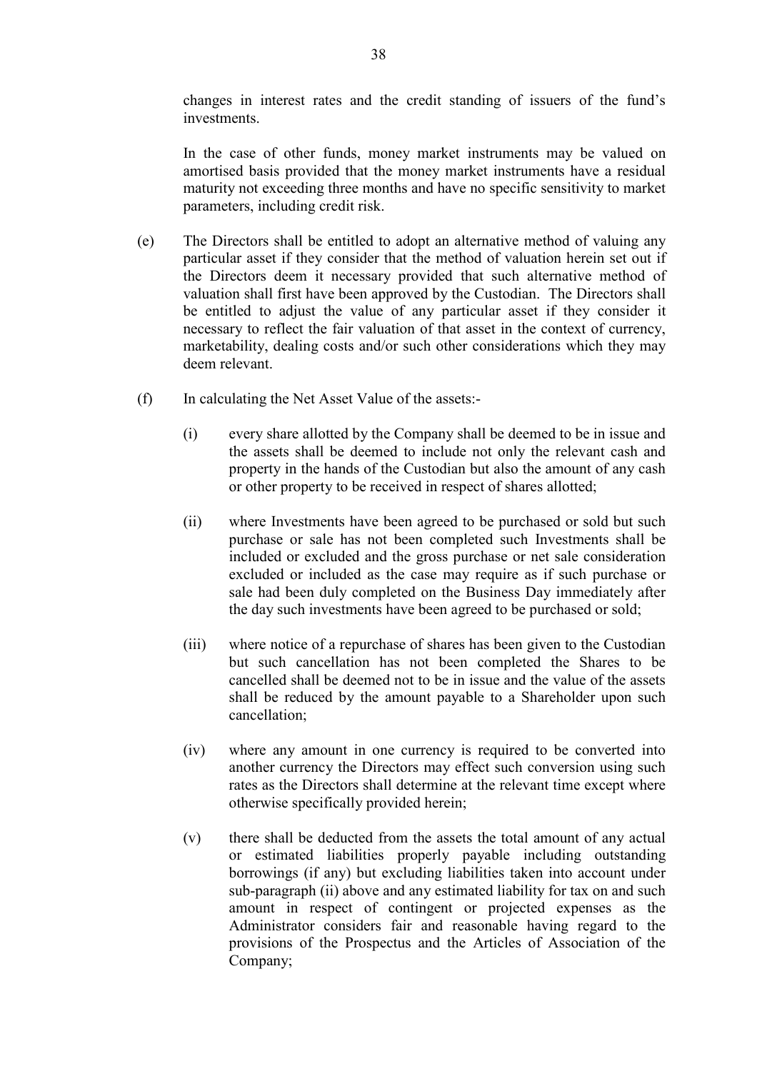changes in interest rates and the credit standing of issuers of the fund's investments.

In the case of other funds, money market instruments may be valued on amortised basis provided that the money market instruments have a residual maturity not exceeding three months and have no specific sensitivity to market parameters, including credit risk.

(e) The Directors shall be entitled to adopt an alternative method of valuing any particular asset if they consider that the method of valuation herein set out if the Directors deem it necessary provided that such alternative method of valuation shall first have been approved by the Custodian. The Directors shall be entitled to adjust the value of any particular asset if they consider it necessary to reflect the fair valuation of that asset in the context of currency, marketability, dealing costs and/or such other considerations which they may deem relevant.

(f) In calculating the Net Asset Value of the assets:-

(i) every share allotted by the Company shall be deemed to be in issue and the assets shall be deemed to include not only the relevant cash and property in the hands of the Custodian but also the amount of any cash or other property to be received in respect of shares allotted;

(ii) where Investments have been agreed to be purchased or sold but such purchase or sale has not been completed such Investments shall be included or excluded and the gross purchase or net sale consideration excluded or included as the case may require as if such purchase or sale had been duly completed on the Business Day immediately after the day such investments have been agreed to be purchased or sold;

(iii) where notice of a repurchase of shares has been given to the Custodian but such cancellation has not been completed the Shares to be cancelled shall be deemed not to be in issue and the value of the assets shall be reduced by the amount payable to a Shareholder upon such cancellation;

(iv) where any amount in one currency is required to be converted into another currency the Directors may effect such conversion using such rates as the Directors shall determine at the relevant time except where otherwise specifically provided herein;

(v) there shall be deducted from the assets the total amount of any actual or estimated liabilities properly payable including outstanding borrowings (if any) but excluding liabilities taken into account under sub-paragraph (ii) above and any estimated liability for tax on and such amount in respect of contingent or projected expenses as the Administrator considers fair and reasonable having regard to the provisions of the Prospectus and the Articles of Association of the Company;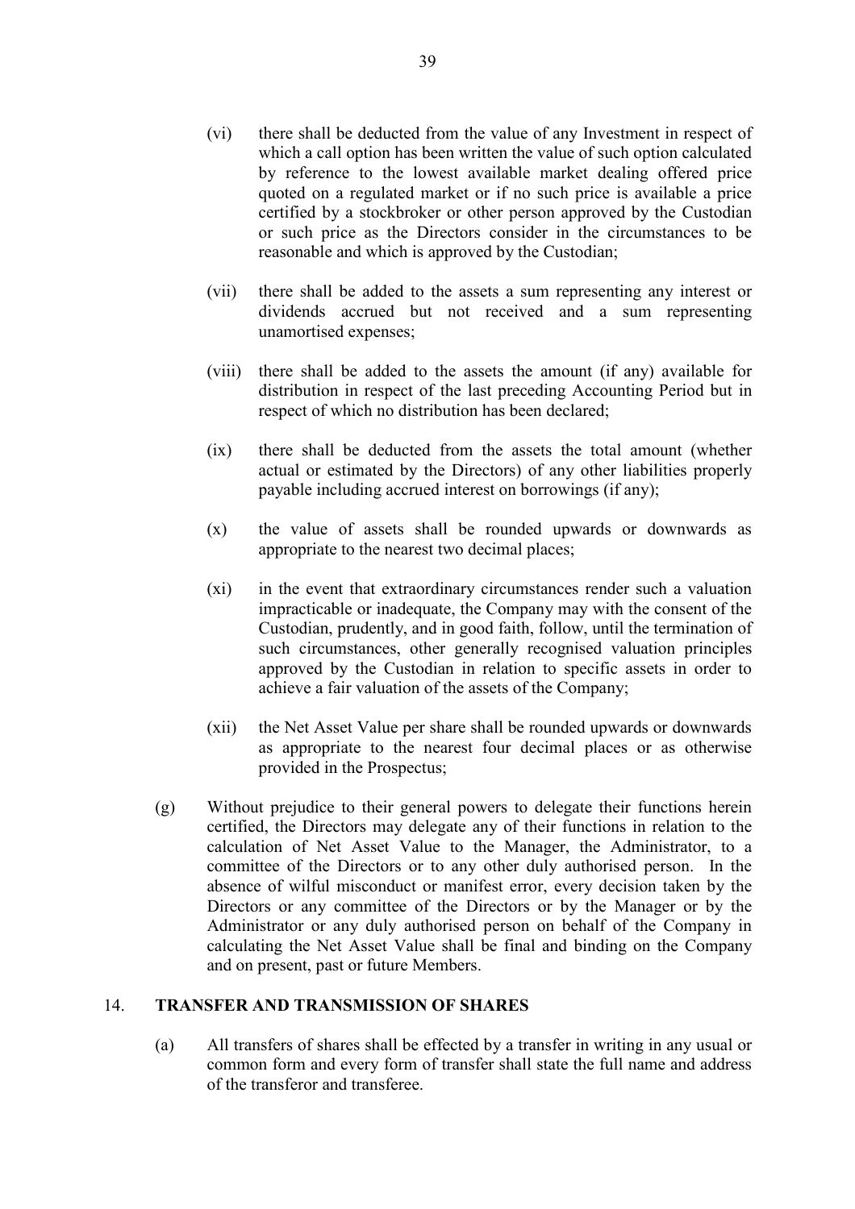(vi) there shall be deducted from the value of any Investment in respect of which a call option has been written the value of such option calculated by reference to the lowest available market dealing offered price quoted on a regulated market or if no such price is available a price certified by a stockbroker or other person approved by the Custodian or such price as the Directors consider in the circumstances to be reasonable and which is approved by the Custodian;

(vii) there shall be added to the assets a sum representing any interest or dividends accrued but not received and a sum representing unamortised expenses;

(viii) there shall be added to the assets the amount (if any) available for distribution in respect of the last preceding Accounting Period but in respect of which no distribution has been declared;

(ix) there shall be deducted from the assets the total amount (whether actual or estimated by the Directors) of any other liabilities properly payable including accrued interest on borrowings (if any);

(x) the value of assets shall be rounded upwards or downwards as appropriate to the nearest two decimal places;

(xi) in the event that extraordinary circumstances render such a valuation impracticable or inadequate, the Company may with the consent of the Custodian, prudently, and in good faith, follow, until the termination of such circumstances, other generally recognised valuation principles approved by the Custodian in relation to specific assets in order to achieve a fair valuation of the assets of the Company;

(xii) the Net Asset Value per share shall be rounded upwards or downwards as appropriate to the nearest four decimal places or as otherwise provided in the Prospectus;

(g) Without prejudice to their general powers to delegate their functions herein certified, the Directors may delegate any of their functions in relation to the calculation of Net Asset Value to the Manager, the Administrator, to a committee of the Directors or to any other duly authorised person. In the absence of wilful misconduct or manifest error, every decision taken by the Directors or any committee of the Directors or by the Manager or by the Administrator or any duly authorised person on behalf of the Company in calculating the Net Asset Value shall be final and binding on the Company and on present, past or future Members.

## 14. TRANSFER AND TRANSMISSION OF SHARES

(a) All transfers of shares shall be effected by a transfer in writing in any usual or common form and every form of transfer shall state the full name and address of the transferor and transferee.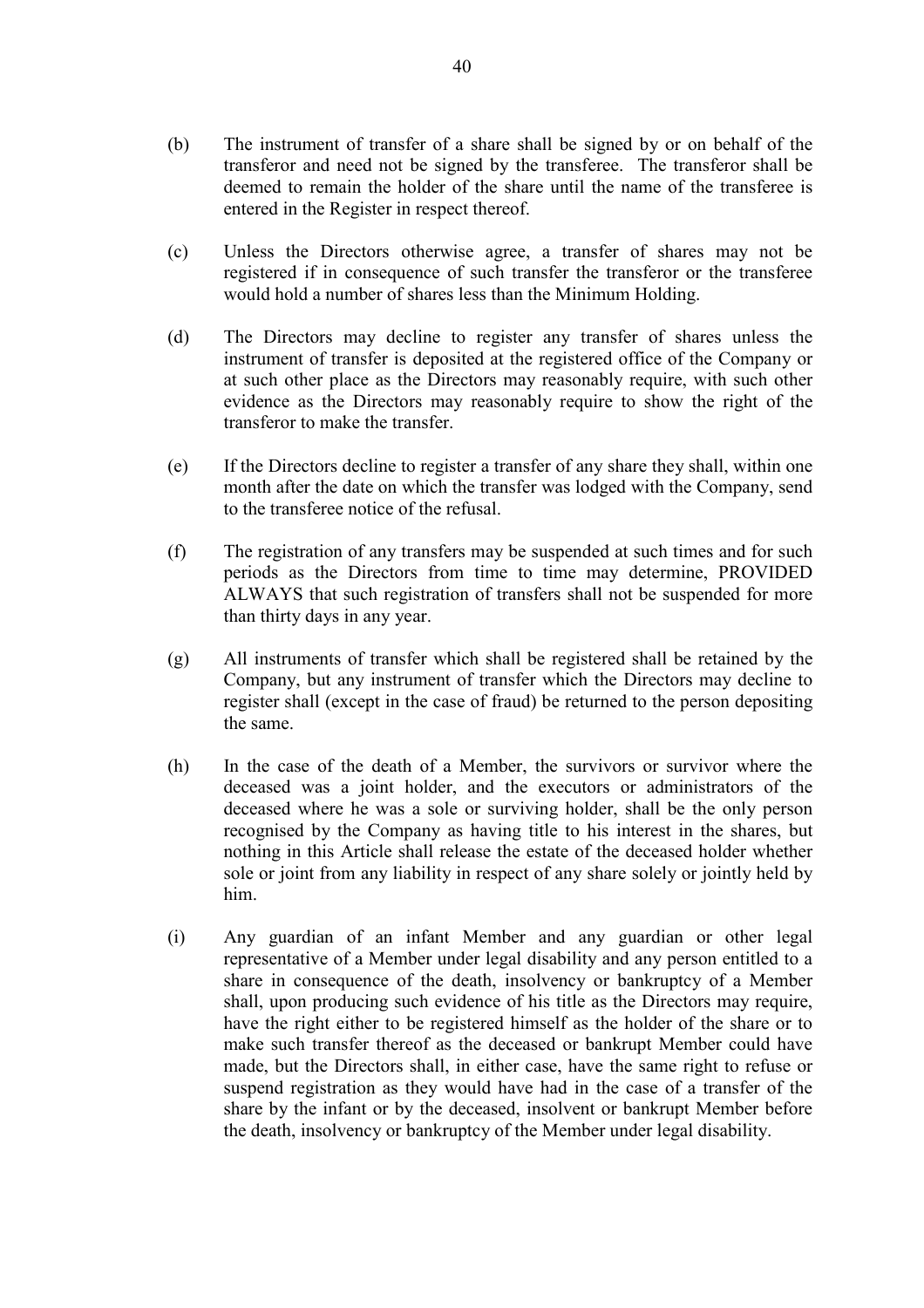(b) The instrument of transfer of a share shall be signed by or on behalf of the transferor and need not be signed by the transferee. The transferor shall be deemed to remain the holder of the share until the name of the transferee is entered in the Register in respect thereof.

(c) Unless the Directors otherwise agree, a transfer of shares may not be registered if in consequence of such transfer the transferor or the transferee would hold a number of shares less than the Minimum Holding.

(d) The Directors may decline to register any transfer of shares unless the instrument of transfer is deposited at the registered office of the Company or at such other place as the Directors may reasonably require, with such other evidence as the Directors may reasonably require to show the right of the transferor to make the transfer.

(e) If the Directors decline to register a transfer of any share they shall, within one month after the date on which the transfer was lodged with the Company, send to the transferee notice of the refusal.

(f) The registration of any transfers may be suspended at such times and for such periods as the Directors from time to time may determine, PROVIDED ALWAYS that such registration of transfers shall not be suspended for more than thirty days in any year.

(g) All instruments of transfer which shall be registered shall be retained by the Company, but any instrument of transfer which the Directors may decline to register shall (except in the case of fraud) be returned to the person depositing the same.

(h) In the case of the death of a Member, the survivors or survivor where the deceased was a joint holder, and the executors or administrators of the deceased where he was a sole or surviving holder, shall be the only person recognised by the Company as having title to his interest in the shares, but nothing in this Article shall release the estate of the deceased holder whether sole or joint from any liability in respect of any share solely or jointly held by him.

(i) Any guardian of an infant Member and any guardian or other legal representative of a Member under legal disability and any person entitled to a share in consequence of the death, insolvency or bankruptcy of a Member shall, upon producing such evidence of his title as the Directors may require, have the right either to be registered himself as the holder of the share or to make such transfer thereof as the deceased or bankrupt Member could have made, but the Directors shall, in either case, have the same right to refuse or suspend registration as they would have had in the case of a transfer of the share by the infant or by the deceased, insolvent or bankrupt Member before the death, insolvency or bankruptcy of the Member under legal disability.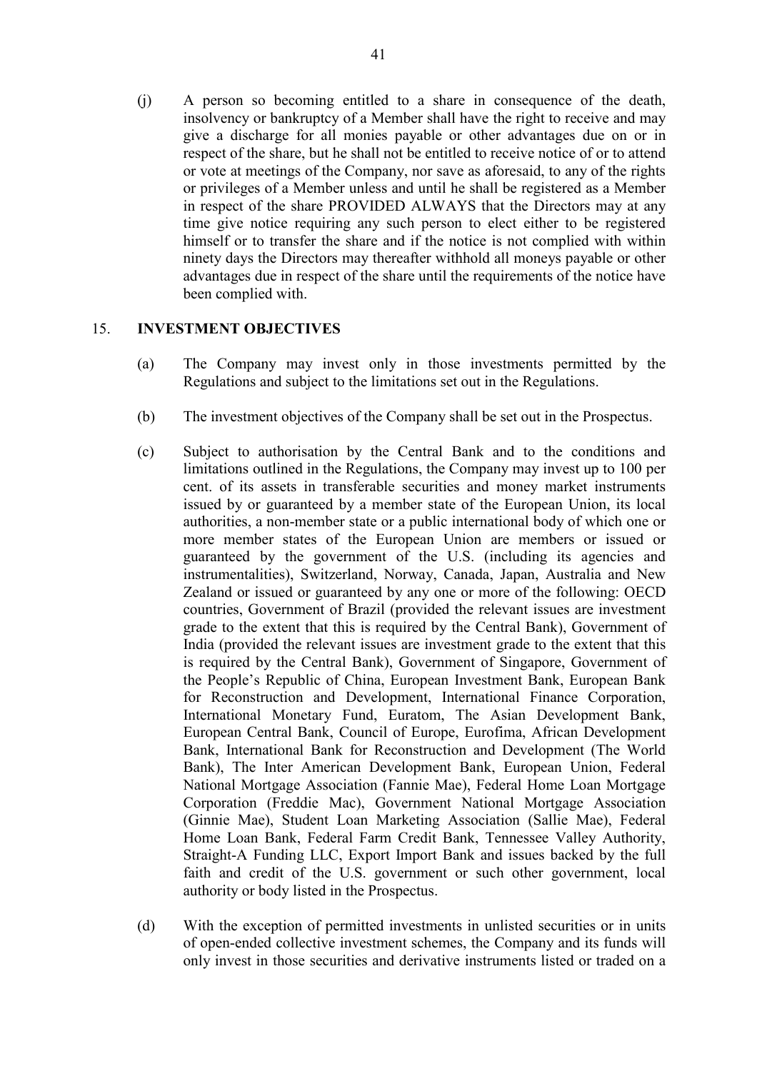(j) A person so becoming entitled to a share in consequence of the death, insolvency or bankruptcy of a Member shall have the right to receive and may give a discharge for all monies payable or other advantages due on or in respect of the share, but he shall not be entitled to receive notice of or to attend or vote at meetings of the Company, nor save as aforesaid, to any of the rights or privileges of a Member unless and until he shall be registered as a Member in respect of the share PROVIDED ALWAYS that the Directors may at any time give notice requiring any such person to elect either to be registered himself or to transfer the share and if the notice is not complied with within ninety days the Directors may thereafter withhold all moneys payable or other advantages due in respect of the share until the requirements of the notice have been complied with.

## 15. INVESTMENT OBJECTIVES

(a) The Company may invest only in those investments permitted by the Regulations and subject to the limitations set out in the Regulations.

(b) The investment objectives of the Company shall be set out in the Prospectus.

(c) Subject to authorisation by the Central Bank and to the conditions and limitations outlined in the Regulations, the Company may invest up to 100 per cent. of its assets in transferable securities and money market instruments issued by or guaranteed by a member state of the European Union, its local authorities, a non-member state or a public international body of which one or more member states of the European Union are members or issued or guaranteed by the government of the U.S. (including its agencies and instrumentalities), Switzerland, Norway, Canada, Japan, Australia and New Zealand or issued or guaranteed by any one or more of the following: OECD countries, Government of Brazil (provided the relevant issues are investment grade to the extent that this is required by the Central Bank), Government of India (provided the relevant issues are investment grade to the extent that this is required by the Central Bank), Government of Singapore, Government of the People's Republic of China, European Investment Bank, European Bank for Reconstruction and Development, International Finance Corporation, International Monetary Fund, Euratom, The Asian Development Bank, European Central Bank, Council of Europe, Eurofima, African Development Bank, International Bank for Reconstruction and Development (The World Bank), The Inter American Development Bank, European Union, Federal National Mortgage Association (Fannie Mae), Federal Home Loan Mortgage Corporation (Freddie Mac), Government National Mortgage Association (Ginnie Mae), Student Loan Marketing Association (Sallie Mae), Federal Home Loan Bank, Federal Farm Credit Bank, Tennessee Valley Authority, Straight-A Funding LLC, Export Import Bank and issues backed by the full faith and credit of the U.S. government or such other government, local authority or body listed in the Prospectus.

(d) With the exception of permitted investments in unlisted securities or in units of open-ended collective investment schemes, the Company and its funds will only invest in those securities and derivative instruments listed or traded on a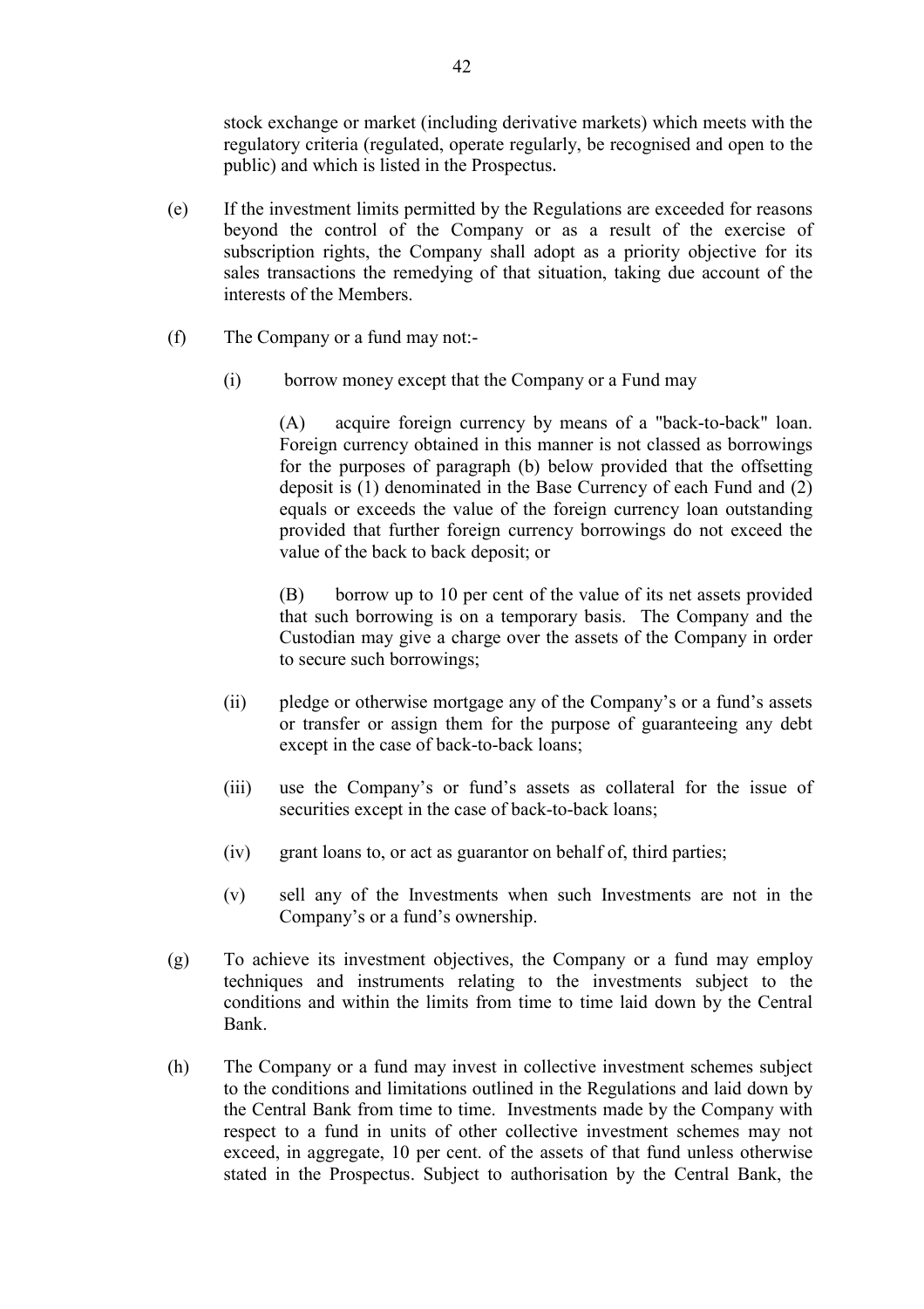stock exchange or market (including derivative markets) which meets with the regulatory criteria (regulated, operate regularly, be recognised and open to the public) and which is listed in the Prospectus.

(e) If the investment limits permitted by the Regulations are exceeded for reasons beyond the control of the Company or as a result of the exercise of subscription rights, the Company shall adopt as a priority objective for its sales transactions the remedying of that situation, taking due account of the interests of the Members.

(f) The Company or a fund may not:-

(i) borrow money except that the Company or a Fund may

(A) acquire foreign currency by means of a "back-to-back" loan. Foreign currency obtained in this manner is not classed as borrowings for the purposes of paragraph (b) below provided that the offsetting deposit is (1) denominated in the Base Currency of each Fund and (2) equals or exceeds the value of the foreign currency loan outstanding provided that further foreign currency borrowings do not exceed the value of the back to back deposit; or

(B) borrow up to 10 per cent of the value of its net assets provided that such borrowing is on a temporary basis. The Company and the Custodian may give a charge over the assets of the Company in order to secure such borrowings;

(ii) pledge or otherwise mortgage any of the Company's or a fund's assets or transfer or assign them for the purpose of guaranteeing any debt except in the case of back-to-back loans;

(iii) use the Company's or fund's assets as collateral for the issue of securities except in the case of back-to-back loans;

(iv) grant loans to, or act as guarantor on behalf of, third parties;

(v) sell any of the Investments when such Investments are not in the Company's or a fund's ownership.

(g) To achieve its investment objectives, the Company or a fund may employ techniques and instruments relating to the investments subject to the conditions and within the limits from time to time laid down by the Central Bank.

(h) The Company or a fund may invest in collective investment schemes subject to the conditions and limitations outlined in the Regulations and laid down by the Central Bank from time to time. Investments made by the Company with respect to a fund in units of other collective investment schemes may not exceed, in aggregate, 10 per cent. of the assets of that fund unless otherwise stated in the Prospectus. Subject to authorisation by the Central Bank, the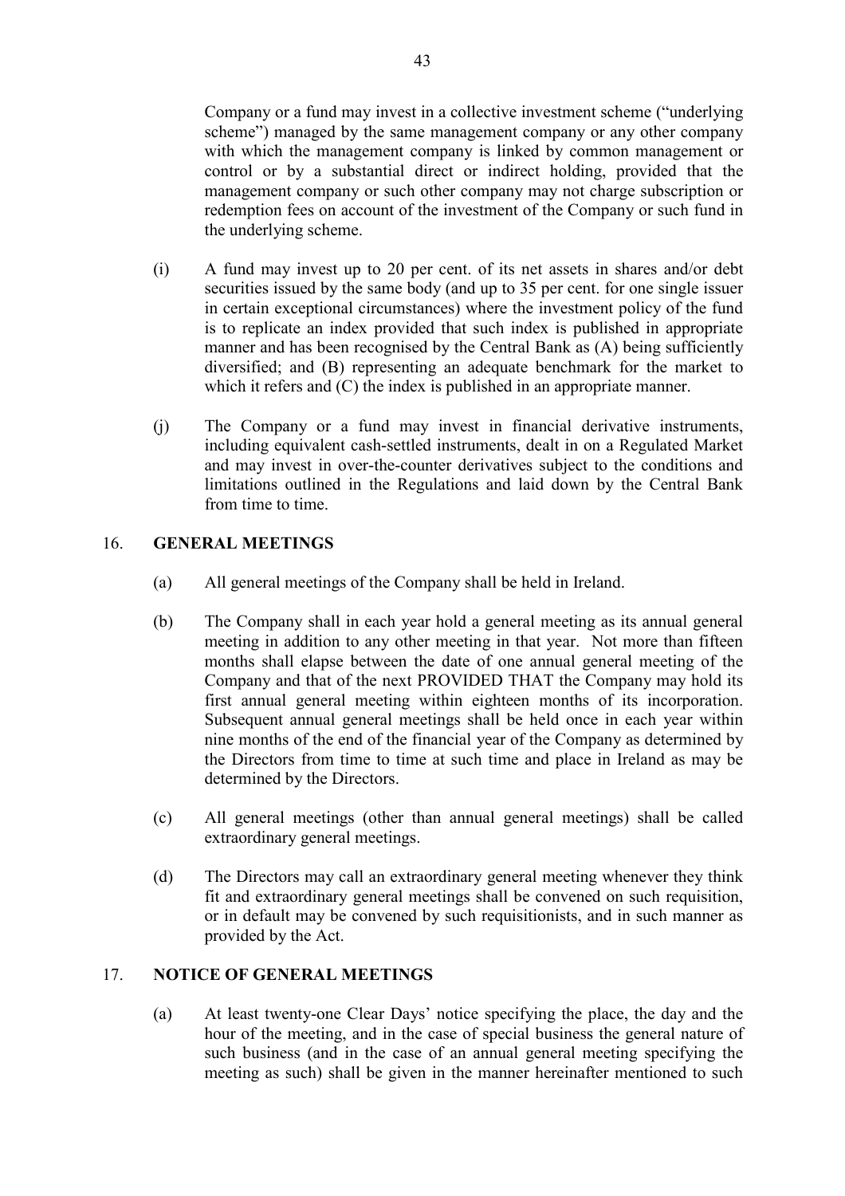Company or a fund may invest in a collective investment scheme ("underlying scheme") managed by the same management company or any other company with which the management company is linked by common management or control or by a substantial direct or indirect holding, provided that the management company or such other company may not charge subscription or redemption fees on account of the investment of the Company or such fund in the underlying scheme.

(i) A fund may invest up to 20 per cent. of its net assets in shares and/or debt securities issued by the same body (and up to 35 per cent. for one single issuer in certain exceptional circumstances) where the investment policy of the fund is to replicate an index provided that such index is published in appropriate manner and has been recognised by the Central Bank as (A) being sufficiently diversified; and (B) representing an adequate benchmark for the market to which it refers and (C) the index is published in an appropriate manner.

(j) The Company or a fund may invest in financial derivative instruments, including equivalent cash-settled instruments, dealt in on a Regulated Market and may invest in over-the-counter derivatives subject to the conditions and limitations outlined in the Regulations and laid down by the Central Bank from time to time.

## 16. GENERAL MEETINGS

(a) All general meetings of the Company shall be held in Ireland.

(b) The Company shall in each year hold a general meeting as its annual general meeting in addition to any other meeting in that year. Not more than fifteen months shall elapse between the date of one annual general meeting of the Company and that of the next PROVIDED THAT the Company may hold its first annual general meeting within eighteen months of its incorporation. Subsequent annual general meetings shall be held once in each year within nine months of the end of the financial year of the Company as determined by the Directors from time to time at such time and place in Ireland as may be determined by the Directors.

(c) All general meetings (other than annual general meetings) shall be called extraordinary general meetings.

(d) The Directors may call an extraordinary general meeting whenever they think fit and extraordinary general meetings shall be convened on such requisition, or in default may be convened by such requisitionists, and in such manner as provided by the Act.

## 17. NOTICE OF GENERAL MEETINGS

(a) At least twenty-one Clear Days' notice specifying the place, the day and the hour of the meeting, and in the case of special business the general nature of such business (and in the case of an annual general meeting specifying the meeting as such) shall be given in the manner hereinafter mentioned to such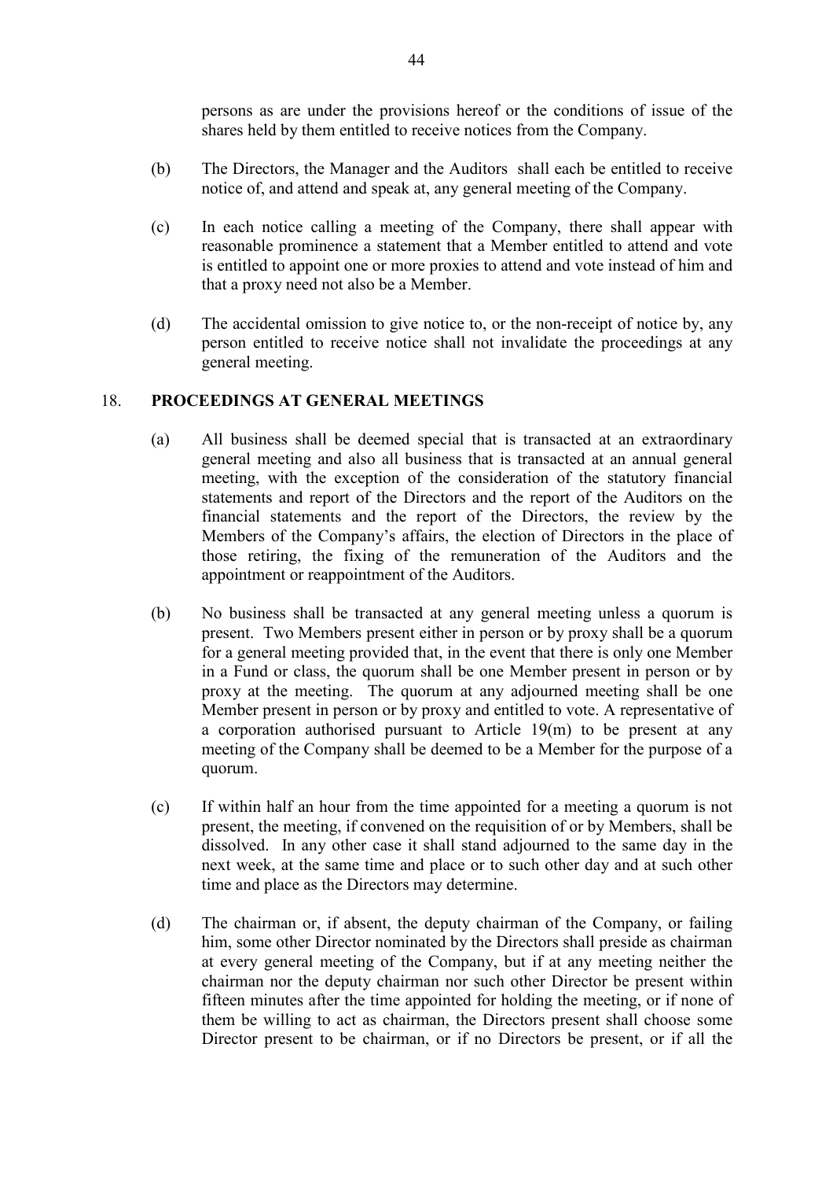persons as are under the provisions hereof or the conditions of issue of the shares held by them entitled to receive notices from the Company.

(b) The Directors, the Manager and the Auditors shall each be entitled to receive notice of, and attend and speak at, any general meeting of the Company.

(c) In each notice calling a meeting of the Company, there shall appear with reasonable prominence a statement that a Member entitled to attend and vote is entitled to appoint one or more proxies to attend and vote instead of him and that a proxy need not also be a Member.

(d) The accidental omission to give notice to, or the non-receipt of notice by, any person entitled to receive notice shall not invalidate the proceedings at any general meeting.

## 18. PROCEEDINGS AT GENERAL MEETINGS

(a) All business shall be deemed special that is transacted at an extraordinary general meeting and also all business that is transacted at an annual general meeting, with the exception of the consideration of the statutory financial statements and report of the Directors and the report of the Auditors on the financial statements and the report of the Directors, the review by the Members of the Company's affairs, the election of Directors in the place of those retiring, the fixing of the remuneration of the Auditors and the appointment or reappointment of the Auditors.

(b) No business shall be transacted at any general meeting unless a quorum is present. Two Members present either in person or by proxy shall be a quorum for a general meeting provided that, in the event that there is only one Member in a Fund or class, the quorum shall be one Member present in person or by proxy at the meeting. The quorum at any adjourned meeting shall be one Member present in person or by proxy and entitled to vote. A representative of a corporation authorised pursuant to Article 19(m) to be present at any meeting of the Company shall be deemed to be a Member for the purpose of a quorum.

(c) If within half an hour from the time appointed for a meeting a quorum is not present, the meeting, if convened on the requisition of or by Members, shall be dissolved. In any other case it shall stand adjourned to the same day in the next week, at the same time and place or to such other day and at such other time and place as the Directors may determine.

(d) The chairman or, if absent, the deputy chairman of the Company, or failing him, some other Director nominated by the Directors shall preside as chairman at every general meeting of the Company, but if at any meeting neither the chairman nor the deputy chairman nor such other Director be present within fifteen minutes after the time appointed for holding the meeting, or if none of them be willing to act as chairman, the Directors present shall choose some Director present to be chairman, or if no Directors be present, or if all the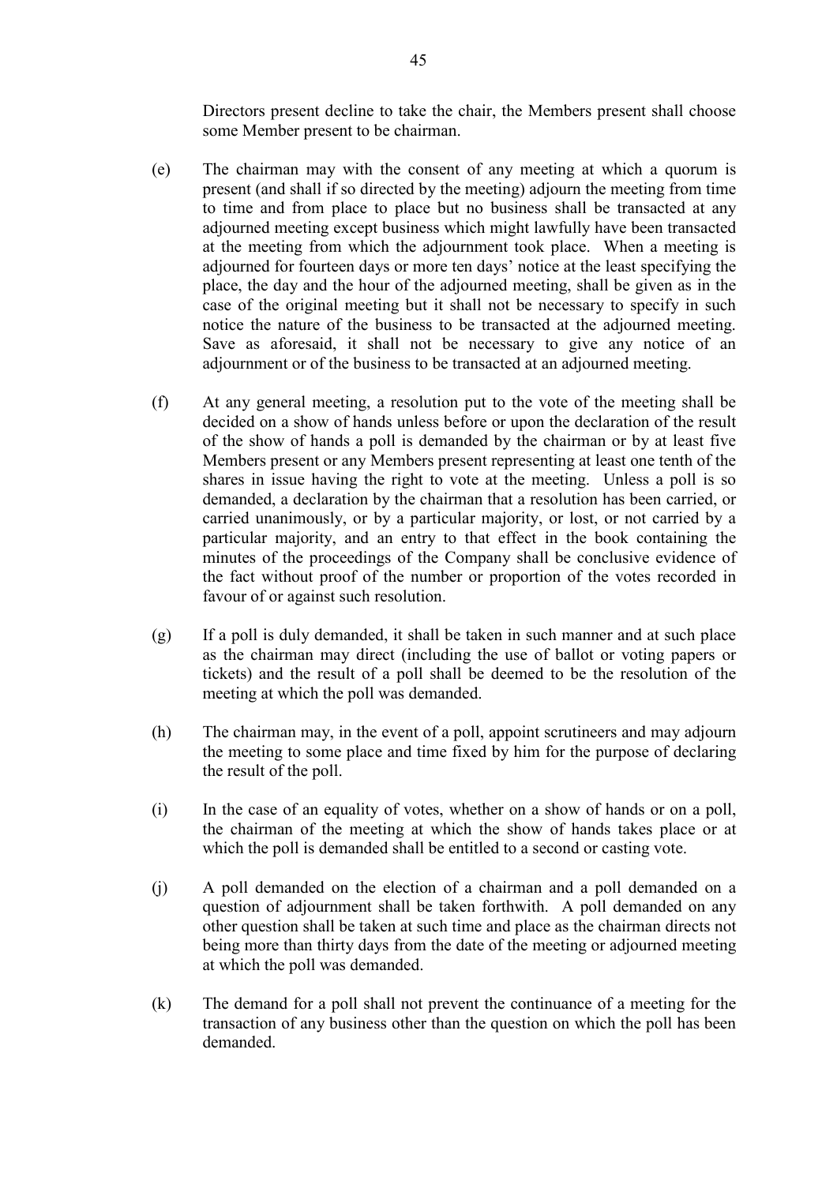Directors present decline to take the chair, the Members present shall choose some Member present to be chairman.

(e) The chairman may with the consent of any meeting at which a quorum is present (and shall if so directed by the meeting) adjourn the meeting from time to time and from place to place but no business shall be transacted at any adjourned meeting except business which might lawfully have been transacted at the meeting from which the adjournment took place. When a meeting is adjourned for fourteen days or more ten days' notice at the least specifying the place, the day and the hour of the adjourned meeting, shall be given as in the case of the original meeting but it shall not be necessary to specify in such notice the nature of the business to be transacted at the adjourned meeting. Save as aforesaid, it shall not be necessary to give any notice of an adjournment or of the business to be transacted at an adjourned meeting.

(f) At any general meeting, a resolution put to the vote of the meeting shall be decided on a show of hands unless before or upon the declaration of the result of the show of hands a poll is demanded by the chairman or by at least five Members present or any Members present representing at least one tenth of the shares in issue having the right to vote at the meeting. Unless a poll is so demanded, a declaration by the chairman that a resolution has been carried, or carried unanimously, or by a particular majority, or lost, or not carried by a particular majority, and an entry to that effect in the book containing the minutes of the proceedings of the Company shall be conclusive evidence of the fact without proof of the number or proportion of the votes recorded in favour of or against such resolution.

(g) If a poll is duly demanded, it shall be taken in such manner and at such place as the chairman may direct (including the use of ballot or voting papers or tickets) and the result of a poll shall be deemed to be the resolution of the meeting at which the poll was demanded.

(h) The chairman may, in the event of a poll, appoint scrutineers and may adjourn the meeting to some place and time fixed by him for the purpose of declaring the result of the poll.

(i) In the case of an equality of votes, whether on a show of hands or on a poll, the chairman of the meeting at which the show of hands takes place or at which the poll is demanded shall be entitled to a second or casting vote.

(j) A poll demanded on the election of a chairman and a poll demanded on a question of adjournment shall be taken forthwith. A poll demanded on any other question shall be taken at such time and place as the chairman directs not being more than thirty days from the date of the meeting or adjourned meeting at which the poll was demanded.

(k) The demand for a poll shall not prevent the continuance of a meeting for the transaction of any business other than the question on which the poll has been demanded.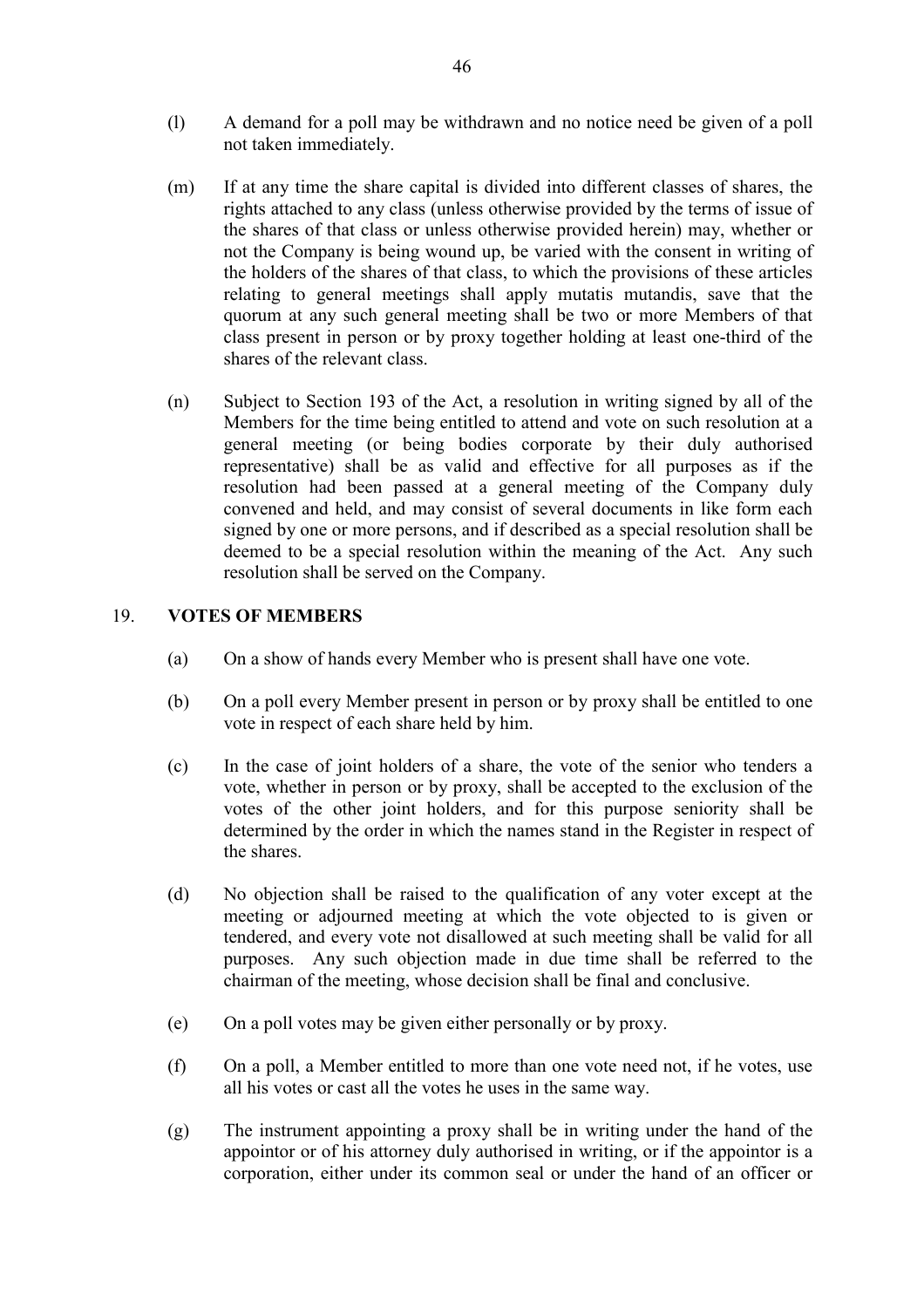(l) A demand for a poll may be withdrawn and no notice need be given of a poll not taken immediately.

(m) If at any time the share capital is divided into different classes of shares, the rights attached to any class (unless otherwise provided by the terms of issue of the shares of that class or unless otherwise provided herein) may, whether or not the Company is being wound up, be varied with the consent in writing of the holders of the shares of that class, to which the provisions of these articles relating to general meetings shall apply mutatis mutandis, save that the quorum at any such general meeting shall be two or more Members of that class present in person or by proxy together holding at least one-third of the shares of the relevant class.

(n) Subject to Section 193 of the Act, a resolution in writing signed by all of the Members for the time being entitled to attend and vote on such resolution at a general meeting (or being bodies corporate by their duly authorised representative) shall be as valid and effective for all purposes as if the resolution had been passed at a general meeting of the Company duly convened and held, and may consist of several documents in like form each signed by one or more persons, and if described as a special resolution shall be deemed to be a special resolution within the meaning of the Act. Any such resolution shall be served on the Company.

## 19. VOTES OF MEMBERS

(a) On a show of hands every Member who is present shall have one vote.

(b) On a poll every Member present in person or by proxy shall be entitled to one vote in respect of each share held by him.

(c) In the case of joint holders of a share, the vote of the senior who tenders a vote, whether in person or by proxy, shall be accepted to the exclusion of the votes of the other joint holders, and for this purpose seniority shall be determined by the order in which the names stand in the Register in respect of the shares.

(d) No objection shall be raised to the qualification of any voter except at the meeting or adjourned meeting at which the vote objected to is given or tendered, and every vote not disallowed at such meeting shall be valid for all purposes. Any such objection made in due time shall be referred to the chairman of the meeting, whose decision shall be final and conclusive.

(e) On a poll votes may be given either personally or by proxy.

(f) On a poll, a Member entitled to more than one vote need not, if he votes, use all his votes or cast all the votes he uses in the same way.

(g) The instrument appointing a proxy shall be in writing under the hand of the appointor or of his attorney duly authorised in writing, or if the appointor is a corporation, either under its common seal or under the hand of an officer or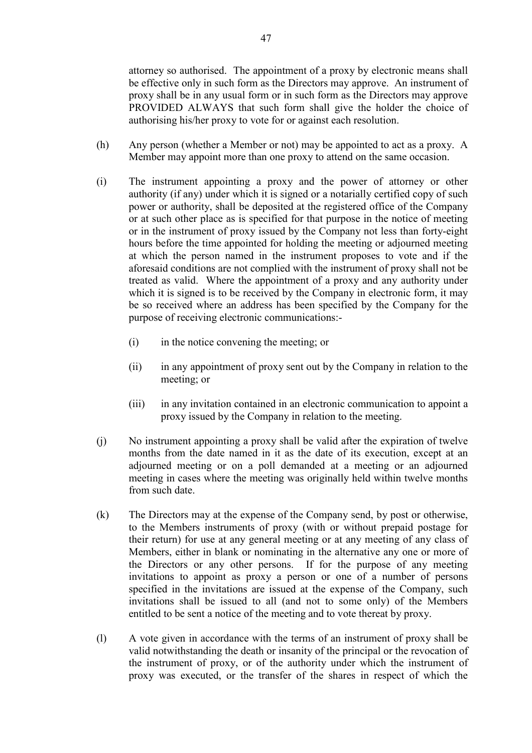attorney so authorised. The appointment of a proxy by electronic means shall be effective only in such form as the Directors may approve. An instrument of proxy shall be in any usual form or in such form as the Directors may approve PROVIDED ALWAYS that such form shall give the holder the choice of authorising his/her proxy to vote for or against each resolution.

(h) Any person (whether a Member or not) may be appointed to act as a proxy. A Member may appoint more than one proxy to attend on the same occasion.

(i) The instrument appointing a proxy and the power of attorney or other authority (if any) under which it is signed or a notarially certified copy of such power or authority, shall be deposited at the registered office of the Company or at such other place as is specified for that purpose in the notice of meeting or in the instrument of proxy issued by the Company not less than forty-eight hours before the time appointed for holding the meeting or adjourned meeting at which the person named in the instrument proposes to vote and if the aforesaid conditions are not complied with the instrument of proxy shall not be treated as valid. Where the appointment of a proxy and any authority under which it is signed is to be received by the Company in electronic form, it may be so received where an address has been specified by the Company for the purpose of receiving electronic communications:-

(i) in the notice convening the meeting; or

(ii) in any appointment of proxy sent out by the Company in relation to the meeting; or

(iii) in any invitation contained in an electronic communication to appoint a proxy issued by the Company in relation to the meeting.

(j) No instrument appointing a proxy shall be valid after the expiration of twelve months from the date named in it as the date of its execution, except at an adjourned meeting or on a poll demanded at a meeting or an adjourned meeting in cases where the meeting was originally held within twelve months from such date.

(k) The Directors may at the expense of the Company send, by post or otherwise, to the Members instruments of proxy (with or without prepaid postage for their return) for use at any general meeting or at any meeting of any class of Members, either in blank or nominating in the alternative any one or more of the Directors or any other persons. If for the purpose of any meeting invitations to appoint as proxy a person or one of a number of persons specified in the invitations are issued at the expense of the Company, such invitations shall be issued to all (and not to some only) of the Members entitled to be sent a notice of the meeting and to vote thereat by proxy.

(l) A vote given in accordance with the terms of an instrument of proxy shall be valid notwithstanding the death or insanity of the principal or the revocation of the instrument of proxy, or of the authority under which the instrument of proxy was executed, or the transfer of the shares in respect of which the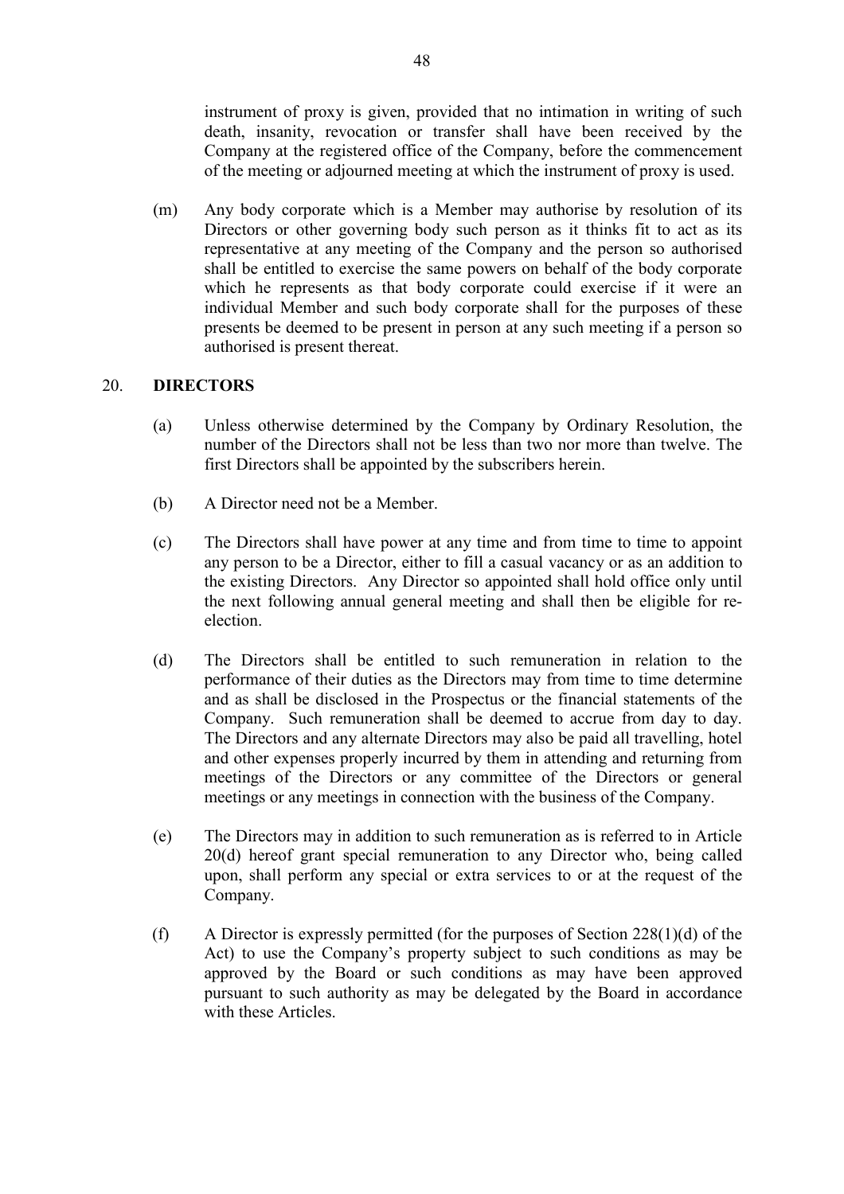instrument of proxy is given, provided that no intimation in writing of such death, insanity, revocation or transfer shall have been received by the Company at the registered office of the Company, before the commencement of the meeting or adjourned meeting at which the instrument of proxy is used.

(m) Any body corporate which is a Member may authorise by resolution of its Directors or other governing body such person as it thinks fit to act as its representative at any meeting of the Company and the person so authorised shall be entitled to exercise the same powers on behalf of the body corporate which he represents as that body corporate could exercise if it were an individual Member and such body corporate shall for the purposes of these presents be deemed to be present in person at any such meeting if a person so authorised is present thereat.

## 20. DIRECTORS

(a) Unless otherwise determined by the Company by Ordinary Resolution, the number of the Directors shall not be less than two nor more than twelve. The first Directors shall be appointed by the subscribers herein.

(b) A Director need not be a Member.

(c) The Directors shall have power at any time and from time to time to appoint any person to be a Director, either to fill a casual vacancy or as an addition to the existing Directors. Any Director so appointed shall hold office only until the next following annual general meeting and shall then be eligible for re-election.

(d) The Directors shall be entitled to such remuneration in relation to the performance of their duties as the Directors may from time to time determine and as shall be disclosed in the Prospectus or the financial statements of the Company. Such remuneration shall be deemed to accrue from day to day. The Directors and any alternate Directors may also be paid all travelling, hotel and other expenses properly incurred by them in attending and returning from meetings of the Directors or any committee of the Directors or general meetings or any meetings in connection with the business of the Company.

(e) The Directors may in addition to such remuneration as is referred to in Article 20(d) hereof grant special remuneration to any Director who, being called upon, shall perform any special or extra services to or at the request of the Company.

(f) A Director is expressly permitted (for the purposes of Section 228(1)(d) of the Act) to use the Company's property subject to such conditions as may be approved by the Board or such conditions as may have been approved pursuant to such authority as may be delegated by the Board in accordance with these Articles.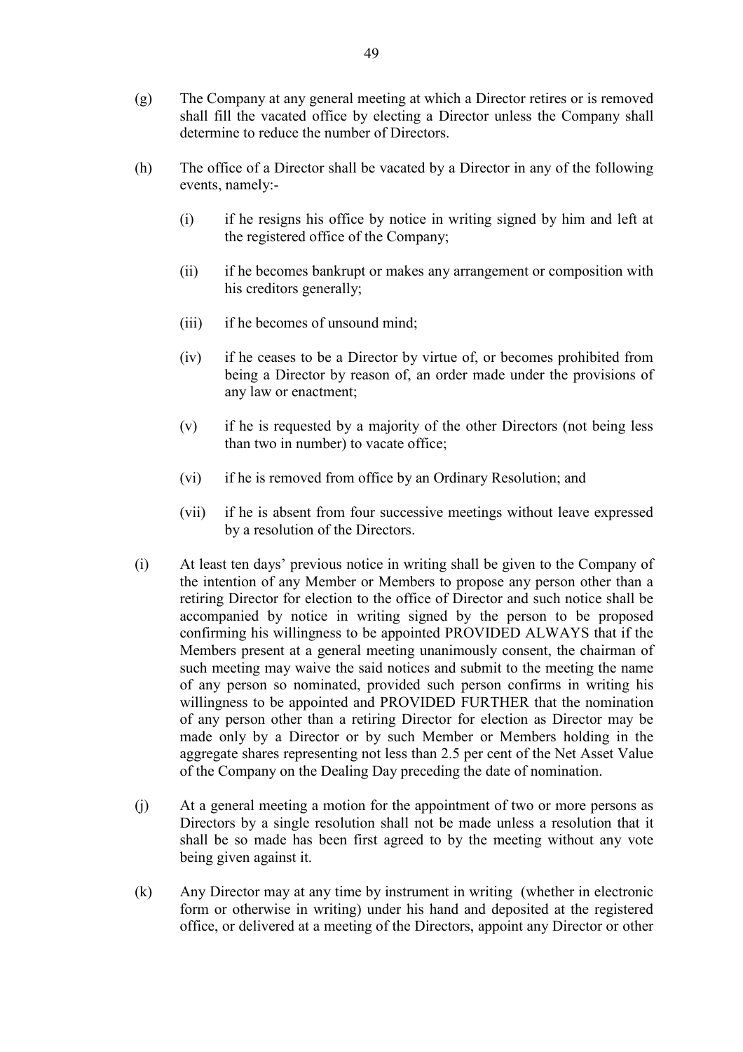(g) The Company at any general meeting at which a Director retires or is removed shall fill the vacated office by electing a Director unless the Company shall determine to reduce the number of Directors.

(h) The office of a Director shall be vacated by a Director in any of the following events, namely:-

  (i) if he resigns his office by notice in writing signed by him and left at the registered office of the Company;

  (ii) if he becomes bankrupt or makes any arrangement or composition with his creditors generally;

  (iii) if he becomes of unsound mind;

  (iv) if he ceases to be a Director by virtue of, or becomes prohibited from being a Director by reason of, an order made under the provisions of any law or enactment;

  (v) if he is requested by a majority of the other Directors (not being less than two in number) to vacate office;

  (vi) if he is removed from office by an Ordinary Resolution; and

  (vii) if he is absent from four successive meetings without leave expressed by a resolution of the Directors.

(i) At least ten days' previous notice in writing shall be given to the Company of the intention of any Member or Members to propose any person other than a retiring Director for election to the office of Director and such notice shall be accompanied by notice in writing signed by the person to be proposed confirming his willingness to be appointed PROVIDED ALWAYS that if the Members present at a general meeting unanimously consent, the chairman of such meeting may waive the said notices and submit to the meeting the name of any person so nominated, provided such person confirms in writing his willingness to be appointed and PROVIDED FURTHER that the nomination of any person other than a retiring Director for election as Director may be made only by a Director or by such Member or Members holding in the aggregate shares representing not less than 2.5 per cent of the Net Asset Value of the Company on the Dealing Day preceding the date of nomination.

(j) At a general meeting a motion for the appointment of two or more persons as Directors by a single resolution shall not be made unless a resolution that it shall be so made has been first agreed to by the meeting without any vote being given against it.

(k) Any Director may at any time by instrument in writing (whether in electronic form or otherwise in writing) under his hand and deposited at the registered office, or delivered at a meeting of the Directors, appoint any Director or other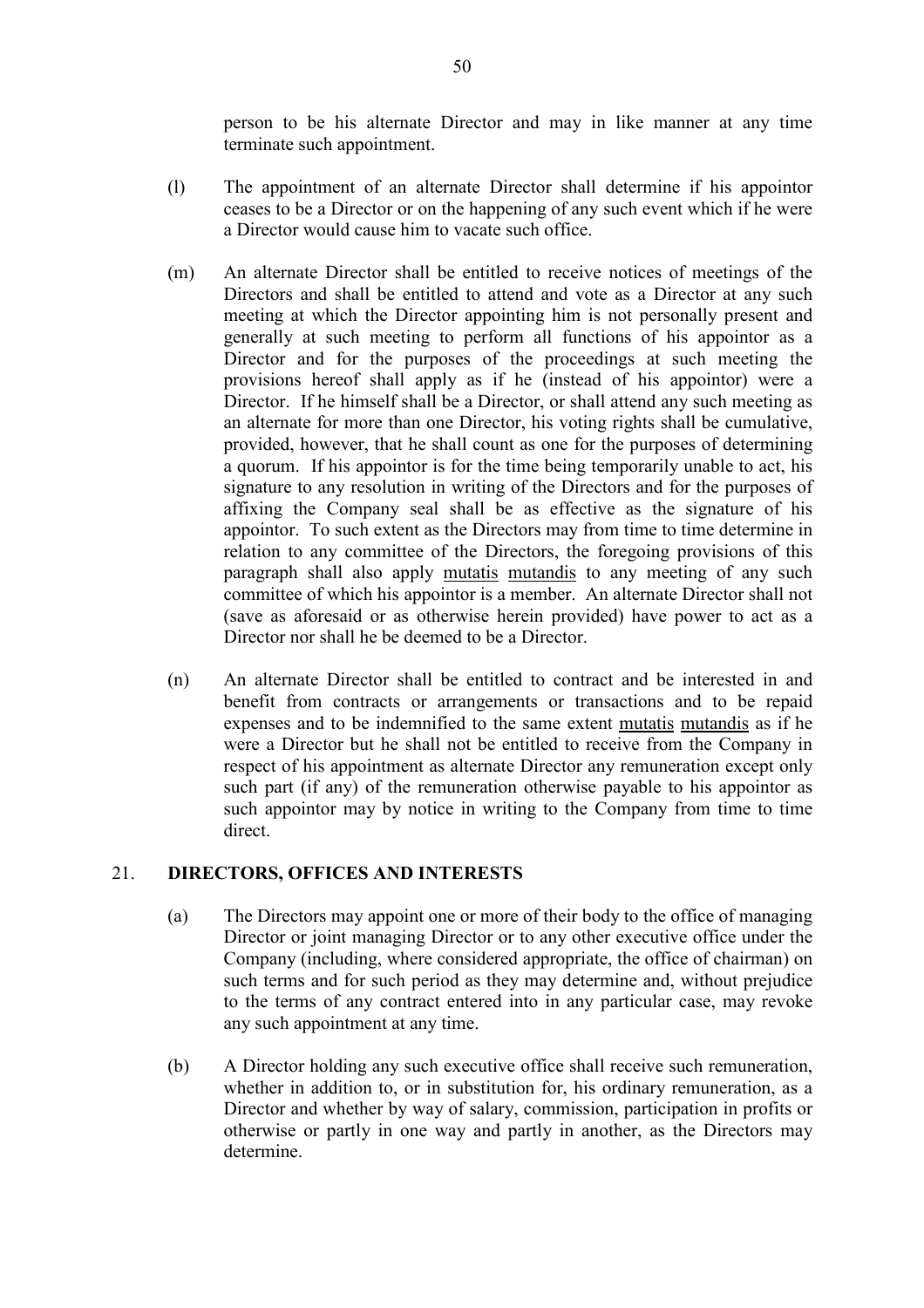person to be his alternate Director and may in like manner at any time terminate such appointment.

(l) The appointment of an alternate Director shall determine if his appointor ceases to be a Director or on the happening of any such event which if he were a Director would cause him to vacate such office.

(m) An alternate Director shall be entitled to receive notices of meetings of the Directors and shall be entitled to attend and vote as a Director at any such meeting at which the Director appointing him is not personally present and generally at such meeting to perform all functions of his appointor as a Director and for the purposes of the proceedings at such meeting the provisions hereof shall apply as if he (instead of his appointor) were a Director. If he himself shall be a Director, or shall attend any such meeting as an alternate for more than one Director, his voting rights shall be cumulative, provided, however, that he shall count as one for the purposes of determining a quorum. If his appointor is for the time being temporarily unable to act, his signature to any resolution in writing of the Directors and for the purposes of affixing the Company seal shall be as effective as the signature of his appointor. To such extent as the Directors may from time to time determine in relation to any committee of the Directors, the foregoing provisions of this paragraph shall also apply mutatis mutandis to any meeting of any such committee of which his appointor is a member. An alternate Director shall not (save as aforesaid or as otherwise herein provided) have power to act as a Director nor shall he be deemed to be a Director.

(n) An alternate Director shall be entitled to contract and be interested in and benefit from contracts or arrangements or transactions and to be repaid expenses and to be indemnified to the same extent mutatis mutandis as if he were a Director but he shall not be entitled to receive from the Company in respect of his appointment as alternate Director any remuneration except only such part (if any) of the remuneration otherwise payable to his appointor as such appointor may by notice in writing to the Company from time to time direct.

## 21. DIRECTORS, OFFICES AND INTERESTS

(a) The Directors may appoint one or more of their body to the office of managing Director or joint managing Director or to any other executive office under the Company (including, where considered appropriate, the office of chairman) on such terms and for such period as they may determine and, without prejudice to the terms of any contract entered into in any particular case, may revoke any such appointment at any time.

(b) A Director holding any such executive office shall receive such remuneration, whether in addition to, or in substitution for, his ordinary remuneration, as a Director and whether by way of salary, commission, participation in profits or otherwise or partly in one way and partly in another, as the Directors may determine.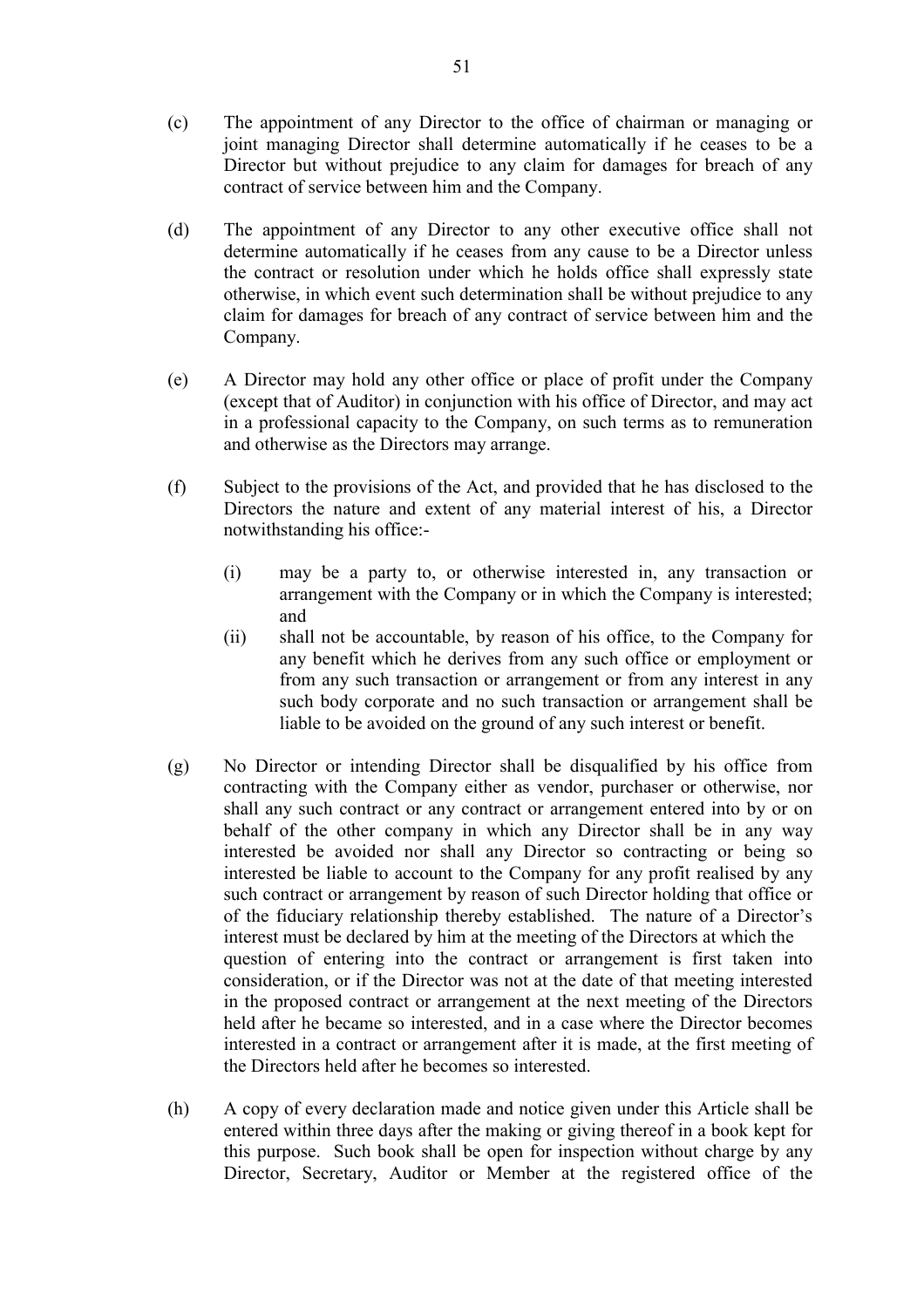(c) The appointment of any Director to the office of chairman or managing or joint managing Director shall determine automatically if he ceases to be a Director but without prejudice to any claim for damages for breach of any contract of service between him and the Company.

(d) The appointment of any Director to any other executive office shall not determine automatically if he ceases from any cause to be a Director unless the contract or resolution under which he holds office shall expressly state otherwise, in which event such determination shall be without prejudice to any claim for damages for breach of any contract of service between him and the Company.

(e) A Director may hold any other office or place of profit under the Company (except that of Auditor) in conjunction with his office of Director, and may act in a professional capacity to the Company, on such terms as to remuneration and otherwise as the Directors may arrange.

(f) Subject to the provisions of the Act, and provided that he has disclosed to the Directors the nature and extent of any material interest of his, a Director notwithstanding his office:-

  (i) may be a party to, or otherwise interested in, any transaction or arrangement with the Company or in which the Company is interested; and

  (ii) shall not be accountable, by reason of his office, to the Company for any benefit which he derives from any such office or employment or from any such transaction or arrangement or from any interest in any such body corporate and no such transaction or arrangement shall be liable to be avoided on the ground of any such interest or benefit.

(g) No Director or intending Director shall be disqualified by his office from contracting with the Company either as vendor, purchaser or otherwise, nor shall any such contract or any contract or arrangement entered into by or on behalf of the other company in which any Director shall be in any way interested be avoided nor shall any Director so contracting or being so interested be liable to account to the Company for any profit realised by any such contract or arrangement by reason of such Director holding that office or of the fiduciary relationship thereby established. The nature of a Director's interest must be declared by him at the meeting of the Directors at which the question of entering into the contract or arrangement is first taken into consideration, or if the Director was not at the date of that meeting interested in the proposed contract or arrangement at the next meeting of the Directors held after he became so interested, and in a case where the Director becomes interested in a contract or arrangement after it is made, at the first meeting of the Directors held after he becomes so interested.

(h) A copy of every declaration made and notice given under this Article shall be entered within three days after the making or giving thereof in a book kept for this purpose. Such book shall be open for inspection without charge by any Director, Secretary, Auditor or Member at the registered office of the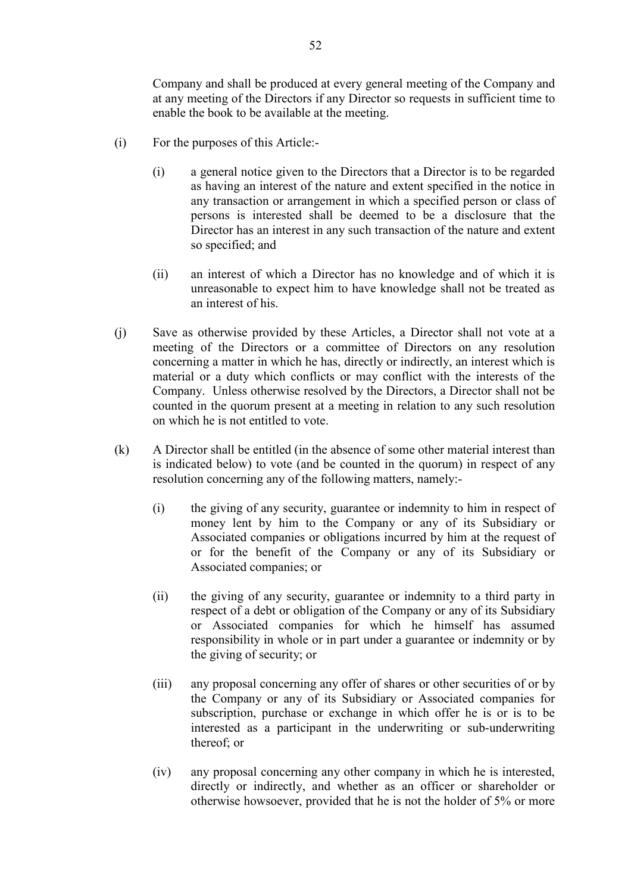Company and shall be produced at every general meeting of the Company and at any meeting of the Directors if any Director so requests in sufficient time to enable the book to be available at the meeting.

(i) For the purposes of this Article:-

   (i) a general notice given to the Directors that a Director is to be regarded as having an interest of the nature and extent specified in the notice in any transaction or arrangement in which a specified person or class of persons is interested shall be deemed to be a disclosure that the Director has an interest in any such transaction of the nature and extent so specified; and

   (ii) an interest of which a Director has no knowledge and of which it is unreasonable to expect him to have knowledge shall not be treated as an interest of his.

(j) Save as otherwise provided by these Articles, a Director shall not vote at a meeting of the Directors or a committee of Directors on any resolution concerning a matter in which he has, directly or indirectly, an interest which is material or a duty which conflicts or may conflict with the interests of the Company. Unless otherwise resolved by the Directors, a Director shall not be counted in the quorum present at a meeting in relation to any such resolution on which he is not entitled to vote.

(k) A Director shall be entitled (in the absence of some other material interest than is indicated below) to vote (and be counted in the quorum) in respect of any resolution concerning any of the following matters, namely:-

   (i) the giving of any security, guarantee or indemnity to him in respect of money lent by him to the Company or any of its Subsidiary or Associated companies or obligations incurred by him at the request of or for the benefit of the Company or any of its Subsidiary or Associated companies; or

   (ii) the giving of any security, guarantee or indemnity to a third party in respect of a debt or obligation of the Company or any of its Subsidiary or Associated companies for which he himself has assumed responsibility in whole or in part under a guarantee or indemnity or by the giving of security; or

   (iii) any proposal concerning any offer of shares or other securities of or by the Company or any of its Subsidiary or Associated companies for subscription, purchase or exchange in which offer he is or is to be interested as a participant in the underwriting or sub-underwriting thereof; or

   (iv) any proposal concerning any other company in which he is interested, directly or indirectly, and whether as an officer or shareholder or otherwise howsoever, provided that he is not the holder of 5% or more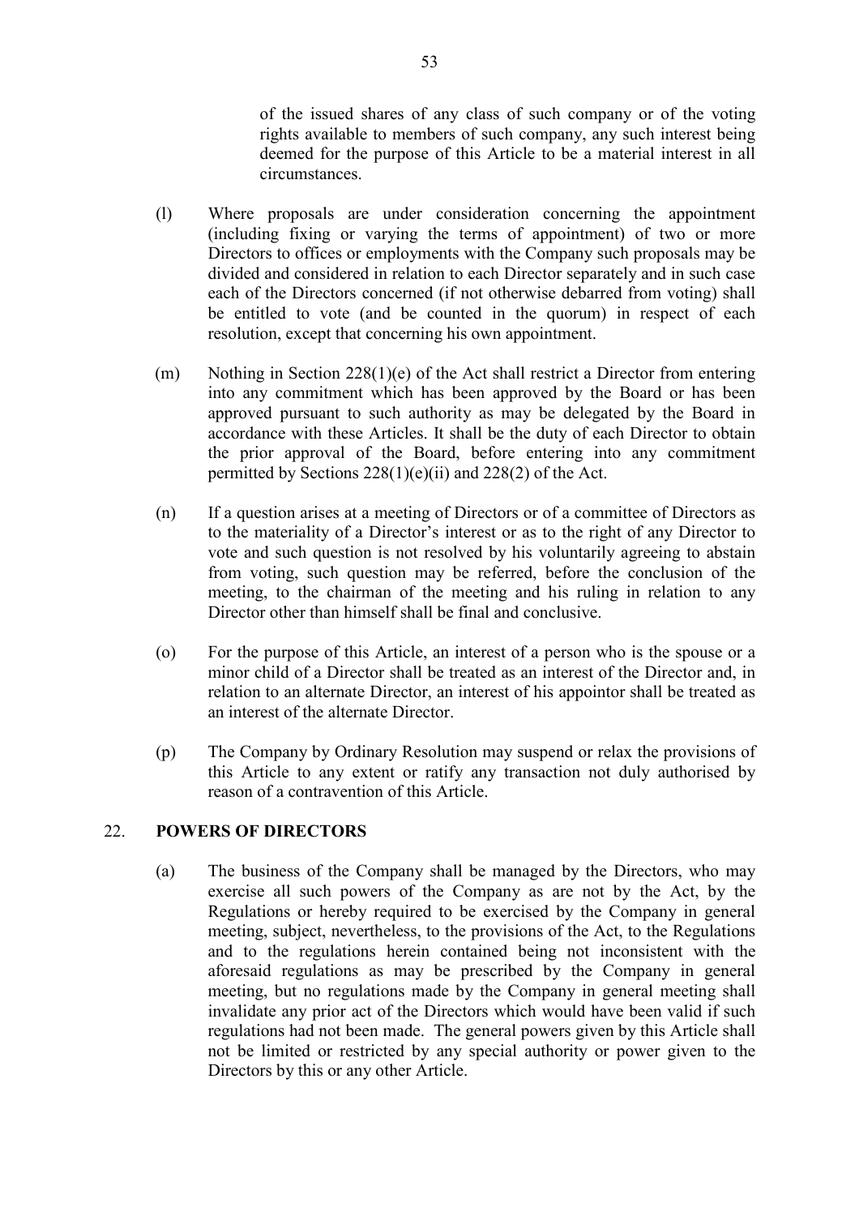of the issued shares of any class of such company or of the voting rights available to members of such company, any such interest being deemed for the purpose of this Article to be a material interest in all circumstances.

(l) Where proposals are under consideration concerning the appointment (including fixing or varying the terms of appointment) of two or more Directors to offices or employments with the Company such proposals may be divided and considered in relation to each Director separately and in such case each of the Directors concerned (if not otherwise debarred from voting) shall be entitled to vote (and be counted in the quorum) in respect of each resolution, except that concerning his own appointment.

(m) Nothing in Section 228(1)(e) of the Act shall restrict a Director from entering into any commitment which has been approved by the Board or has been approved pursuant to such authority as may be delegated by the Board in accordance with these Articles. It shall be the duty of each Director to obtain the prior approval of the Board, before entering into any commitment permitted by Sections 228(1)(e)(ii) and 228(2) of the Act.

(n) If a question arises at a meeting of Directors or of a committee of Directors as to the materiality of a Director's interest or as to the right of any Director to vote and such question is not resolved by his voluntarily agreeing to abstain from voting, such question may be referred, before the conclusion of the meeting, to the chairman of the meeting and his ruling in relation to any Director other than himself shall be final and conclusive.

(o) For the purpose of this Article, an interest of a person who is the spouse or a minor child of a Director shall be treated as an interest of the Director and, in relation to an alternate Director, an interest of his appointor shall be treated as an interest of the alternate Director.

(p) The Company by Ordinary Resolution may suspend or relax the provisions of this Article to any extent or ratify any transaction not duly authorised by reason of a contravention of this Article.

## 22. POWERS OF DIRECTORS

(a) The business of the Company shall be managed by the Directors, who may exercise all such powers of the Company as are not by the Act, by the Regulations or hereby required to be exercised by the Company in general meeting, subject, nevertheless, to the provisions of the Act, to the Regulations and to the regulations herein contained being not inconsistent with the aforesaid regulations as may be prescribed by the Company in general meeting, but no regulations made by the Company in general meeting shall invalidate any prior act of the Directors which would have been valid if such regulations had not been made. The general powers given by this Article shall not be limited or restricted by any special authority or power given to the Directors by this or any other Article.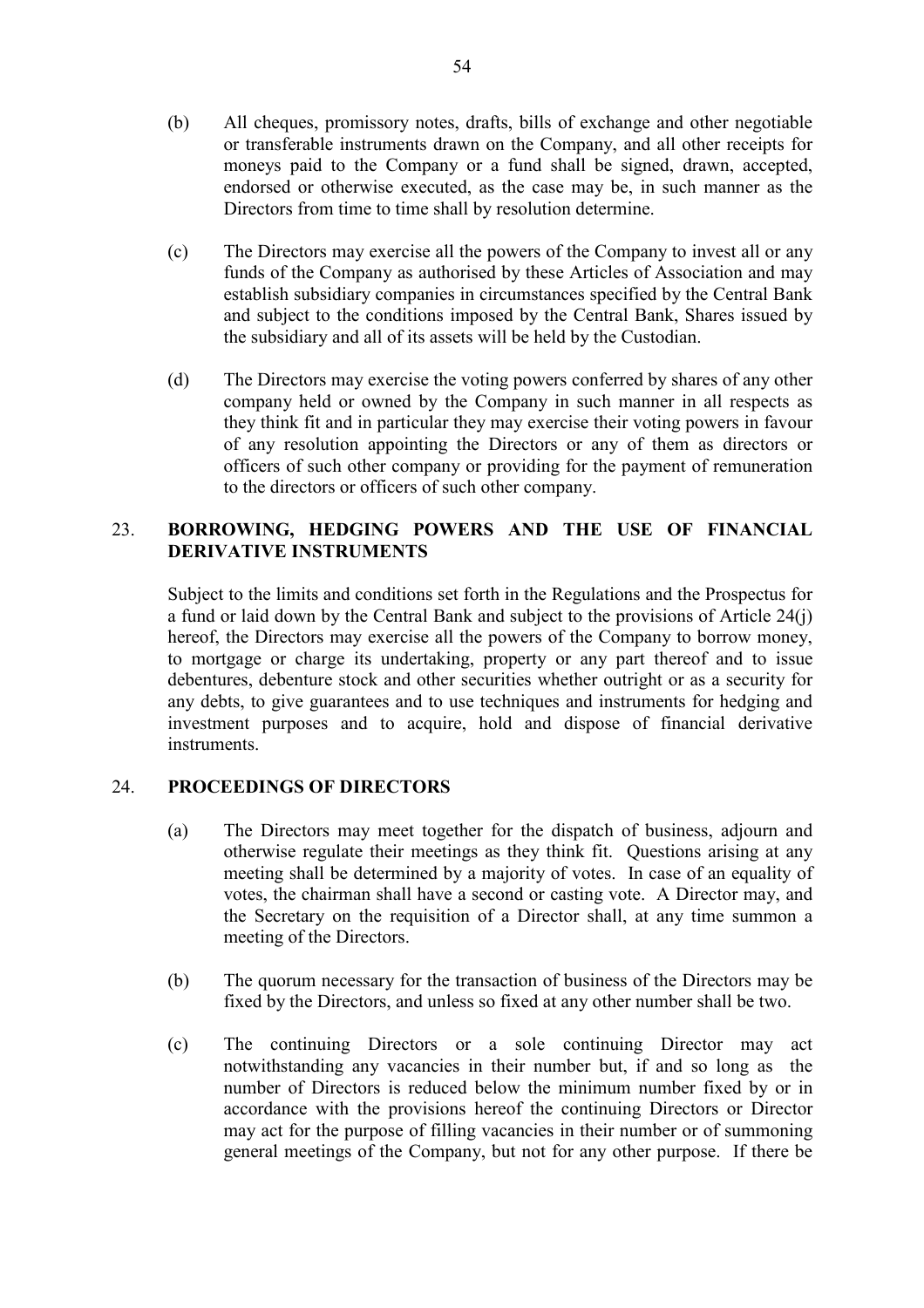(b) All cheques, promissory notes, drafts, bills of exchange and other negotiable or transferable instruments drawn on the Company, and all other receipts for moneys paid to the Company or a fund shall be signed, drawn, accepted, endorsed or otherwise executed, as the case may be, in such manner as the Directors from time to time shall by resolution determine.

(c) The Directors may exercise all the powers of the Company to invest all or any funds of the Company as authorised by these Articles of Association and may establish subsidiary companies in circumstances specified by the Central Bank and subject to the conditions imposed by the Central Bank, Shares issued by the subsidiary and all of its assets will be held by the Custodian.

(d) The Directors may exercise the voting powers conferred by shares of any other company held or owned by the Company in such manner in all respects as they think fit and in particular they may exercise their voting powers in favour of any resolution appointing the Directors or any of them as directors or officers of such other company or providing for the payment of remuneration to the directors or officers of such other company.

## 23. BORROWING, HEDGING POWERS AND THE USE OF FINANCIAL DERIVATIVE INSTRUMENTS

Subject to the limits and conditions set forth in the Regulations and the Prospectus for a fund or laid down by the Central Bank and subject to the provisions of Article 24(j) hereof, the Directors may exercise all the powers of the Company to borrow money, to mortgage or charge its undertaking, property or any part thereof and to issue debentures, debenture stock and other securities whether outright or as a security for any debts, to give guarantees and to use techniques and instruments for hedging and investment purposes and to acquire, hold and dispose of financial derivative instruments.

## 24. PROCEEDINGS OF DIRECTORS

(a) The Directors may meet together for the dispatch of business, adjourn and otherwise regulate their meetings as they think fit. Questions arising at any meeting shall be determined by a majority of votes. In case of an equality of votes, the chairman shall have a second or casting vote. A Director may, and the Secretary on the requisition of a Director shall, at any time summon a meeting of the Directors.

(b) The quorum necessary for the transaction of business of the Directors may be fixed by the Directors, and unless so fixed at any other number shall be two.

(c) The continuing Directors or a sole continuing Director may act notwithstanding any vacancies in their number but, if and so long as the number of Directors is reduced below the minimum number fixed by or in accordance with the provisions hereof the continuing Directors or Director may act for the purpose of filling vacancies in their number or of summoning general meetings of the Company, but not for any other purpose. If there be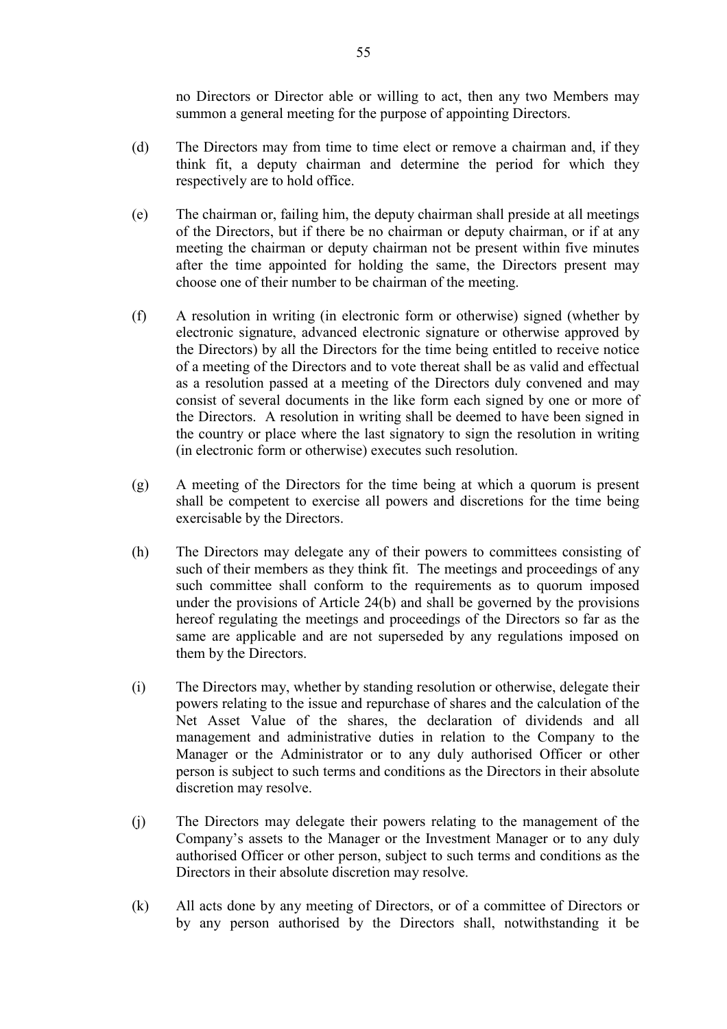no Directors or Director able or willing to act, then any two Members may summon a general meeting for the purpose of appointing Directors.

(d) The Directors may from time to time elect or remove a chairman and, if they think fit, a deputy chairman and determine the period for which they respectively are to hold office.

(e) The chairman or, failing him, the deputy chairman shall preside at all meetings of the Directors, but if there be no chairman or deputy chairman, or if at any meeting the chairman or deputy chairman not be present within five minutes after the time appointed for holding the same, the Directors present may choose one of their number to be chairman of the meeting.

(f) A resolution in writing (in electronic form or otherwise) signed (whether by electronic signature, advanced electronic signature or otherwise approved by the Directors) by all the Directors for the time being entitled to receive notice of a meeting of the Directors and to vote thereat shall be as valid and effectual as a resolution passed at a meeting of the Directors duly convened and may consist of several documents in the like form each signed by one or more of the Directors. A resolution in writing shall be deemed to have been signed in the country or place where the last signatory to sign the resolution in writing (in electronic form or otherwise) executes such resolution.

(g) A meeting of the Directors for the time being at which a quorum is present shall be competent to exercise all powers and discretions for the time being exercisable by the Directors.

(h) The Directors may delegate any of their powers to committees consisting of such of their members as they think fit. The meetings and proceedings of any such committee shall conform to the requirements as to quorum imposed under the provisions of Article 24(b) and shall be governed by the provisions hereof regulating the meetings and proceedings of the Directors so far as the same are applicable and are not superseded by any regulations imposed on them by the Directors.

(i) The Directors may, whether by standing resolution or otherwise, delegate their powers relating to the issue and repurchase of shares and the calculation of the Net Asset Value of the shares, the declaration of dividends and all management and administrative duties in relation to the Company to the Manager or the Administrator or to any duly authorised Officer or other person is subject to such terms and conditions as the Directors in their absolute discretion may resolve.

(j) The Directors may delegate their powers relating to the management of the Company's assets to the Manager or the Investment Manager or to any duly authorised Officer or other person, subject to such terms and conditions as the Directors in their absolute discretion may resolve.

(k) All acts done by any meeting of Directors, or of a committee of Directors or by any person authorised by the Directors shall, notwithstanding it be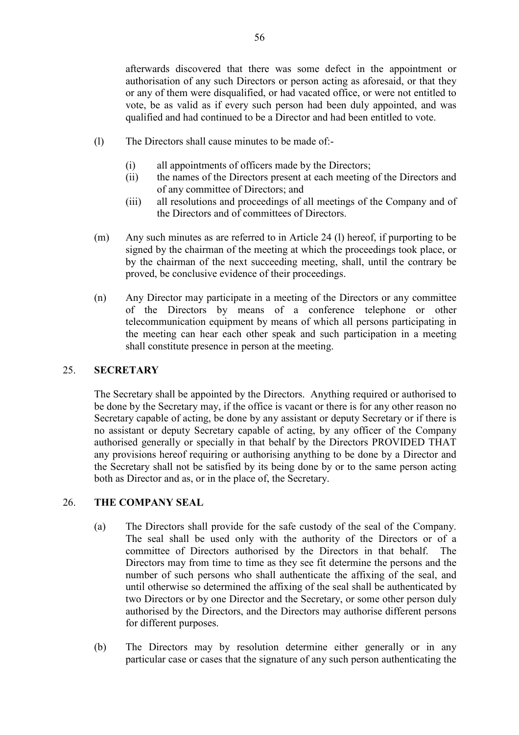afterwards discovered that there was some defect in the appointment or authorisation of any such Directors or person acting as aforesaid, or that they or any of them were disqualified, or had vacated office, or were not entitled to vote, be as valid as if every such person had been duly appointed, and was qualified and had continued to be a Director and had been entitled to vote.

(l) The Directors shall cause minutes to be made of:-

 (i) all appointments of officers made by the Directors;
 (ii) the names of the Directors present at each meeting of the Directors and of any committee of Directors; and
 (iii) all resolutions and proceedings of all meetings of the Company and of the Directors and of committees of Directors.

(m) Any such minutes as are referred to in Article 24 (l) hereof, if purporting to be signed by the chairman of the meeting at which the proceedings took place, or by the chairman of the next succeeding meeting, shall, until the contrary be proved, be conclusive evidence of their proceedings.

(n) Any Director may participate in a meeting of the Directors or any committee of the Directors by means of a conference telephone or other telecommunication equipment by means of which all persons participating in the meeting can hear each other speak and such participation in a meeting shall constitute presence in person at the meeting.

## 25. SECRETARY

The Secretary shall be appointed by the Directors. Anything required or authorised to be done by the Secretary may, if the office is vacant or there is for any other reason no Secretary capable of acting, be done by any assistant or deputy Secretary or if there is no assistant or deputy Secretary capable of acting, by any officer of the Company authorised generally or specially in that behalf by the Directors PROVIDED THAT any provisions hereof requiring or authorising anything to be done by a Director and the Secretary shall not be satisfied by its being done by or to the same person acting both as Director and as, or in the place of, the Secretary.

## 26. THE COMPANY SEAL

(a) The Directors shall provide for the safe custody of the seal of the Company. The seal shall be used only with the authority of the Directors or of a committee of Directors authorised by the Directors in that behalf. The Directors may from time to time as they see fit determine the persons and the number of such persons who shall authenticate the affixing of the seal, and until otherwise so determined the affixing of the seal shall be authenticated by two Directors or by one Director and the Secretary, or some other person duly authorised by the Directors, and the Directors may authorise different persons for different purposes.

(b) The Directors may by resolution determine either generally or in any particular case or cases that the signature of any such person authenticating the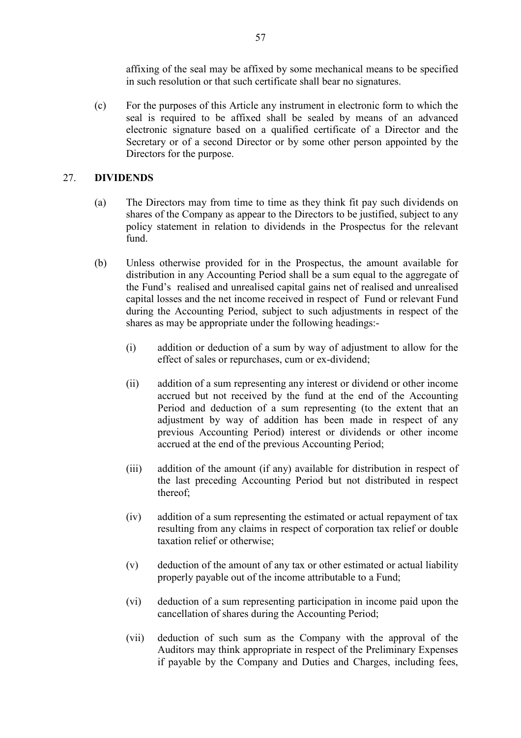affixing of the seal may be affixed by some mechanical means to be specified in such resolution or that such certificate shall bear no signatures.

(c) For the purposes of this Article any instrument in electronic form to which the seal is required to be affixed shall be sealed by means of an advanced electronic signature based on a qualified certificate of a Director and the Secretary or of a second Director or by some other person appointed by the Directors for the purpose.

## 27. DIVIDENDS

(a) The Directors may from time to time as they think fit pay such dividends on shares of the Company as appear to the Directors to be justified, subject to any policy statement in relation to dividends in the Prospectus for the relevant fund.

(b) Unless otherwise provided for in the Prospectus, the amount available for distribution in any Accounting Period shall be a sum equal to the aggregate of the Fund's realised and unrealised capital gains net of realised and unrealised capital losses and the net income received in respect of Fund or relevant Fund during the Accounting Period, subject to such adjustments in respect of the shares as may be appropriate under the following headings:-

(i) addition or deduction of a sum by way of adjustment to allow for the effect of sales or repurchases, cum or ex-dividend;

(ii) addition of a sum representing any interest or dividend or other income accrued but not received by the fund at the end of the Accounting Period and deduction of a sum representing (to the extent that an adjustment by way of addition has been made in respect of any previous Accounting Period) interest or dividends or other income accrued at the end of the previous Accounting Period;

(iii) addition of the amount (if any) available for distribution in respect of the last preceding Accounting Period but not distributed in respect thereof;

(iv) addition of a sum representing the estimated or actual repayment of tax resulting from any claims in respect of corporation tax relief or double taxation relief or otherwise;

(v) deduction of the amount of any tax or other estimated or actual liability properly payable out of the income attributable to a Fund;

(vi) deduction of a sum representing participation in income paid upon the cancellation of shares during the Accounting Period;

(vii) deduction of such sum as the Company with the approval of the Auditors may think appropriate in respect of the Preliminary Expenses if payable by the Company and Duties and Charges, including fees,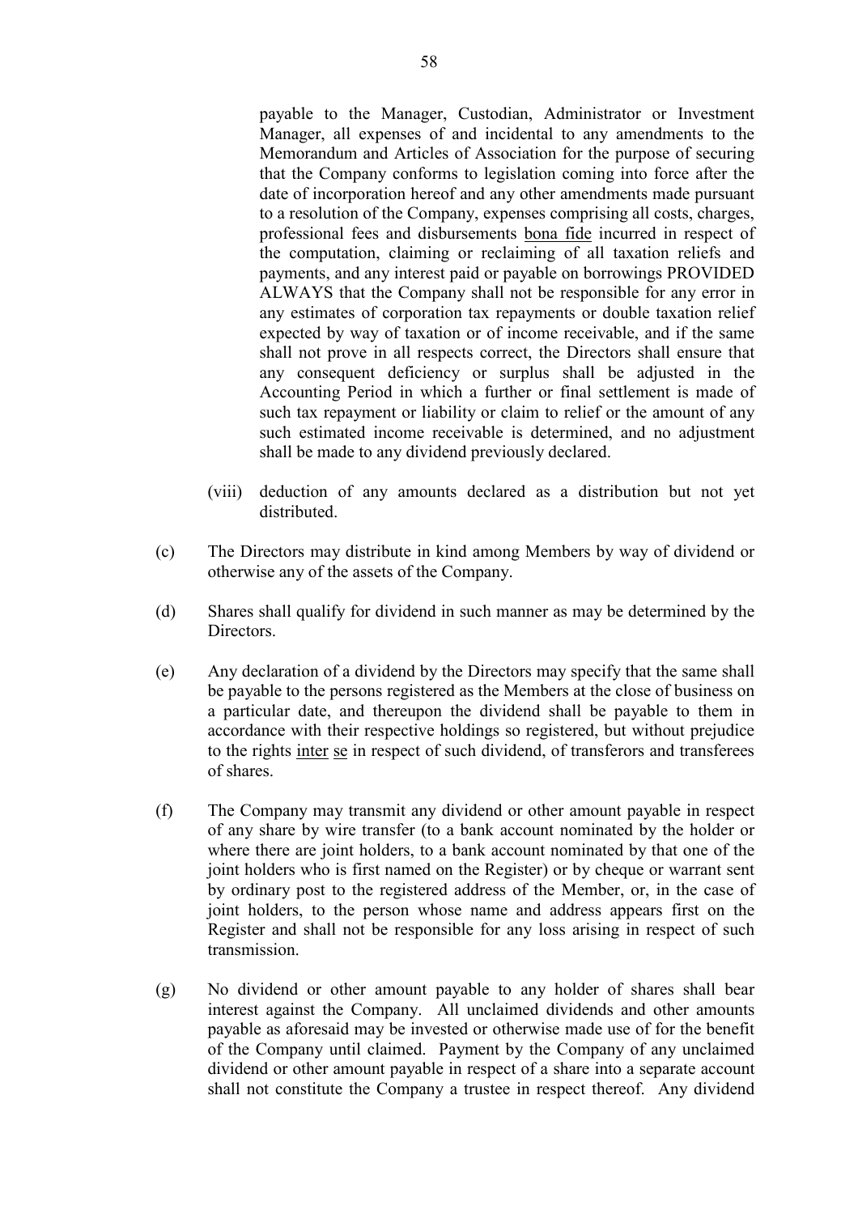payable to the Manager, Custodian, Administrator or Investment Manager, all expenses of and incidental to any amendments to the Memorandum and Articles of Association for the purpose of securing that the Company conforms to legislation coming into force after the date of incorporation hereof and any other amendments made pursuant to a resolution of the Company, expenses comprising all costs, charges, professional fees and disbursements bona fide incurred in respect of the computation, claiming or reclaiming of all taxation reliefs and payments, and any interest paid or payable on borrowings PROVIDED ALWAYS that the Company shall not be responsible for any error in any estimates of corporation tax repayments or double taxation relief expected by way of taxation or of income receivable, and if the same shall not prove in all respects correct, the Directors shall ensure that any consequent deficiency or surplus shall be adjusted in the Accounting Period in which a further or final settlement is made of such tax repayment or liability or claim to relief or the amount of any such estimated income receivable is determined, and no adjustment shall be made to any dividend previously declared.

(viii) deduction of any amounts declared as a distribution but not yet distributed.

(c) The Directors may distribute in kind among Members by way of dividend or otherwise any of the assets of the Company.

(d) Shares shall qualify for dividend in such manner as may be determined by the Directors.

(e) Any declaration of a dividend by the Directors may specify that the same shall be payable to the persons registered as the Members at the close of business on a particular date, and thereupon the dividend shall be payable to them in accordance with their respective holdings so registered, but without prejudice to the rights inter se in respect of such dividend, of transferors and transferees of shares.

(f) The Company may transmit any dividend or other amount payable in respect of any share by wire transfer (to a bank account nominated by the holder or where there are joint holders, to a bank account nominated by that one of the joint holders who is first named on the Register) or by cheque or warrant sent by ordinary post to the registered address of the Member, or, in the case of joint holders, to the person whose name and address appears first on the Register and shall not be responsible for any loss arising in respect of such transmission.

(g) No dividend or other amount payable to any holder of shares shall bear interest against the Company. All unclaimed dividends and other amounts payable as aforesaid may be invested or otherwise made use of for the benefit of the Company until claimed. Payment by the Company of any unclaimed dividend or other amount payable in respect of a share into a separate account shall not constitute the Company a trustee in respect thereof. Any dividend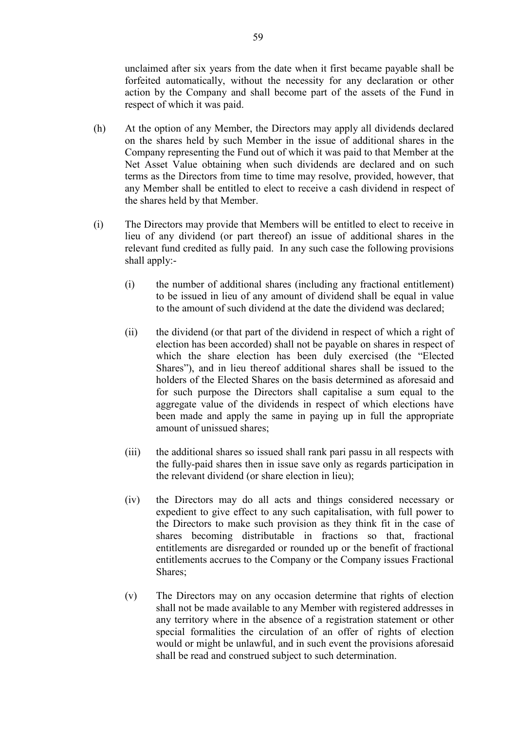unclaimed after six years from the date when it first became payable shall be forfeited automatically, without the necessity for any declaration or other action by the Company and shall become part of the assets of the Fund in respect of which it was paid.

(h) At the option of any Member, the Directors may apply all dividends declared on the shares held by such Member in the issue of additional shares in the Company representing the Fund out of which it was paid to that Member at the Net Asset Value obtaining when such dividends are declared and on such terms as the Directors from time to time may resolve, provided, however, that any Member shall be entitled to elect to receive a cash dividend in respect of the shares held by that Member.

(i) The Directors may provide that Members will be entitled to elect to receive in lieu of any dividend (or part thereof) an issue of additional shares in the relevant fund credited as fully paid. In any such case the following provisions shall apply:-

(i) the number of additional shares (including any fractional entitlement) to be issued in lieu of any amount of dividend shall be equal in value to the amount of such dividend at the date the dividend was declared;

(ii) the dividend (or that part of the dividend in respect of which a right of election has been accorded) shall not be payable on shares in respect of which the share election has been duly exercised (the "Elected Shares"), and in lieu thereof additional shares shall be issued to the holders of the Elected Shares on the basis determined as aforesaid and for such purpose the Directors shall capitalise a sum equal to the aggregate value of the dividends in respect of which elections have been made and apply the same in paying up in full the appropriate amount of unissued shares;

(iii) the additional shares so issued shall rank pari passu in all respects with the fully-paid shares then in issue save only as regards participation in the relevant dividend (or share election in lieu);

(iv) the Directors may do all acts and things considered necessary or expedient to give effect to any such capitalisation, with full power to the Directors to make such provision as they think fit in the case of shares becoming distributable in fractions so that, fractional entitlements are disregarded or rounded up or the benefit of fractional entitlements accrues to the Company or the Company issues Fractional Shares;

(v) The Directors may on any occasion determine that rights of election shall not be made available to any Member with registered addresses in any territory where in the absence of a registration statement or other special formalities the circulation of an offer of rights of election would or might be unlawful, and in such event the provisions aforesaid shall be read and construed subject to such determination.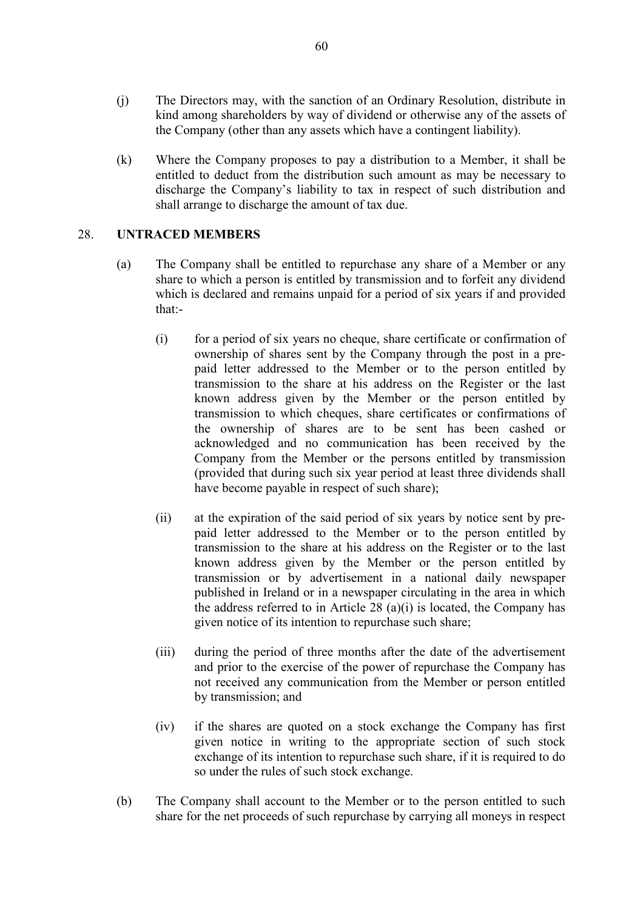(j) The Directors may, with the sanction of an Ordinary Resolution, distribute in kind among shareholders by way of dividend or otherwise any of the assets of the Company (other than any assets which have a contingent liability).

(k) Where the Company proposes to pay a distribution to a Member, it shall be entitled to deduct from the distribution such amount as may be necessary to discharge the Company's liability to tax in respect of such distribution and shall arrange to discharge the amount of tax due.

## 28. UNTRACED MEMBERS

(a) The Company shall be entitled to repurchase any share of a Member or any share to which a person is entitled by transmission and to forfeit any dividend which is declared and remains unpaid for a period of six years if and provided that:-

(i) for a period of six years no cheque, share certificate or confirmation of ownership of shares sent by the Company through the post in a pre-paid letter addressed to the Member or to the person entitled by transmission to the share at his address on the Register or the last known address given by the Member or the person entitled by transmission to which cheques, share certificates or confirmations of the ownership of shares are to be sent has been cashed or acknowledged and no communication has been received by the Company from the Member or the persons entitled by transmission (provided that during such six year period at least three dividends shall have become payable in respect of such share);

(ii) at the expiration of the said period of six years by notice sent by pre-paid letter addressed to the Member or to the person entitled by transmission to the share at his address on the Register or to the last known address given by the Member or the person entitled by transmission or by advertisement in a national daily newspaper published in Ireland or in a newspaper circulating in the area in which the address referred to in Article 28 (a)(i) is located, the Company has given notice of its intention to repurchase such share;

(iii) during the period of three months after the date of the advertisement and prior to the exercise of the power of repurchase the Company has not received any communication from the Member or person entitled by transmission; and

(iv) if the shares are quoted on a stock exchange the Company has first given notice in writing to the appropriate section of such stock exchange of its intention to repurchase such share, if it is required to do so under the rules of such stock exchange.

(b) The Company shall account to the Member or to the person entitled to such share for the net proceeds of such repurchase by carrying all moneys in respect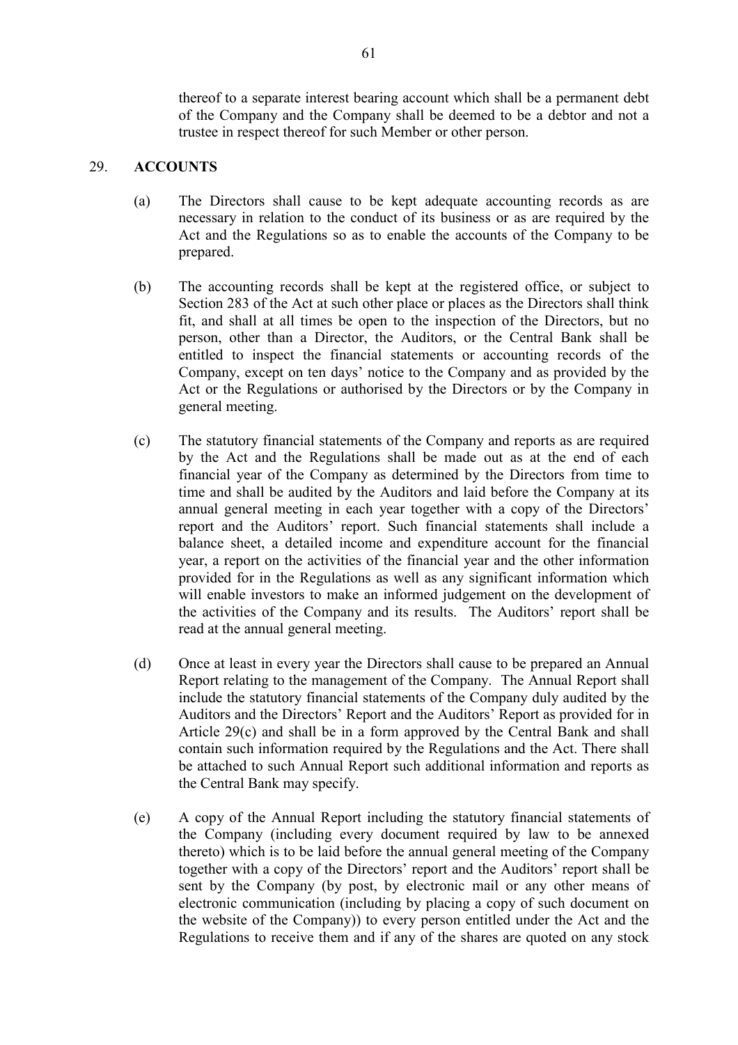thereof to a separate interest bearing account which shall be a permanent debt of the Company and the Company shall be deemed to be a debtor and not a trustee in respect thereof for such Member or other person.

## 29. ACCOUNTS

(a) The Directors shall cause to be kept adequate accounting records as are necessary in relation to the conduct of its business or as are required by the Act and the Regulations so as to enable the accounts of the Company to be prepared.

(b) The accounting records shall be kept at the registered office, or subject to Section 283 of the Act at such other place or places as the Directors shall think fit, and shall at all times be open to the inspection of the Directors, but no person, other than a Director, the Auditors, or the Central Bank shall be entitled to inspect the financial statements or accounting records of the Company, except on ten days' notice to the Company and as provided by the Act or the Regulations or authorised by the Directors or by the Company in general meeting.

(c) The statutory financial statements of the Company and reports as are required by the Act and the Regulations shall be made out as at the end of each financial year of the Company as determined by the Directors from time to time and shall be audited by the Auditors and laid before the Company at its annual general meeting in each year together with a copy of the Directors' report and the Auditors' report. Such financial statements shall include a balance sheet, a detailed income and expenditure account for the financial year, a report on the activities of the financial year and the other information provided for in the Regulations as well as any significant information which will enable investors to make an informed judgement on the development of the activities of the Company and its results. The Auditors' report shall be read at the annual general meeting.

(d) Once at least in every year the Directors shall cause to be prepared an Annual Report relating to the management of the Company. The Annual Report shall include the statutory financial statements of the Company duly audited by the Auditors and the Directors' Report and the Auditors' Report as provided for in Article 29(c) and shall be in a form approved by the Central Bank and shall contain such information required by the Regulations and the Act. There shall be attached to such Annual Report such additional information and reports as the Central Bank may specify.

(e) A copy of the Annual Report including the statutory financial statements of the Company (including every document required by law to be annexed thereto) which is to be laid before the annual general meeting of the Company together with a copy of the Directors' report and the Auditors' report shall be sent by the Company (by post, by electronic mail or any other means of electronic communication (including by placing a copy of such document on the website of the Company)) to every person entitled under the Act and the Regulations to receive them and if any of the shares are quoted on any stock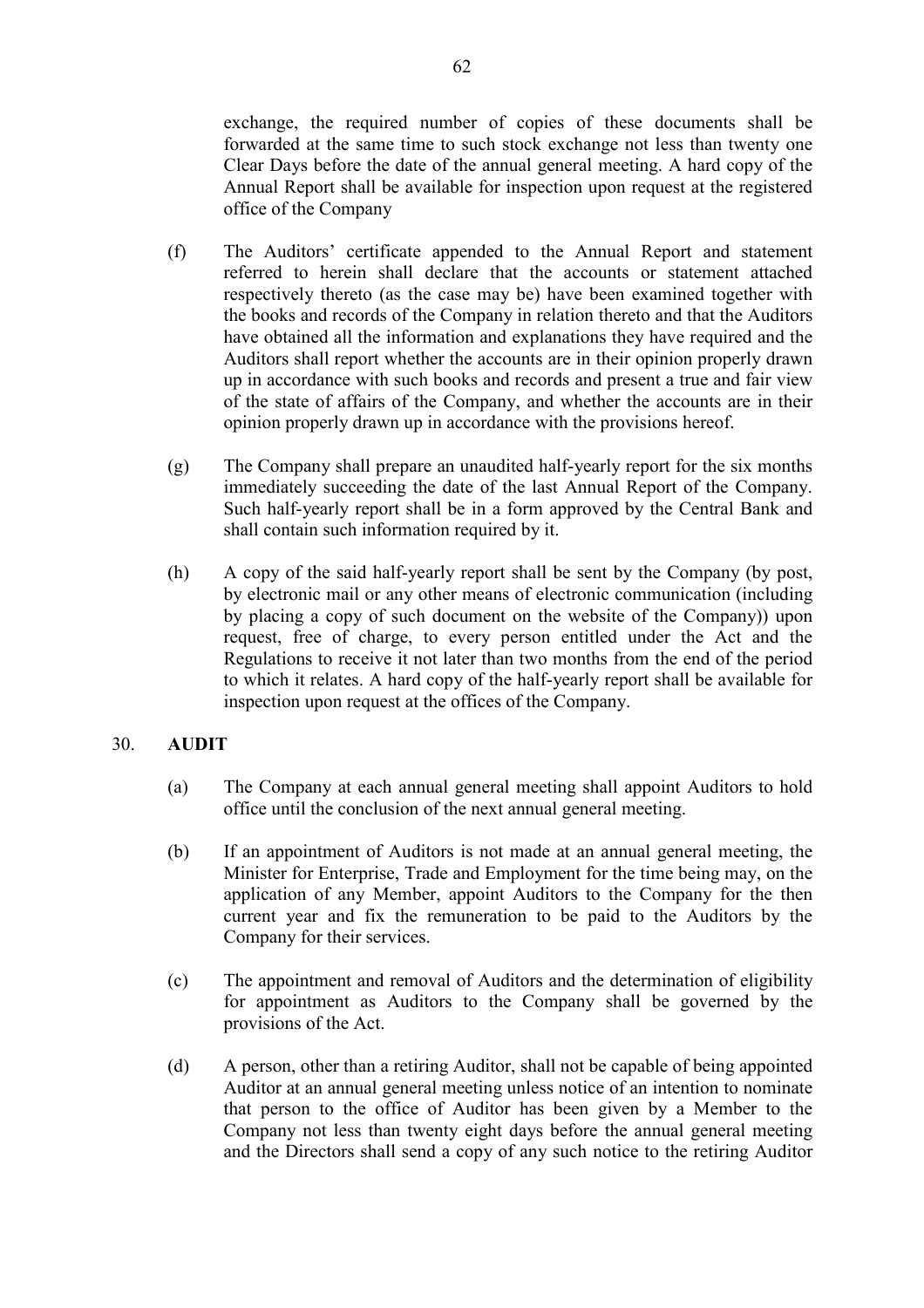exchange, the required number of copies of these documents shall be forwarded at the same time to such stock exchange not less than twenty one Clear Days before the date of the annual general meeting. A hard copy of the Annual Report shall be available for inspection upon request at the registered office of the Company

(f) The Auditors' certificate appended to the Annual Report and statement referred to herein shall declare that the accounts or statement attached respectively thereto (as the case may be) have been examined together with the books and records of the Company in relation thereto and that the Auditors have obtained all the information and explanations they have required and the Auditors shall report whether the accounts are in their opinion properly drawn up in accordance with such books and records and present a true and fair view of the state of affairs of the Company, and whether the accounts are in their opinion properly drawn up in accordance with the provisions hereof.

(g) The Company shall prepare an unaudited half-yearly report for the six months immediately succeeding the date of the last Annual Report of the Company. Such half-yearly report shall be in a form approved by the Central Bank and shall contain such information required by it.

(h) A copy of the said half-yearly report shall be sent by the Company (by post, by electronic mail or any other means of electronic communication (including by placing a copy of such document on the website of the Company)) upon request, free of charge, to every person entitled under the Act and the Regulations to receive it not later than two months from the end of the period to which it relates. A hard copy of the half-yearly report shall be available for inspection upon request at the offices of the Company.

## 30. AUDIT

(a) The Company at each annual general meeting shall appoint Auditors to hold office until the conclusion of the next annual general meeting.

(b) If an appointment of Auditors is not made at an annual general meeting, the Minister for Enterprise, Trade and Employment for the time being may, on the application of any Member, appoint Auditors to the Company for the then current year and fix the remuneration to be paid to the Auditors by the Company for their services.

(c) The appointment and removal of Auditors and the determination of eligibility for appointment as Auditors to the Company shall be governed by the provisions of the Act.

(d) A person, other than a retiring Auditor, shall not be capable of being appointed Auditor at an annual general meeting unless notice of an intention to nominate that person to the office of Auditor has been given by a Member to the Company not less than twenty eight days before the annual general meeting and the Directors shall send a copy of any such notice to the retiring Auditor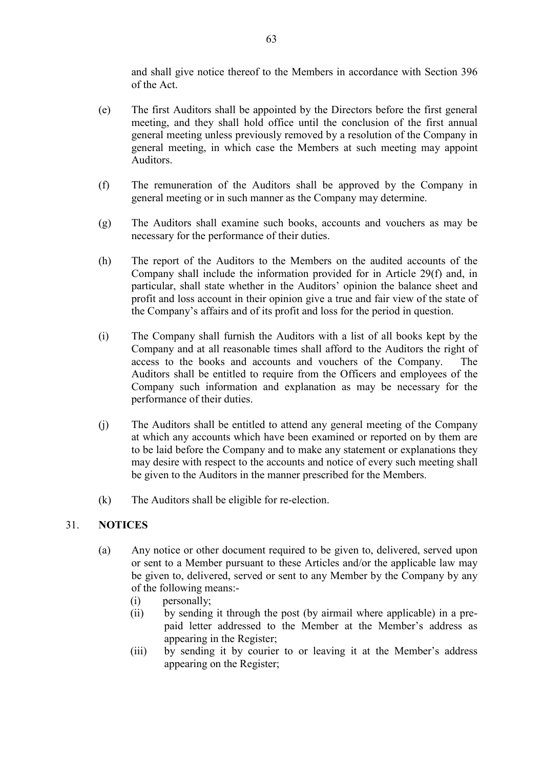and shall give notice thereof to the Members in accordance with Section 396 of the Act.

(e) The first Auditors shall be appointed by the Directors before the first general meeting, and they shall hold office until the conclusion of the first annual general meeting unless previously removed by a resolution of the Company in general meeting, in which case the Members at such meeting may appoint Auditors.

(f) The remuneration of the Auditors shall be approved by the Company in general meeting or in such manner as the Company may determine.

(g) The Auditors shall examine such books, accounts and vouchers as may be necessary for the performance of their duties.

(h) The report of the Auditors to the Members on the audited accounts of the Company shall include the information provided for in Article 29(f) and, in particular, shall state whether in the Auditors' opinion the balance sheet and profit and loss account in their opinion give a true and fair view of the state of the Company's affairs and of its profit and loss for the period in question.

(i) The Company shall furnish the Auditors with a list of all books kept by the Company and at all reasonable times shall afford to the Auditors the right of access to the books and accounts and vouchers of the Company. The Auditors shall be entitled to require from the Officers and employees of the Company such information and explanation as may be necessary for the performance of their duties.

(j) The Auditors shall be entitled to attend any general meeting of the Company at which any accounts which have been examined or reported on by them are to be laid before the Company and to make any statement or explanations they may desire with respect to the accounts and notice of every such meeting shall be given to the Auditors in the manner prescribed for the Members.

(k) The Auditors shall be eligible for re-election.

## 31. NOTICES

(a) Any notice or other document required to be given to, delivered, served upon or sent to a Member pursuant to these Articles and/or the applicable law may be given to, delivered, served or sent to any Member by the Company by any of the following means:-

(i) personally;

(ii) by sending it through the post (by airmail where applicable) in a pre-paid letter addressed to the Member at the Member's address as appearing in the Register;

(iii) by sending it by courier to or leaving it at the Member's address appearing on the Register;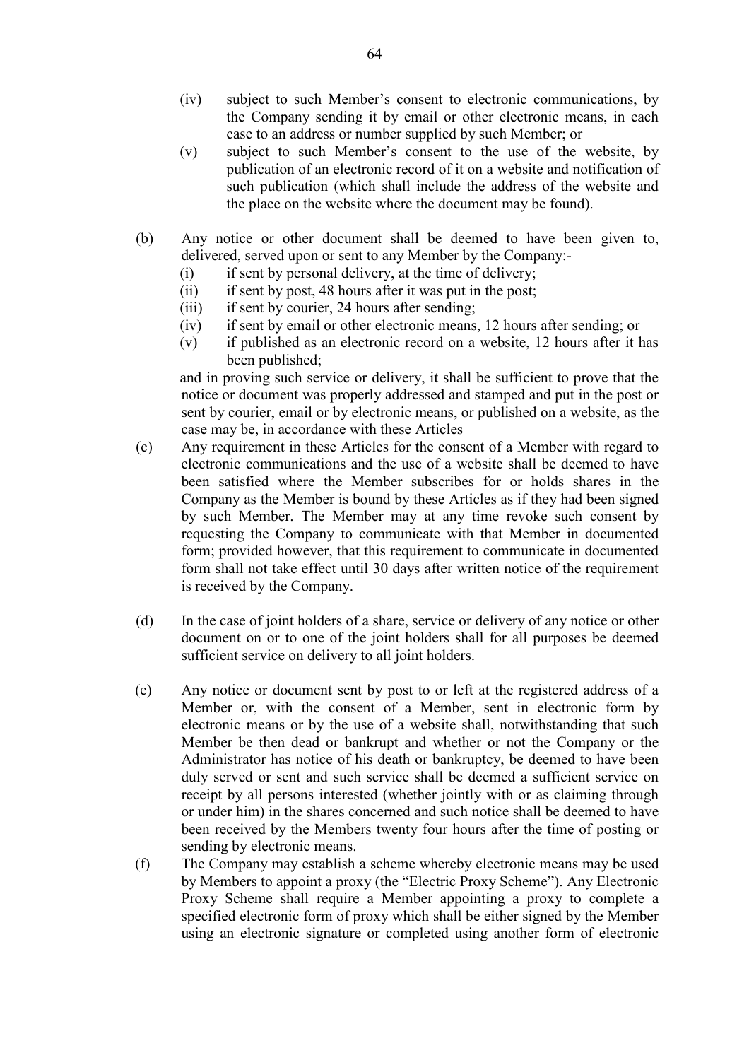(iv) subject to such Member's consent to electronic communications, by the Company sending it by email or other electronic means, in each case to an address or number supplied by such Member; or

(v) subject to such Member's consent to the use of the website, by publication of an electronic record of it on a website and notification of such publication (which shall include the address of the website and the place on the website where the document may be found).

(b) Any notice or other document shall be deemed to have been given to, delivered, served upon or sent to any Member by the Company:-

(i) if sent by personal delivery, at the time of delivery;

(ii) if sent by post, 48 hours after it was put in the post;

(iii) if sent by courier, 24 hours after sending;

(iv) if sent by email or other electronic means, 12 hours after sending; or

(v) if published as an electronic record on a website, 12 hours after it has been published;

and in proving such service or delivery, it shall be sufficient to prove that the notice or document was properly addressed and stamped and put in the post or sent by courier, email or by electronic means, or published on a website, as the case may be, in accordance with these Articles

(c) Any requirement in these Articles for the consent of a Member with regard to electronic communications and the use of a website shall be deemed to have been satisfied where the Member subscribes for or holds shares in the Company as the Member is bound by these Articles as if they had been signed by such Member. The Member may at any time revoke such consent by requesting the Company to communicate with that Member in documented form; provided however, that this requirement to communicate in documented form shall not take effect until 30 days after written notice of the requirement is received by the Company.

(d) In the case of joint holders of a share, service or delivery of any notice or other document on or to one of the joint holders shall for all purposes be deemed sufficient service on delivery to all joint holders.

(e) Any notice or document sent by post to or left at the registered address of a Member or, with the consent of a Member, sent in electronic form by electronic means or by the use of a website shall, notwithstanding that such Member be then dead or bankrupt and whether or not the Company or the Administrator has notice of his death or bankruptcy, be deemed to have been duly served or sent and such service shall be deemed a sufficient service on receipt by all persons interested (whether jointly with or as claiming through or under him) in the shares concerned and such notice shall be deemed to have been received by the Members twenty four hours after the time of posting or sending by electronic means.

(f) The Company may establish a scheme whereby electronic means may be used by Members to appoint a proxy (the "Electric Proxy Scheme"). Any Electronic Proxy Scheme shall require a Member appointing a proxy to complete a specified electronic form of proxy which shall be either signed by the Member using an electronic signature or completed using another form of electronic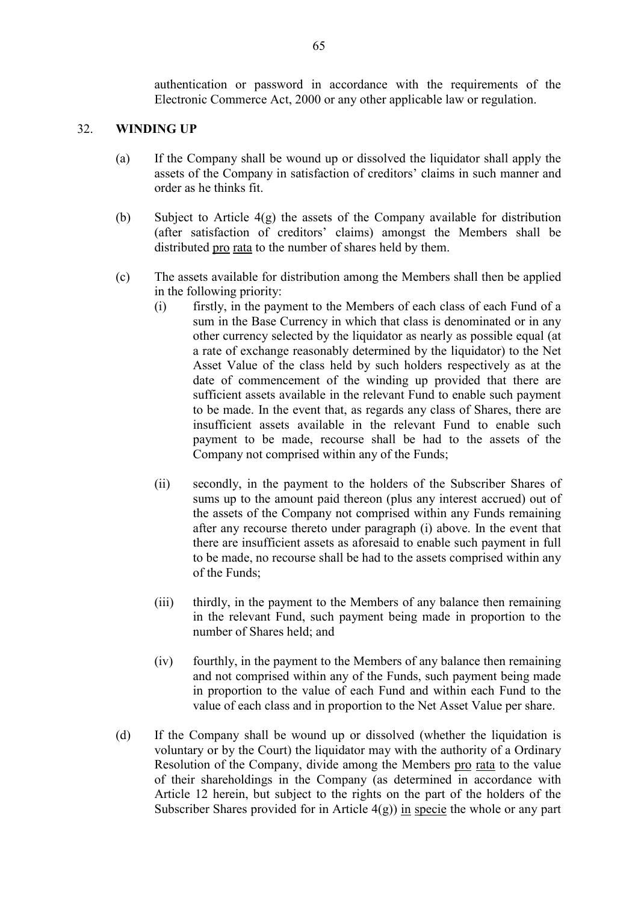authentication or password in accordance with the requirements of the Electronic Commerce Act, 2000 or any other applicable law or regulation.

## 32. WINDING UP

(a) If the Company shall be wound up or dissolved the liquidator shall apply the assets of the Company in satisfaction of creditors' claims in such manner and order as he thinks fit.

(b) Subject to Article 4(g) the assets of the Company available for distribution (after satisfaction of creditors' claims) amongst the Members shall be distributed pro rata to the number of shares held by them.

(c) The assets available for distribution among the Members shall then be applied in the following priority:

(i) firstly, in the payment to the Members of each class of each Fund of a sum in the Base Currency in which that class is denominated or in any other currency selected by the liquidator as nearly as possible equal (at a rate of exchange reasonably determined by the liquidator) to the Net Asset Value of the class held by such holders respectively as at the date of commencement of the winding up provided that there are sufficient assets available in the relevant Fund to enable such payment to be made. In the event that, as regards any class of Shares, there are insufficient assets available in the relevant Fund to enable such payment to be made, recourse shall be had to the assets of the Company not comprised within any of the Funds;

(ii) secondly, in the payment to the holders of the Subscriber Shares of sums up to the amount paid thereon (plus any interest accrued) out of the assets of the Company not comprised within any Funds remaining after any recourse thereto under paragraph (i) above. In the event that there are insufficient assets as aforesaid to enable such payment in full to be made, no recourse shall be had to the assets comprised within any of the Funds;

(iii) thirdly, in the payment to the Members of any balance then remaining in the relevant Fund, such payment being made in proportion to the number of Shares held; and

(iv) fourthly, in the payment to the Members of any balance then remaining and not comprised within any of the Funds, such payment being made in proportion to the value of each Fund and within each Fund to the value of each class and in proportion to the Net Asset Value per share.

(d) If the Company shall be wound up or dissolved (whether the liquidation is voluntary or by the Court) the liquidator may with the authority of a Ordinary Resolution of the Company, divide among the Members pro rata to the value of their shareholdings in the Company (as determined in accordance with Article 12 herein, but subject to the rights on the part of the holders of the Subscriber Shares provided for in Article 4(g)) in specie the whole or any part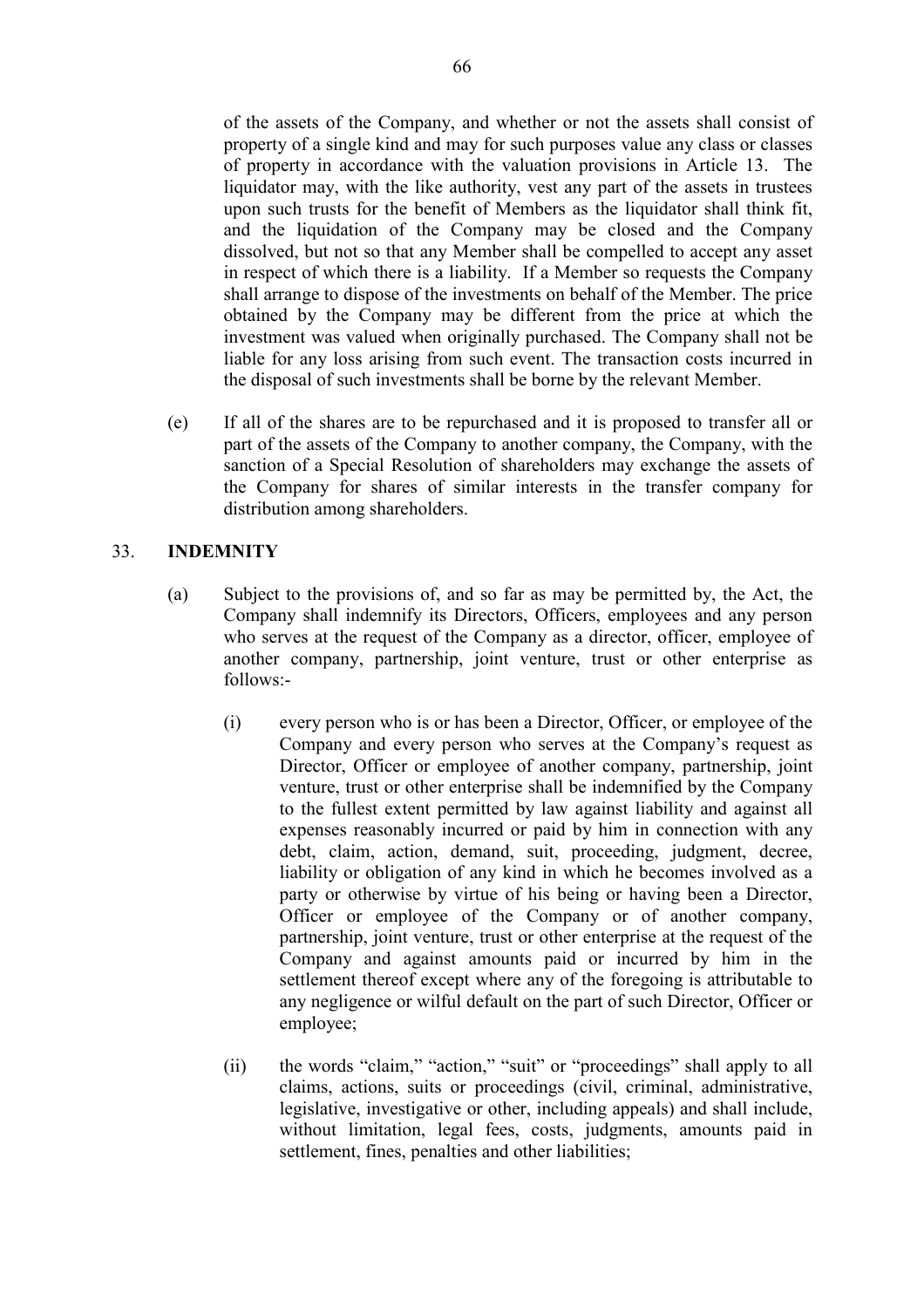of the assets of the Company, and whether or not the assets shall consist of property of a single kind and may for such purposes value any class or classes of property in accordance with the valuation provisions in Article 13. The liquidator may, with the like authority, vest any part of the assets in trustees upon such trusts for the benefit of Members as the liquidator shall think fit, and the liquidation of the Company may be closed and the Company dissolved, but not so that any Member shall be compelled to accept any asset in respect of which there is a liability. If a Member so requests the Company shall arrange to dispose of the investments on behalf of the Member. The price obtained by the Company may be different from the price at which the investment was valued when originally purchased. The Company shall not be liable for any loss arising from such event. The transaction costs incurred in the disposal of such investments shall be borne by the relevant Member.

(e) If all of the shares are to be repurchased and it is proposed to transfer all or part of the assets of the Company to another company, the Company, with the sanction of a Special Resolution of shareholders may exchange the assets of the Company for shares of similar interests in the transfer company for distribution among shareholders.

## 33. INDEMNITY

(a) Subject to the provisions of, and so far as may be permitted by, the Act, the Company shall indemnify its Directors, Officers, employees and any person who serves at the request of the Company as a director, officer, employee of another company, partnership, joint venture, trust or other enterprise as follows:-

(i) every person who is or has been a Director, Officer, or employee of the Company and every person who serves at the Company's request as Director, Officer or employee of another company, partnership, joint venture, trust or other enterprise shall be indemnified by the Company to the fullest extent permitted by law against liability and against all expenses reasonably incurred or paid by him in connection with any debt, claim, action, demand, suit, proceeding, judgment, decree, liability or obligation of any kind in which he becomes involved as a party or otherwise by virtue of his being or having been a Director, Officer or employee of the Company or of another company, partnership, joint venture, trust or other enterprise at the request of the Company and against amounts paid or incurred by him in the settlement thereof except where any of the foregoing is attributable to any negligence or wilful default on the part of such Director, Officer or employee;

(ii) the words "claim," "action," "suit" or "proceedings" shall apply to all claims, actions, suits or proceedings (civil, criminal, administrative, legislative, investigative or other, including appeals) and shall include, without limitation, legal fees, costs, judgments, amounts paid in settlement, fines, penalties and other liabilities;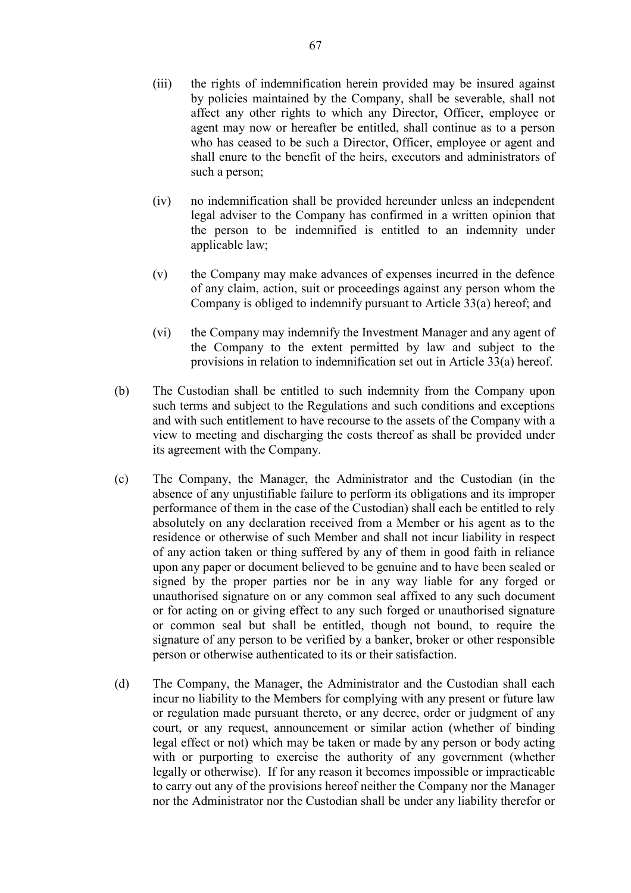(iii) the rights of indemnification herein provided may be insured against by policies maintained by the Company, shall be severable, shall not affect any other rights to which any Director, Officer, employee or agent may now or hereafter be entitled, shall continue as to a person who has ceased to be such a Director, Officer, employee or agent and shall enure to the benefit of the heirs, executors and administrators of such a person;

(iv) no indemnification shall be provided hereunder unless an independent legal adviser to the Company has confirmed in a written opinion that the person to be indemnified is entitled to an indemnity under applicable law;

(v) the Company may make advances of expenses incurred in the defence of any claim, action, suit or proceedings against any person whom the Company is obliged to indemnify pursuant to Article 33(a) hereof; and

(vi) the Company may indemnify the Investment Manager and any agent of the Company to the extent permitted by law and subject to the provisions in relation to indemnification set out in Article 33(a) hereof.

(b) The Custodian shall be entitled to such indemnity from the Company upon such terms and subject to the Regulations and such conditions and exceptions and with such entitlement to have recourse to the assets of the Company with a view to meeting and discharging the costs thereof as shall be provided under its agreement with the Company.

(c) The Company, the Manager, the Administrator and the Custodian (in the absence of any unjustifiable failure to perform its obligations and its improper performance of them in the case of the Custodian) shall each be entitled to rely absolutely on any declaration received from a Member or his agent as to the residence or otherwise of such Member and shall not incur liability in respect of any action taken or thing suffered by any of them in good faith in reliance upon any paper or document believed to be genuine and to have been sealed or signed by the proper parties nor be in any way liable for any forged or unauthorised signature on or any common seal affixed to any such document or for acting on or giving effect to any such forged or unauthorised signature or common seal but shall be entitled, though not bound, to require the signature of any person to be verified by a banker, broker or other responsible person or otherwise authenticated to its or their satisfaction.

(d) The Company, the Manager, the Administrator and the Custodian shall each incur no liability to the Members for complying with any present or future law or regulation made pursuant thereto, or any decree, order or judgment of any court, or any request, announcement or similar action (whether of binding legal effect or not) which may be taken or made by any person or body acting with or purporting to exercise the authority of any government (whether legally or otherwise). If for any reason it becomes impossible or impracticable to carry out any of the provisions hereof neither the Company nor the Manager nor the Administrator nor the Custodian shall be under any liability therefor or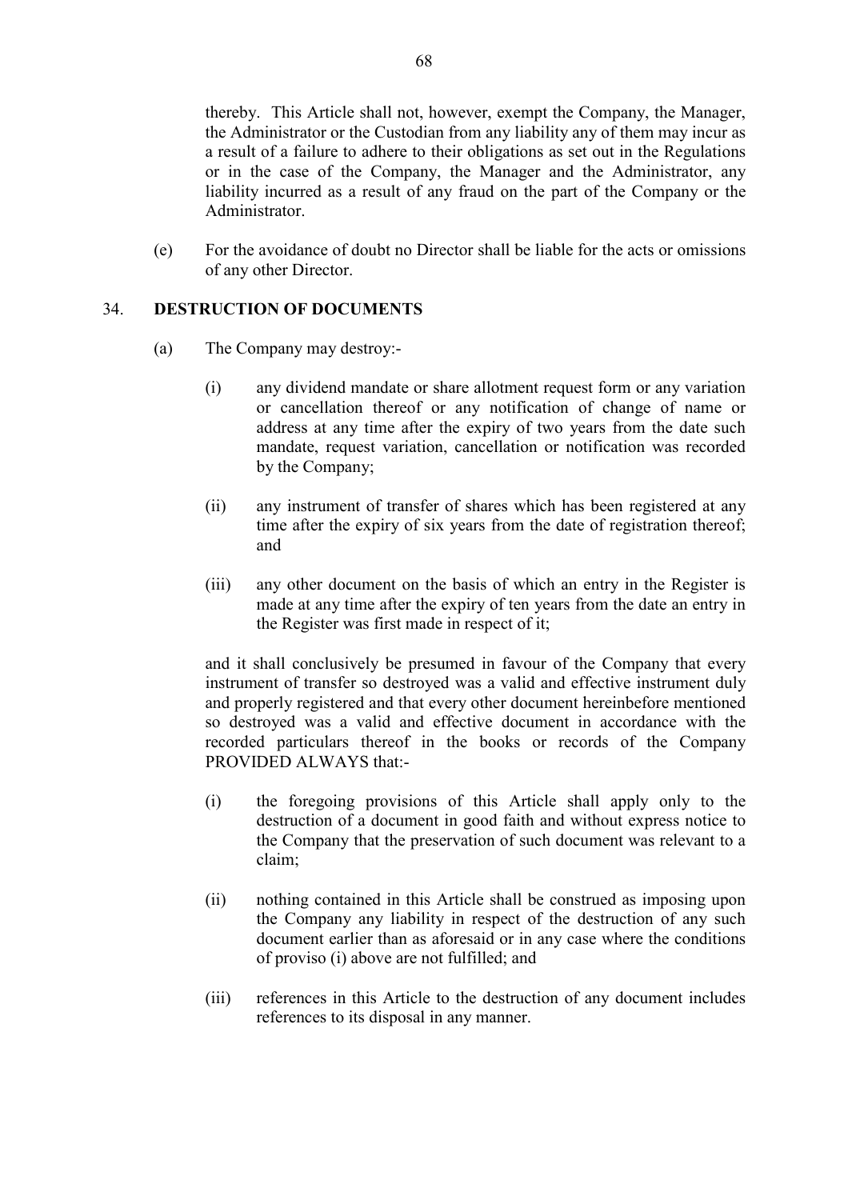thereby. This Article shall not, however, exempt the Company, the Manager, the Administrator or the Custodian from any liability any of them may incur as a result of a failure to adhere to their obligations as set out in the Regulations or in the case of the Company, the Manager and the Administrator, any liability incurred as a result of any fraud on the part of the Company or the Administrator.

(e) For the avoidance of doubt no Director shall be liable for the acts or omissions of any other Director.

## 34. DESTRUCTION OF DOCUMENTS

(a) The Company may destroy:-

(i) any dividend mandate or share allotment request form or any variation or cancellation thereof or any notification of change of name or address at any time after the expiry of two years from the date such mandate, request variation, cancellation or notification was recorded by the Company;

(ii) any instrument of transfer of shares which has been registered at any time after the expiry of six years from the date of registration thereof; and

(iii) any other document on the basis of which an entry in the Register is made at any time after the expiry of ten years from the date an entry in the Register was first made in respect of it;

and it shall conclusively be presumed in favour of the Company that every instrument of transfer so destroyed was a valid and effective instrument duly and properly registered and that every other document hereinbefore mentioned so destroyed was a valid and effective document in accordance with the recorded particulars thereof in the books or records of the Company PROVIDED ALWAYS that:-

(i) the foregoing provisions of this Article shall apply only to the destruction of a document in good faith and without express notice to the Company that the preservation of such document was relevant to a claim;

(ii) nothing contained in this Article shall be construed as imposing upon the Company any liability in respect of the destruction of any such document earlier than as aforesaid or in any case where the conditions of proviso (i) above are not fulfilled; and

(iii) references in this Article to the destruction of any document includes references to its disposal in any manner.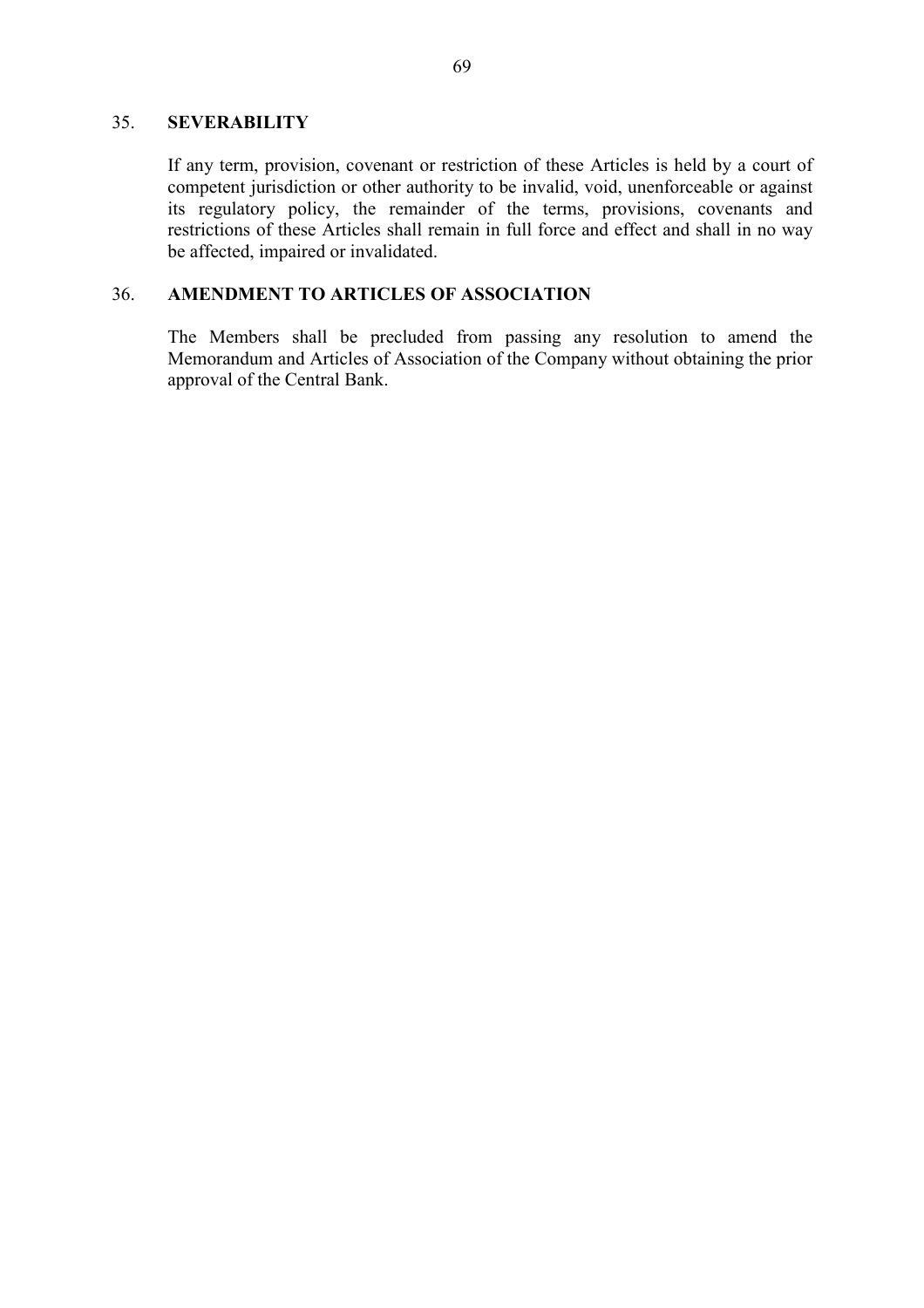## 35. SEVERABILITY

If any term, provision, covenant or restriction of these Articles is held by a court of competent jurisdiction or other authority to be invalid, void, unenforceable or against its regulatory policy, the remainder of the terms, provisions, covenants and restrictions of these Articles shall remain in full force and effect and shall in no way be affected, impaired or invalidated.

## 36. AMENDMENT TO ARTICLES OF ASSOCIATION

The Members shall be precluded from passing any resolution to amend the Memorandum and Articles of Association of the Company without obtaining the prior approval of the Central Bank.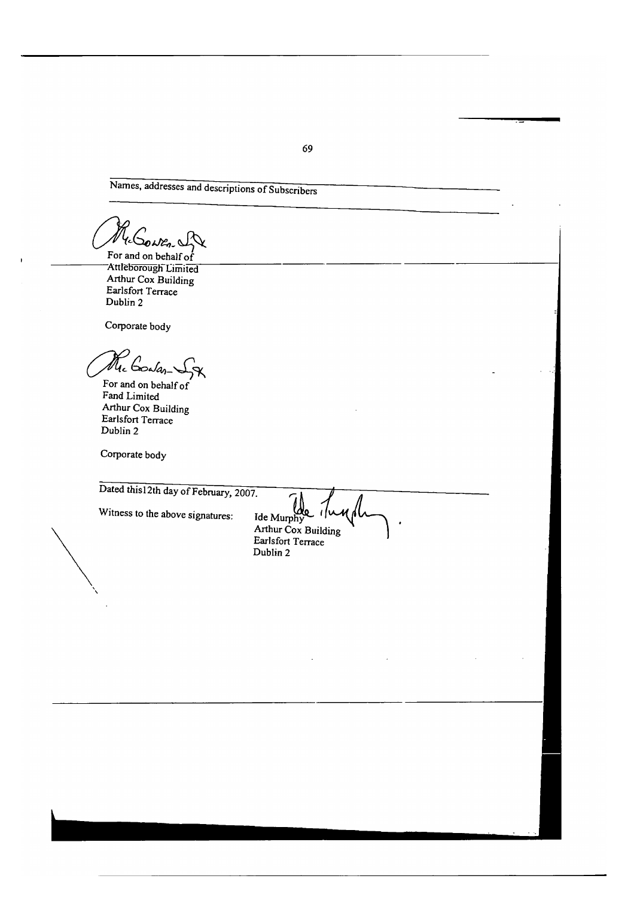Names, addresses and descriptions of Subscribers

For and on behalf of
Attleborough Limited
Arthur Cox Building
Earlsfort Terrace
Dublin 2

Corporate body

For and on behalf of
Fand Limited
Arthur Cox Building
Earlsfort Terrace
Dublin 2

Corporate body

Dated this12th day of February, 2007.

Witness to the above signatures: Ide Murphy
Arthur Cox Building
Earlsfort Terrace
Dublin 2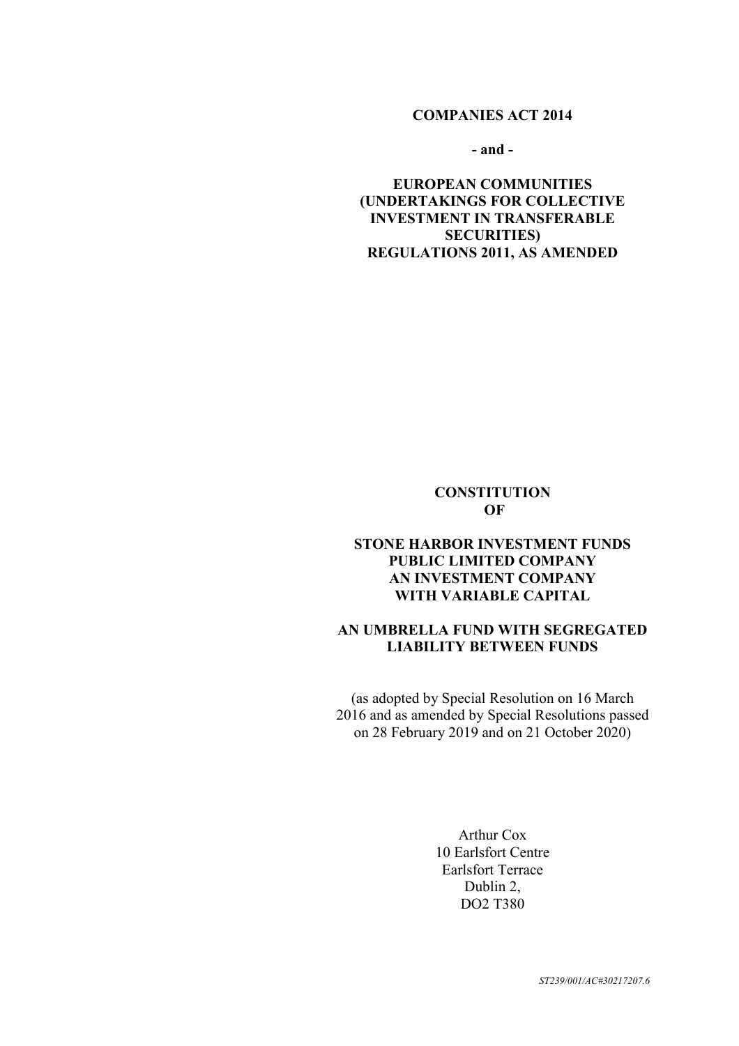**COMPANIES ACT 2014**

**- and -**

**EUROPEAN COMMUNITIES (UNDERTAKINGS FOR COLLECTIVE INVESTMENT IN TRANSFERABLE SECURITIES) REGULATIONS 2011, AS AMENDED**

**CONSTITUTION OF**

**STONE HARBOR INVESTMENT FUNDS PUBLIC LIMITED COMPANY AN INVESTMENT COMPANY WITH VARIABLE CAPITAL**

**AN UMBRELLA FUND WITH SEGREGATED LIABILITY BETWEEN FUNDS**

(as adopted by Special Resolution on 16 March 2016 and as amended by Special Resolutions passed on 28 February 2019 and on 21 October 2020)

Arthur Cox
10 Earlsfort Centre
Earlsfort Terrace
Dublin 2,
DO2 T380

*ST239/001/AC#30217207.6*